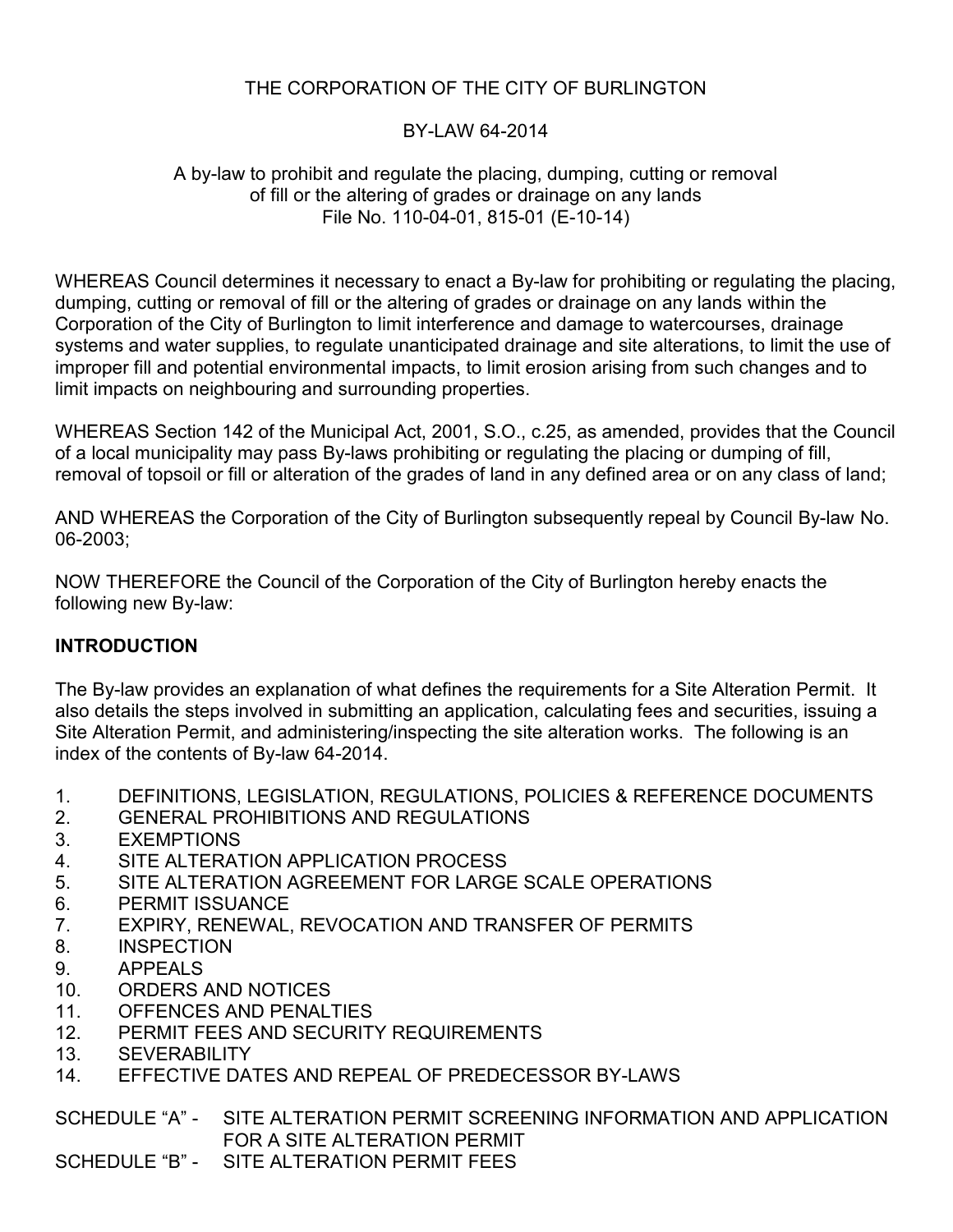THE CORPORATION OF THE CITY OF BURLINGTON

BY-LAW 64-2014

A by-law to prohibit and regulate the placing, dumping, cutting or removal of fill or the altering of grades or drainage on any lands
File No. 110-04-01, 815-01 (E-10-14)

WHEREAS Council determines it necessary to enact a By-law for prohibiting or regulating the placing, dumping, cutting or removal of fill or the altering of grades or drainage on any lands within the Corporation of the City of Burlington to limit interference and damage to watercourses, drainage systems and water supplies, to regulate unanticipated drainage and site alterations, to limit the use of improper fill and potential environmental impacts, to limit erosion arising from such changes and to limit impacts on neighbouring and surrounding properties.

WHEREAS Section 142 of the Municipal Act, 2001, S.O., c.25, as amended, provides that the Council of a local municipality may pass By-laws prohibiting or regulating the placing or dumping of fill, removal of topsoil or fill or alteration of the grades of land in any defined area or on any class of land;

AND WHEREAS the Corporation of the City of Burlington subsequently repeal by Council By-law No. 06-2003;

NOW THEREFORE the Council of the Corporation of the City of Burlington hereby enacts the following new By-law:

## INTRODUCTION

The By-law provides an explanation of what defines the requirements for a Site Alteration Permit. It also details the steps involved in submitting an application, calculating fees and securities, issuing a Site Alteration Permit, and administering/inspecting the site alteration works. The following is an index of the contents of By-law 64-2014.

1. DEFINITIONS, LEGISLATION, REGULATIONS, POLICIES & REFERENCE DOCUMENTS
2. GENERAL PROHIBITIONS AND REGULATIONS
3. EXEMPTIONS
4. SITE ALTERATION APPLICATION PROCESS
5. SITE ALTERATION AGREEMENT FOR LARGE SCALE OPERATIONS
6. PERMIT ISSUANCE
7. EXPIRY, RENEWAL, REVOCATION AND TRANSFER OF PERMITS
8. INSPECTION
9. APPEALS
10. ORDERS AND NOTICES
11. OFFENCES AND PENALTIES
12. PERMIT FEES AND SECURITY REQUIREMENTS
13. SEVERABILITY
14. EFFECTIVE DATES AND REPEAL OF PREDECESSOR BY-LAWS

SCHEDULE "A" - SITE ALTERATION PERMIT SCREENING INFORMATION AND APPLICATION FOR A SITE ALTERATION PERMIT
SCHEDULE "B" - SITE ALTERATION PERMIT FEES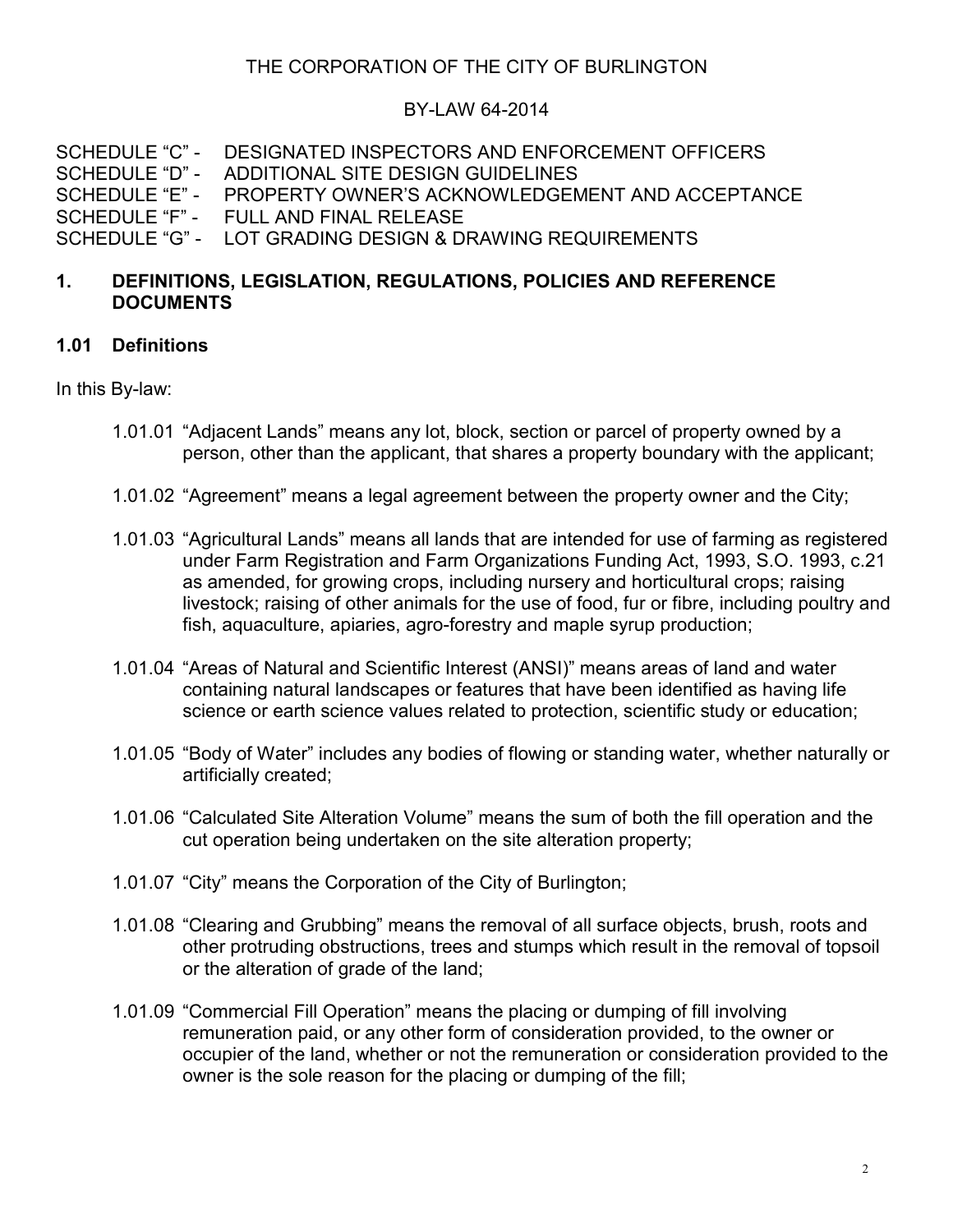THE CORPORATION OF THE CITY OF BURLINGTON

BY-LAW 64-2014

SCHEDULE "C" - DESIGNATED INSPECTORS AND ENFORCEMENT OFFICERS
SCHEDULE "D" - ADDITIONAL SITE DESIGN GUIDELINES
SCHEDULE "E" - PROPERTY OWNER'S ACKNOWLEDGEMENT AND ACCEPTANCE
SCHEDULE "F" - FULL AND FINAL RELEASE
SCHEDULE "G" - LOT GRADING DESIGN & DRAWING REQUIREMENTS

## 1. DEFINITIONS, LEGISLATION, REGULATIONS, POLICIES AND REFERENCE DOCUMENTS

### 1.01 Definitions

In this By-law:

1.01.01 "Adjacent Lands" means any lot, block, section or parcel of property owned by a person, other than the applicant, that shares a property boundary with the applicant;

1.01.02 "Agreement" means a legal agreement between the property owner and the City;

1.01.03 "Agricultural Lands" means all lands that are intended for use of farming as registered under Farm Registration and Farm Organizations Funding Act, 1993, S.O. 1993, c.21 as amended, for growing crops, including nursery and horticultural crops; raising livestock; raising of other animals for the use of food, fur or fibre, including poultry and fish, aquaculture, apiaries, agro-forestry and maple syrup production;

1.01.04 "Areas of Natural and Scientific Interest (ANSI)" means areas of land and water containing natural landscapes or features that have been identified as having life science or earth science values related to protection, scientific study or education;

1.01.05 "Body of Water" includes any bodies of flowing or standing water, whether naturally or artificially created;

1.01.06 "Calculated Site Alteration Volume" means the sum of both the fill operation and the cut operation being undertaken on the site alteration property;

1.01.07 "City" means the Corporation of the City of Burlington;

1.01.08 "Clearing and Grubbing" means the removal of all surface objects, brush, roots and other protruding obstructions, trees and stumps which result in the removal of topsoil or the alteration of grade of the land;

1.01.09 "Commercial Fill Operation" means the placing or dumping of fill involving remuneration paid, or any other form of consideration provided, to the owner or occupier of the land, whether or not the remuneration or consideration provided to the owner is the sole reason for the placing or dumping of the fill;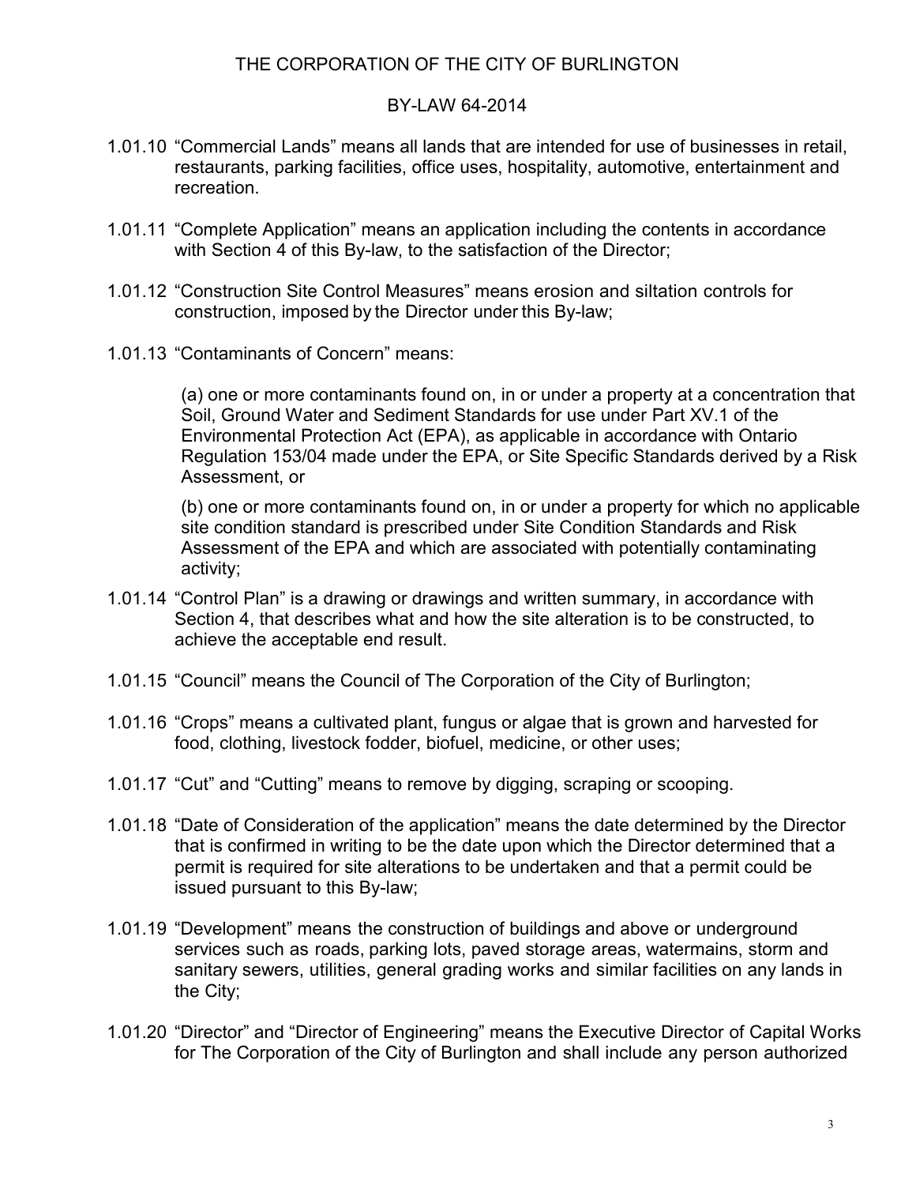THE CORPORATION OF THE CITY OF BURLINGTON

BY-LAW 64-2014

1.01.10 "Commercial Lands" means all lands that are intended for use of businesses in retail, restaurants, parking facilities, office uses, hospitality, automotive, entertainment and recreation.

1.01.11 "Complete Application" means an application including the contents in accordance with Section 4 of this By-law, to the satisfaction of the Director;

1.01.12 "Construction Site Control Measures" means erosion and siltation controls for construction, imposed by the Director under this By-law;

1.01.13 "Contaminants of Concern" means:

(a) one or more contaminants found on, in or under a property at a concentration that Soil, Ground Water and Sediment Standards for use under Part XV.1 of the Environmental Protection Act (EPA), as applicable in accordance with Ontario Regulation 153/04 made under the EPA, or Site Specific Standards derived by a Risk Assessment, or

(b) one or more contaminants found on, in or under a property for which no applicable site condition standard is prescribed under Site Condition Standards and Risk Assessment of the EPA and which are associated with potentially contaminating activity;

1.01.14 "Control Plan" is a drawing or drawings and written summary, in accordance with Section 4, that describes what and how the site alteration is to be constructed, to achieve the acceptable end result.

1.01.15 "Council" means the Council of The Corporation of the City of Burlington;

1.01.16 "Crops" means a cultivated plant, fungus or algae that is grown and harvested for food, clothing, livestock fodder, biofuel, medicine, or other uses;

1.01.17 "Cut" and "Cutting" means to remove by digging, scraping or scooping.

1.01.18 "Date of Consideration of the application" means the date determined by the Director that is confirmed in writing to be the date upon which the Director determined that a permit is required for site alterations to be undertaken and that a permit could be issued pursuant to this By-law;

1.01.19 "Development" means the construction of buildings and above or underground services such as roads, parking lots, paved storage areas, watermains, storm and sanitary sewers, utilities, general grading works and similar facilities on any lands in the City;

1.01.20 "Director" and "Director of Engineering" means the Executive Director of Capital Works for The Corporation of the City of Burlington and shall include any person authorized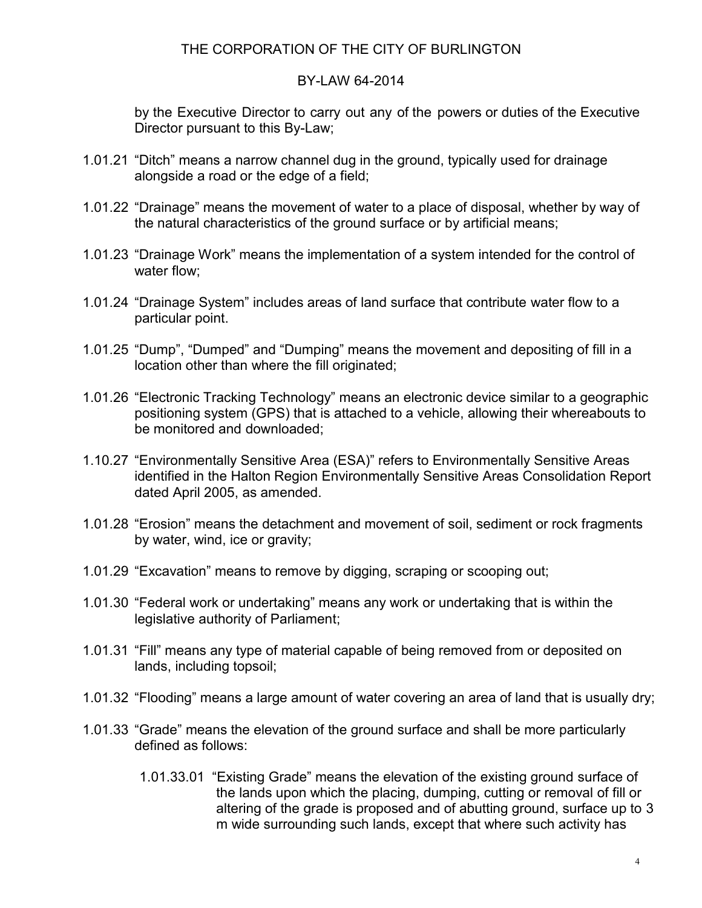by the Executive Director to carry out any of the powers or duties of the Executive Director pursuant to this By-Law;

1.01.21 “Ditch” means a narrow channel dug in the ground, typically used for drainage alongside a road or the edge of a field;

1.01.22 “Drainage” means the movement of water to a place of disposal, whether by way of the natural characteristics of the ground surface or by artificial means;

1.01.23 “Drainage Work” means the implementation of a system intended for the control of water flow;

1.01.24 “Drainage System” includes areas of land surface that contribute water flow to a particular point.

1.01.25 “Dump”, “Dumped” and “Dumping” means the movement and depositing of fill in a location other than where the fill originated;

1.01.26 “Electronic Tracking Technology” means an electronic device similar to a geographic positioning system (GPS) that is attached to a vehicle, allowing their whereabouts to be monitored and downloaded;

1.10.27 “Environmentally Sensitive Area (ESA)” refers to Environmentally Sensitive Areas identified in the Halton Region Environmentally Sensitive Areas Consolidation Report dated April 2005, as amended.

1.01.28 “Erosion” means the detachment and movement of soil, sediment or rock fragments by water, wind, ice or gravity;

1.01.29 “Excavation” means to remove by digging, scraping or scooping out;

1.01.30 “Federal work or undertaking” means any work or undertaking that is within the legislative authority of Parliament;

1.01.31 “Fill” means any type of material capable of being removed from or deposited on lands, including topsoil;

1.01.32 “Flooding” means a large amount of water covering an area of land that is usually dry;

1.01.33 “Grade” means the elevation of the ground surface and shall be more particularly defined as follows:

1.01.33.01 “Existing Grade” means the elevation of the existing ground surface of the lands upon which the placing, dumping, cutting or removal of fill or altering of the grade is proposed and of abutting ground, surface up to 3 m wide surrounding such lands, except that where such activity has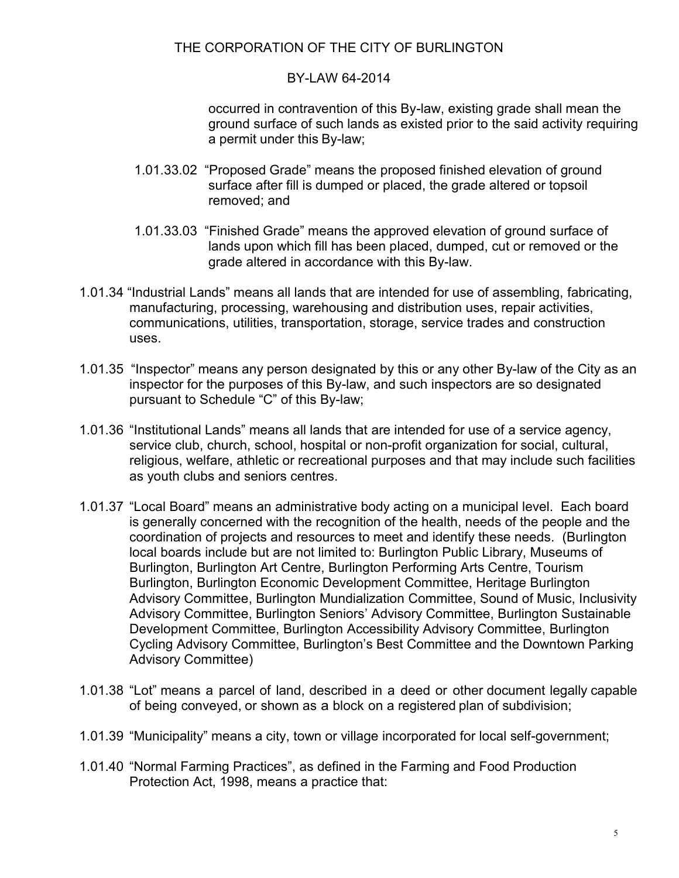occurred in contravention of this By-law, existing grade shall mean the ground surface of such lands as existed prior to the said activity requiring a permit under this By-law;

1.01.33.02 "Proposed Grade" means the proposed finished elevation of ground surface after fill is dumped or placed, the grade altered or topsoil removed; and

1.01.33.03 "Finished Grade" means the approved elevation of ground surface of lands upon which fill has been placed, dumped, cut or removed or the grade altered in accordance with this By-law.

1.01.34 "Industrial Lands" means all lands that are intended for use of assembling, fabricating, manufacturing, processing, warehousing and distribution uses, repair activities, communications, utilities, transportation, storage, service trades and construction uses.

1.01.35 "Inspector" means any person designated by this or any other By-law of the City as an inspector for the purposes of this By-law, and such inspectors are so designated pursuant to Schedule "C" of this By-law;

1.01.36 "Institutional Lands" means all lands that are intended for use of a service agency, service club, church, school, hospital or non-profit organization for social, cultural, religious, welfare, athletic or recreational purposes and that may include such facilities as youth clubs and seniors centres.

1.01.37 "Local Board" means an administrative body acting on a municipal level. Each board is generally concerned with the recognition of the health, needs of the people and the coordination of projects and resources to meet and identify these needs. (Burlington local boards include but are not limited to: Burlington Public Library, Museums of Burlington, Burlington Art Centre, Burlington Performing Arts Centre, Tourism Burlington, Burlington Economic Development Committee, Heritage Burlington Advisory Committee, Burlington Mundialization Committee, Sound of Music, Inclusivity Advisory Committee, Burlington Seniors' Advisory Committee, Burlington Sustainable Development Committee, Burlington Accessibility Advisory Committee, Burlington Cycling Advisory Committee, Burlington's Best Committee and the Downtown Parking Advisory Committee)

1.01.38 "Lot" means a parcel of land, described in a deed or other document legally capable of being conveyed, or shown as a block on a registered plan of subdivision;

1.01.39 "Municipality" means a city, town or village incorporated for local self-government;

1.01.40 "Normal Farming Practices", as defined in the Farming and Food Production Protection Act, 1998, means a practice that: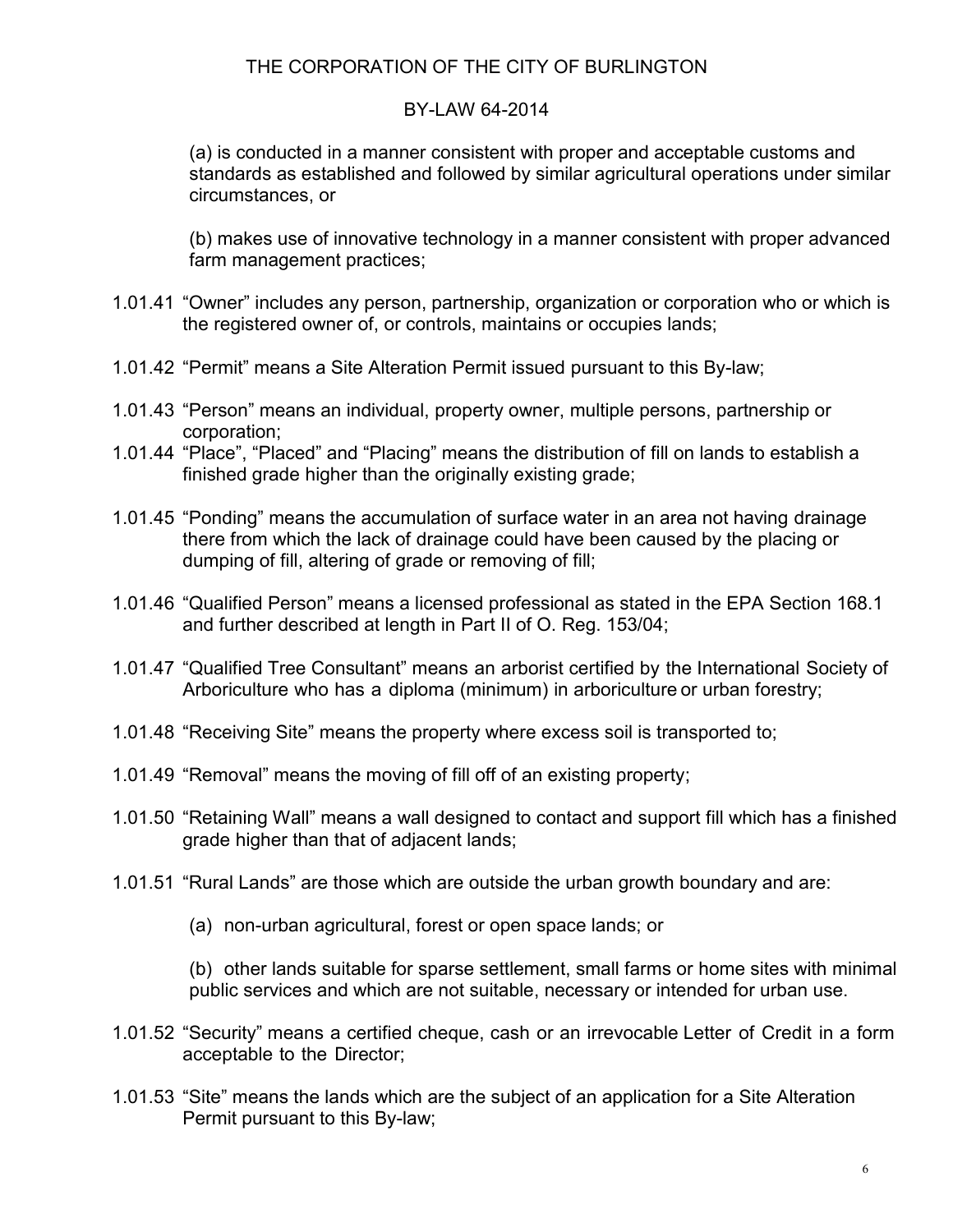(a) is conducted in a manner consistent with proper and acceptable customs and standards as established and followed by similar agricultural operations under similar circumstances, or

(b) makes use of innovative technology in a manner consistent with proper advanced farm management practices;

1.01.41 "Owner" includes any person, partnership, organization or corporation who or which is the registered owner of, or controls, maintains or occupies lands;

1.01.42 "Permit" means a Site Alteration Permit issued pursuant to this By-law;

1.01.43 "Person" means an individual, property owner, multiple persons, partnership or corporation;

1.01.44 "Place", "Placed" and "Placing" means the distribution of fill on lands to establish a finished grade higher than the originally existing grade;

1.01.45 "Ponding" means the accumulation of surface water in an area not having drainage there from which the lack of drainage could have been caused by the placing or dumping of fill, altering of grade or removing of fill;

1.01.46 "Qualified Person" means a licensed professional as stated in the EPA Section 168.1 and further described at length in Part II of O. Reg. 153/04;

1.01.47 "Qualified Tree Consultant" means an arborist certified by the International Society of Arboriculture who has a diploma (minimum) in arboriculture or urban forestry;

1.01.48 "Receiving Site" means the property where excess soil is transported to;

1.01.49 "Removal" means the moving of fill off of an existing property;

1.01.50 "Retaining Wall" means a wall designed to contact and support fill which has a finished grade higher than that of adjacent lands;

1.01.51 "Rural Lands" are those which are outside the urban growth boundary and are:

(a) non-urban agricultural, forest or open space lands; or

(b) other lands suitable for sparse settlement, small farms or home sites with minimal public services and which are not suitable, necessary or intended for urban use.

1.01.52 "Security" means a certified cheque, cash or an irrevocable Letter of Credit in a form acceptable to the Director;

1.01.53 "Site" means the lands which are the subject of an application for a Site Alteration Permit pursuant to this By-law;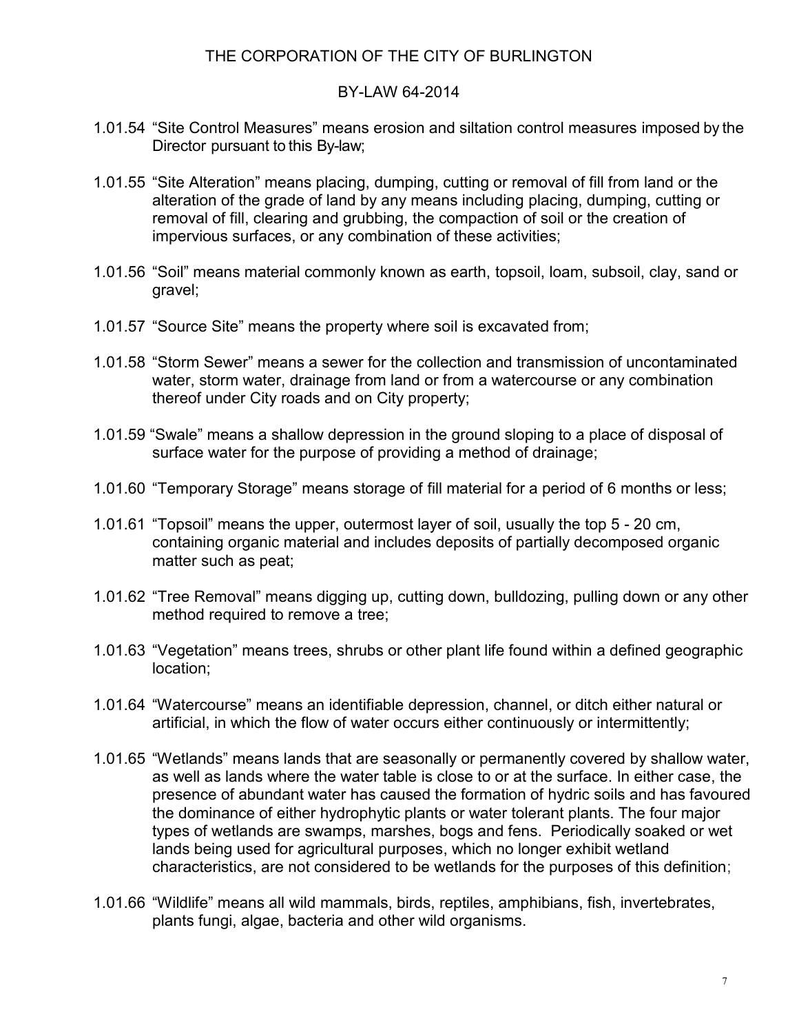1.01.54 “Site Control Measures” means erosion and siltation control measures imposed by the Director pursuant to this By-law;

1.01.55 “Site Alteration” means placing, dumping, cutting or removal of fill from land or the alteration of the grade of land by any means including placing, dumping, cutting or removal of fill, clearing and grubbing, the compaction of soil or the creation of impervious surfaces, or any combination of these activities;

1.01.56 “Soil” means material commonly known as earth, topsoil, loam, subsoil, clay, sand or gravel;

1.01.57 “Source Site” means the property where soil is excavated from;

1.01.58 “Storm Sewer” means a sewer for the collection and transmission of uncontaminated water, storm water, drainage from land or from a watercourse or any combination thereof under City roads and on City property;

1.01.59 “Swale” means a shallow depression in the ground sloping to a place of disposal of surface water for the purpose of providing a method of drainage;

1.01.60 “Temporary Storage” means storage of fill material for a period of 6 months or less;

1.01.61 “Topsoil” means the upper, outermost layer of soil, usually the top 5 - 20 cm, containing organic material and includes deposits of partially decomposed organic matter such as peat;

1.01.62 “Tree Removal” means digging up, cutting down, bulldozing, pulling down or any other method required to remove a tree;

1.01.63 “Vegetation” means trees, shrubs or other plant life found within a defined geographic location;

1.01.64 “Watercourse” means an identifiable depression, channel, or ditch either natural or artificial, in which the flow of water occurs either continuously or intermittently;

1.01.65 “Wetlands” means lands that are seasonally or permanently covered by shallow water, as well as lands where the water table is close to or at the surface. In either case, the presence of abundant water has caused the formation of hydric soils and has favoured the dominance of either hydrophytic plants or water tolerant plants. The four major types of wetlands are swamps, marshes, bogs and fens. Periodically soaked or wet lands being used for agricultural purposes, which no longer exhibit wetland characteristics, are not considered to be wetlands for the purposes of this definition;

1.01.66 “Wildlife” means all wild mammals, birds, reptiles, amphibians, fish, invertebrates, plants fungi, algae, bacteria and other wild organisms.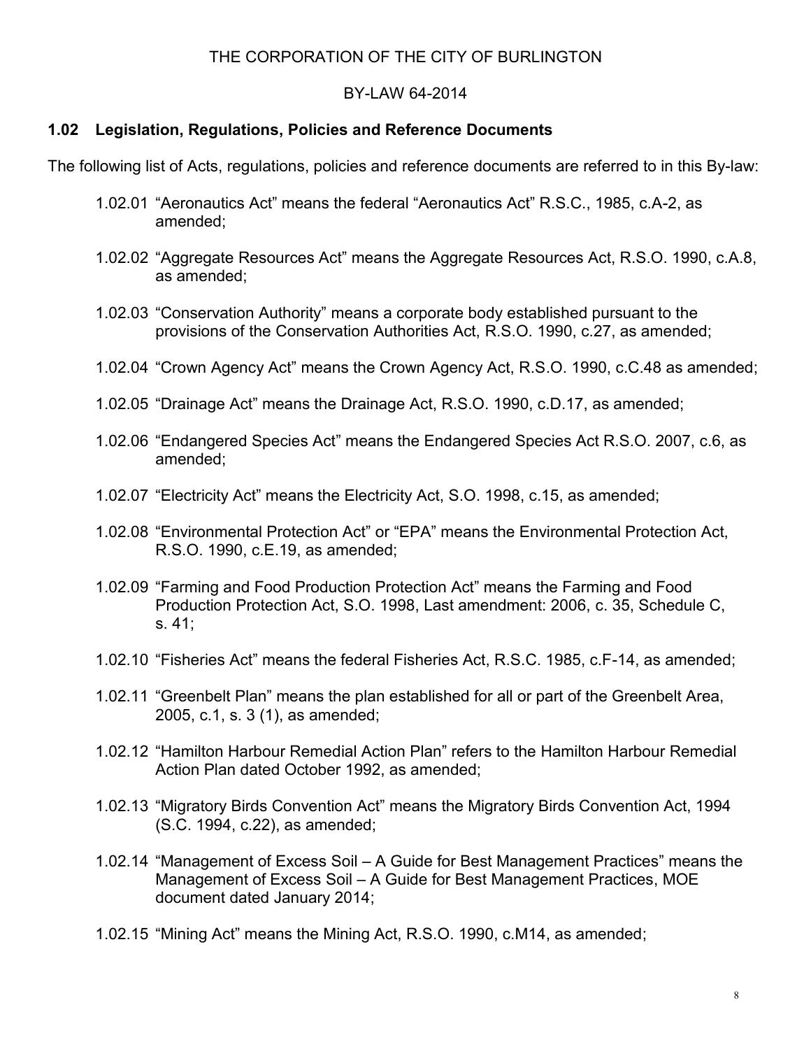THE CORPORATION OF THE CITY OF BURLINGTON

BY-LAW 64-2014

### 1.02 Legislation, Regulations, Policies and Reference Documents

The following list of Acts, regulations, policies and reference documents are referred to in this By-law:

1.02.01 “Aeronautics Act” means the federal “Aeronautics Act” R.S.C., 1985, c.A-2, as amended;

1.02.02 “Aggregate Resources Act” means the Aggregate Resources Act, R.S.O. 1990, c.A.8, as amended;

1.02.03 “Conservation Authority” means a corporate body established pursuant to the provisions of the Conservation Authorities Act, R.S.O. 1990, c.27, as amended;

1.02.04 “Crown Agency Act” means the Crown Agency Act, R.S.O. 1990, c.C.48 as amended;

1.02.05 “Drainage Act” means the Drainage Act, R.S.O. 1990, c.D.17, as amended;

1.02.06 “Endangered Species Act” means the Endangered Species Act R.S.O. 2007, c.6, as amended;

1.02.07 “Electricity Act” means the Electricity Act, S.O. 1998, c.15, as amended;

1.02.08 “Environmental Protection Act” or “EPA” means the Environmental Protection Act, R.S.O. 1990, c.E.19, as amended;

1.02.09 “Farming and Food Production Protection Act” means the Farming and Food Production Protection Act, S.O. 1998, Last amendment: 2006, c. 35, Schedule C, s. 41;

1.02.10 “Fisheries Act” means the federal Fisheries Act, R.S.C. 1985, c.F-14, as amended;

1.02.11 “Greenbelt Plan” means the plan established for all or part of the Greenbelt Area, 2005, c.1, s. 3 (1), as amended;

1.02.12 “Hamilton Harbour Remedial Action Plan” refers to the Hamilton Harbour Remedial Action Plan dated October 1992, as amended;

1.02.13 “Migratory Birds Convention Act” means the Migratory Birds Convention Act, 1994 (S.C. 1994, c.22), as amended;

1.02.14 “Management of Excess Soil – A Guide for Best Management Practices” means the Management of Excess Soil – A Guide for Best Management Practices, MOE document dated January 2014;

1.02.15 “Mining Act” means the Mining Act, R.S.O. 1990, c.M14, as amended;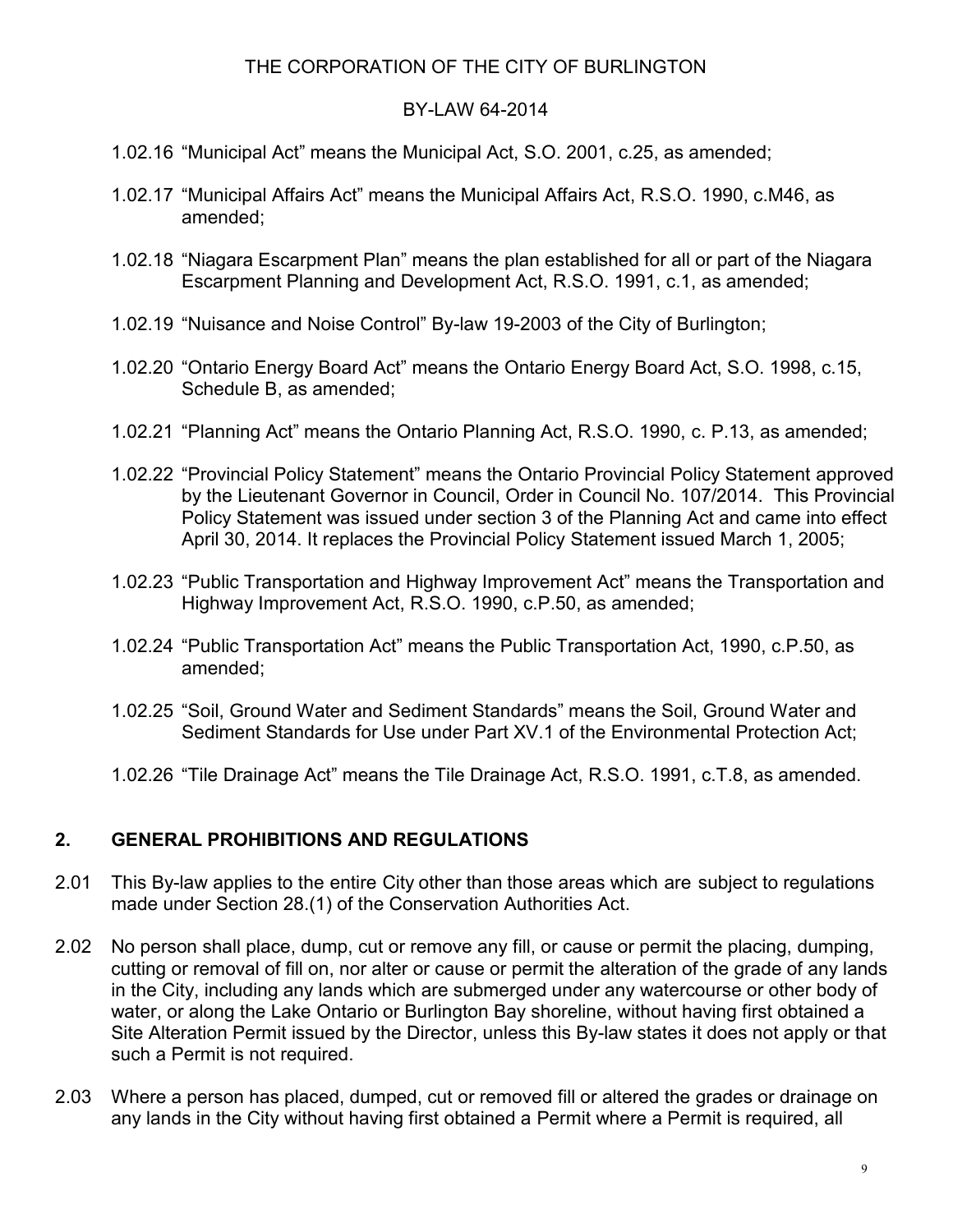1.02.16 “Municipal Act” means the Municipal Act, S.O. 2001, c.25, as amended;

1.02.17 “Municipal Affairs Act” means the Municipal Affairs Act, R.S.O. 1990, c.M46, as amended;

1.02.18 “Niagara Escarpment Plan” means the plan established for all or part of the Niagara Escarpment Planning and Development Act, R.S.O. 1991, c.1, as amended;

1.02.19 “Nuisance and Noise Control” By-law 19-2003 of the City of Burlington;

1.02.20 “Ontario Energy Board Act” means the Ontario Energy Board Act, S.O. 1998, c.15, Schedule B, as amended;

1.02.21 “Planning Act” means the Ontario Planning Act, R.S.O. 1990, c. P.13, as amended;

1.02.22 “Provincial Policy Statement” means the Ontario Provincial Policy Statement approved by the Lieutenant Governor in Council, Order in Council No. 107/2014. This Provincial Policy Statement was issued under section 3 of the Planning Act and came into effect April 30, 2014. It replaces the Provincial Policy Statement issued March 1, 2005;

1.02.23 “Public Transportation and Highway Improvement Act” means the Transportation and Highway Improvement Act, R.S.O. 1990, c.P.50, as amended;

1.02.24 “Public Transportation Act” means the Public Transportation Act, 1990, c.P.50, as amended;

1.02.25 “Soil, Ground Water and Sediment Standards” means the Soil, Ground Water and Sediment Standards for Use under Part XV.1 of the Environmental Protection Act;

1.02.26 “Tile Drainage Act” means the Tile Drainage Act, R.S.O. 1991, c.T.8, as amended.

## 2. GENERAL PROHIBITIONS AND REGULATIONS

2.01 This By-law applies to the entire City other than those areas which are subject to regulations made under Section 28.(1) of the Conservation Authorities Act.

2.02 No person shall place, dump, cut or remove any fill, or cause or permit the placing, dumping, cutting or removal of fill on, nor alter or cause or permit the alteration of the grade of any lands in the City, including any lands which are submerged under any watercourse or other body of water, or along the Lake Ontario or Burlington Bay shoreline, without having first obtained a Site Alteration Permit issued by the Director, unless this By-law states it does not apply or that such a Permit is not required.

2.03 Where a person has placed, dumped, cut or removed fill or altered the grades or drainage on any lands in the City without having first obtained a Permit where a Permit is required, all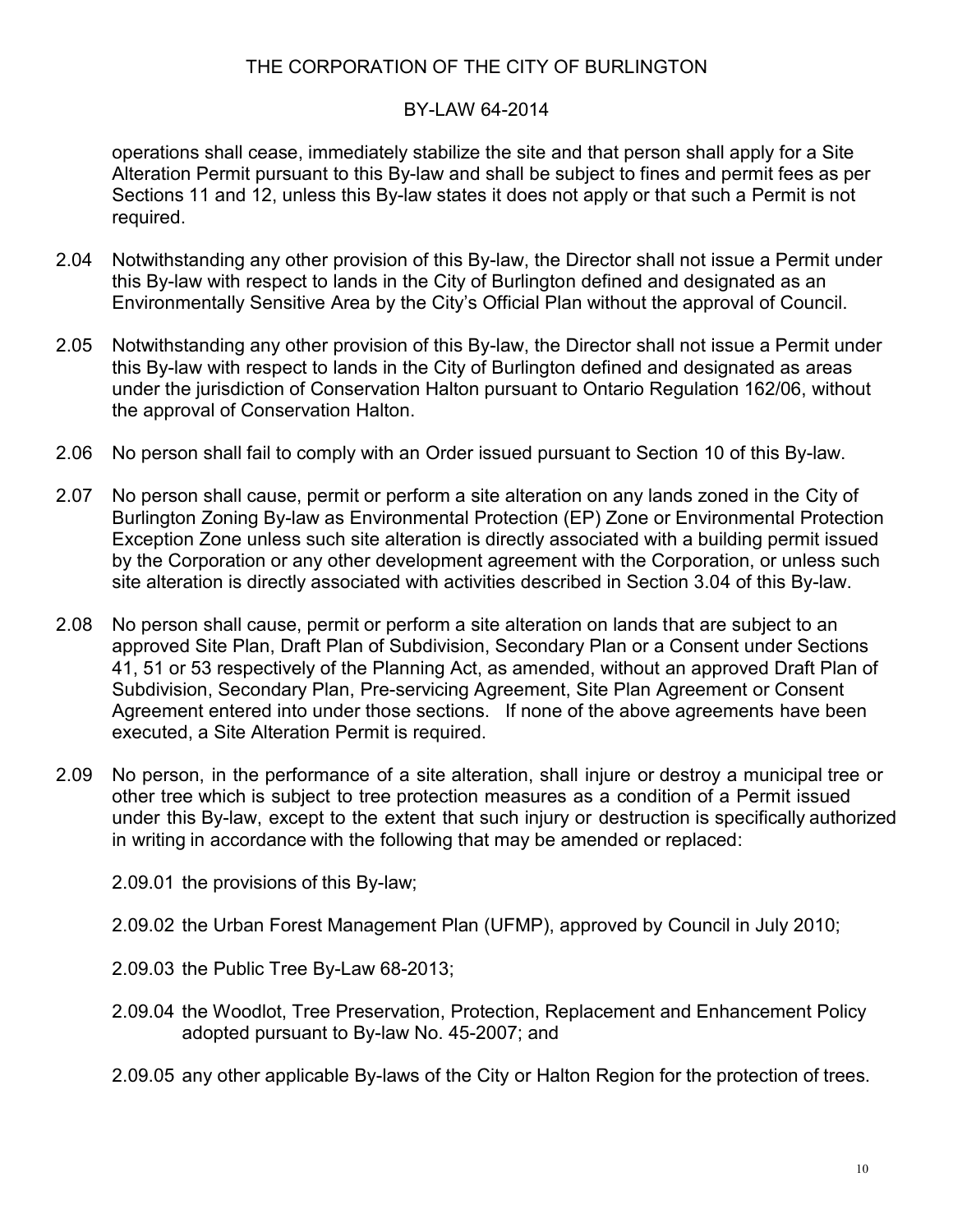operations shall cease, immediately stabilize the site and that person shall apply for a Site Alteration Permit pursuant to this By-law and shall be subject to fines and permit fees as per Sections 11 and 12, unless this By-law states it does not apply or that such a Permit is not required.

2.04 Notwithstanding any other provision of this By-law, the Director shall not issue a Permit under this By-law with respect to lands in the City of Burlington defined and designated as an Environmentally Sensitive Area by the City's Official Plan without the approval of Council.

2.05 Notwithstanding any other provision of this By-law, the Director shall not issue a Permit under this By-law with respect to lands in the City of Burlington defined and designated as areas under the jurisdiction of Conservation Halton pursuant to Ontario Regulation 162/06, without the approval of Conservation Halton.

2.06 No person shall fail to comply with an Order issued pursuant to Section 10 of this By-law.

2.07 No person shall cause, permit or perform a site alteration on any lands zoned in the City of Burlington Zoning By-law as Environmental Protection (EP) Zone or Environmental Protection Exception Zone unless such site alteration is directly associated with a building permit issued by the Corporation or any other development agreement with the Corporation, or unless such site alteration is directly associated with activities described in Section 3.04 of this By-law.

2.08 No person shall cause, permit or perform a site alteration on lands that are subject to an approved Site Plan, Draft Plan of Subdivision, Secondary Plan or a Consent under Sections 41, 51 or 53 respectively of the Planning Act, as amended, without an approved Draft Plan of Subdivision, Secondary Plan, Pre-servicing Agreement, Site Plan Agreement or Consent Agreement entered into under those sections. If none of the above agreements have been executed, a Site Alteration Permit is required.

2.09 No person, in the performance of a site alteration, shall injure or destroy a municipal tree or other tree which is subject to tree protection measures as a condition of a Permit issued under this By-law, except to the extent that such injury or destruction is specifically authorized in writing in accordance with the following that may be amended or replaced:

2.09.01 the provisions of this By-law;

2.09.02 the Urban Forest Management Plan (UFMP), approved by Council in July 2010;

2.09.03 the Public Tree By-Law 68-2013;

2.09.04 the Woodlot, Tree Preservation, Protection, Replacement and Enhancement Policy adopted pursuant to By-law No. 45-2007; and

2.09.05 any other applicable By-laws of the City or Halton Region for the protection of trees.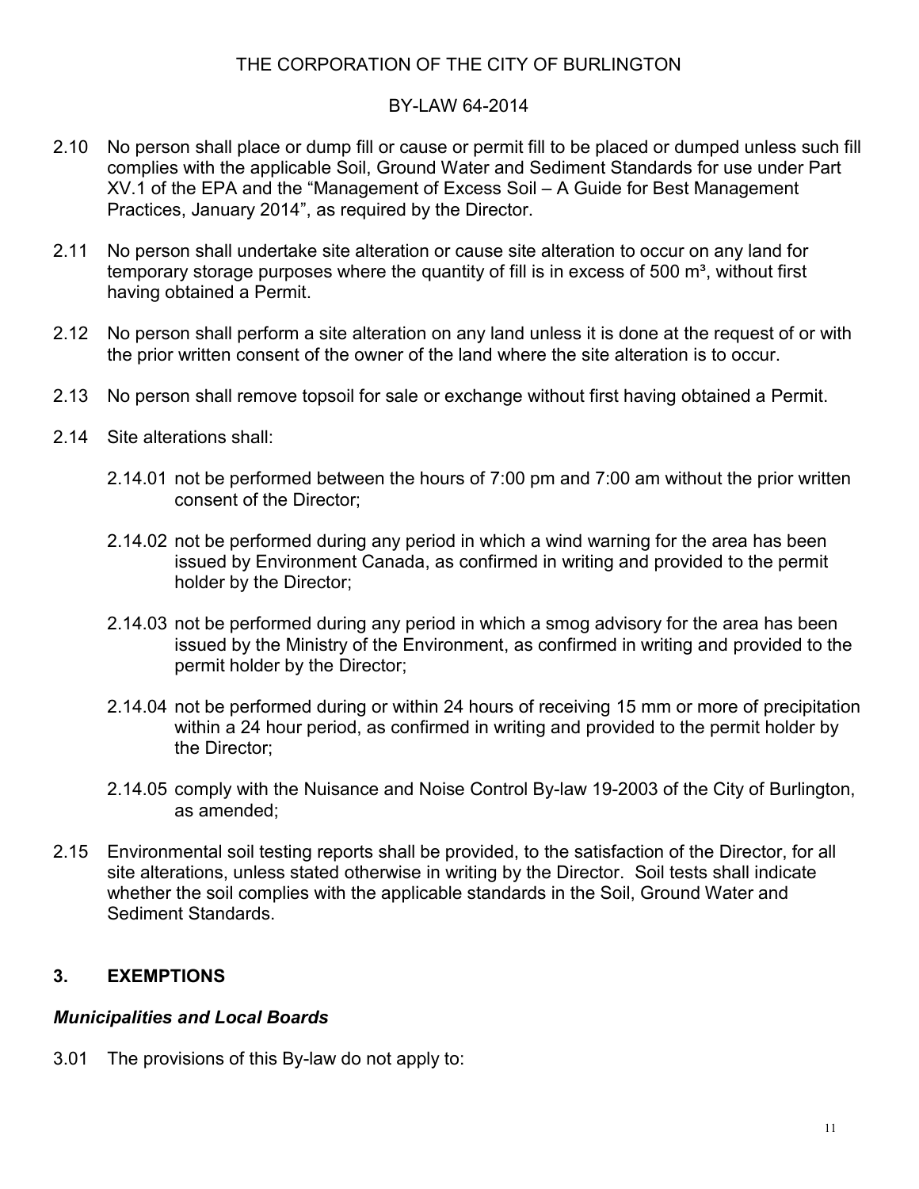THE CORPORATION OF THE CITY OF BURLINGTON

BY-LAW 64-2014

2.10 No person shall place or dump fill or cause or permit fill to be placed or dumped unless such fill complies with the applicable Soil, Ground Water and Sediment Standards for use under Part XV.1 of the EPA and the "Management of Excess Soil – A Guide for Best Management Practices, January 2014", as required by the Director.

2.11 No person shall undertake site alteration or cause site alteration to occur on any land for temporary storage purposes where the quantity of fill is in excess of 500 $m^3$, without first having obtained a Permit.

2.12 No person shall perform a site alteration on any land unless it is done at the request of or with the prior written consent of the owner of the land where the site alteration is to occur.

2.13 No person shall remove topsoil for sale or exchange without first having obtained a Permit.

2.14 Site alterations shall:

2.14.01 not be performed between the hours of 7:00 pm and 7:00 am without the prior written consent of the Director;

2.14.02 not be performed during any period in which a wind warning for the area has been issued by Environment Canada, as confirmed in writing and provided to the permit holder by the Director;

2.14.03 not be performed during any period in which a smog advisory for the area has been issued by the Ministry of the Environment, as confirmed in writing and provided to the permit holder by the Director;

2.14.04 not be performed during or within 24 hours of receiving 15 mm or more of precipitation within a 24 hour period, as confirmed in writing and provided to the permit holder by the Director;

2.14.05 comply with the Nuisance and Noise Control By-law 19-2003 of the City of Burlington, as amended;

2.15 Environmental soil testing reports shall be provided, to the satisfaction of the Director, for all site alterations, unless stated otherwise in writing by the Director. Soil tests shall indicate whether the soil complies with the applicable standards in the Soil, Ground Water and Sediment Standards.

## 3. EXEMPTIONS

***Municipalities and Local Boards***

3.01 The provisions of this By-law do not apply to: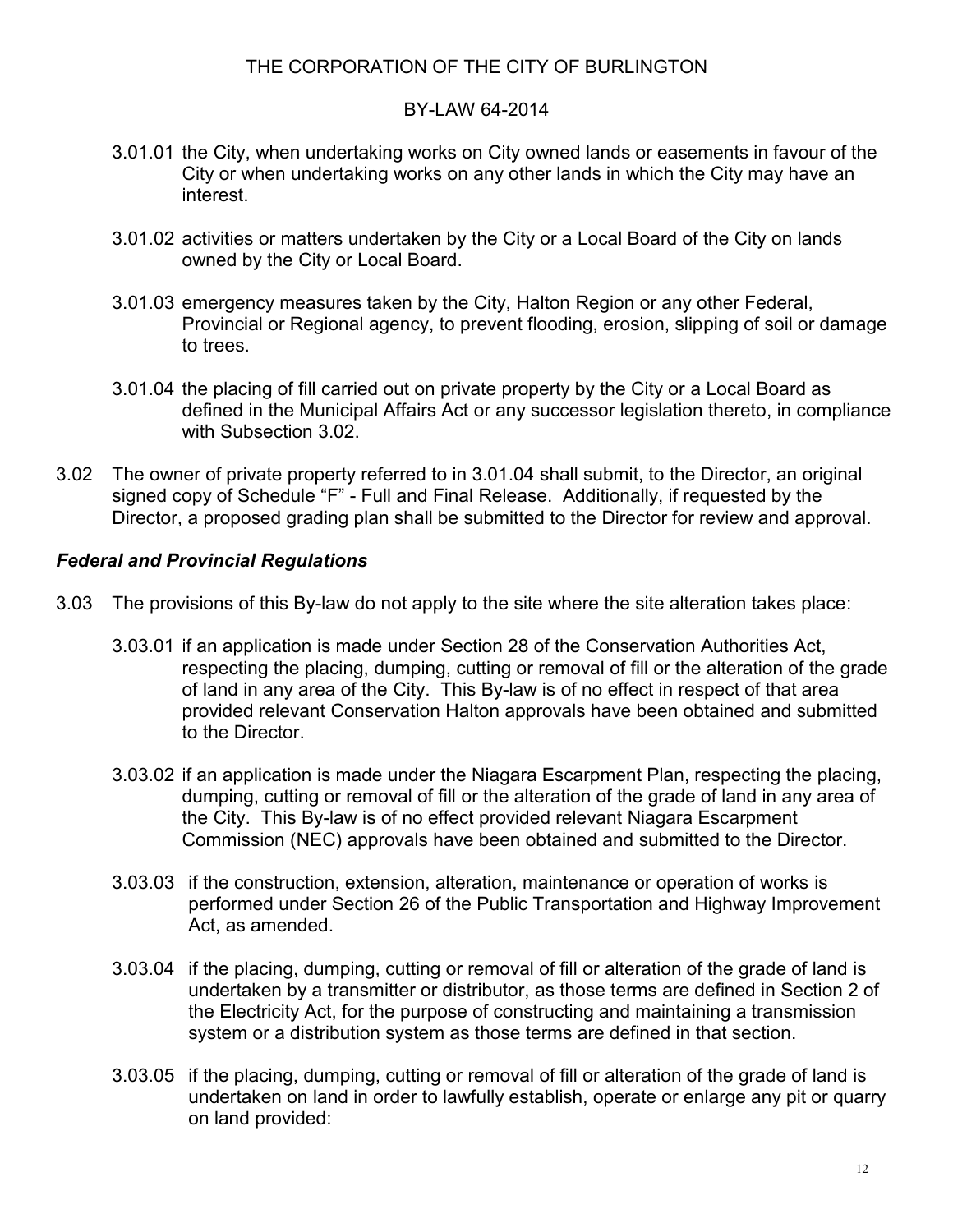3.01.01 the City, when undertaking works on City owned lands or easements in favour of the City or when undertaking works on any other lands in which the City may have an interest.

3.01.02 activities or matters undertaken by the City or a Local Board of the City on lands owned by the City or Local Board.

3.01.03 emergency measures taken by the City, Halton Region or any other Federal, Provincial or Regional agency, to prevent flooding, erosion, slipping of soil or damage to trees.

3.01.04 the placing of fill carried out on private property by the City or a Local Board as defined in the Municipal Affairs Act or any successor legislation thereto, in compliance with Subsection 3.02.

3.02 The owner of private property referred to in 3.01.04 shall submit, to the Director, an original signed copy of Schedule "F" - Full and Final Release. Additionally, if requested by the Director, a proposed grading plan shall be submitted to the Director for review and approval.

### *Federal and Provincial Regulations*

3.03 The provisions of this By-law do not apply to the site where the site alteration takes place:

3.03.01 if an application is made under Section 28 of the Conservation Authorities Act, respecting the placing, dumping, cutting or removal of fill or the alteration of the grade of land in any area of the City. This By-law is of no effect in respect of that area provided relevant Conservation Halton approvals have been obtained and submitted to the Director.

3.03.02 if an application is made under the Niagara Escarpment Plan, respecting the placing, dumping, cutting or removal of fill or the alteration of the grade of land in any area of the City. This By-law is of no effect provided relevant Niagara Escarpment Commission (NEC) approvals have been obtained and submitted to the Director.

3.03.03 if the construction, extension, alteration, maintenance or operation of works is performed under Section 26 of the Public Transportation and Highway Improvement Act, as amended.

3.03.04 if the placing, dumping, cutting or removal of fill or alteration of the grade of land is undertaken by a transmitter or distributor, as those terms are defined in Section 2 of the Electricity Act, for the purpose of constructing and maintaining a transmission system or a distribution system as those terms are defined in that section.

3.03.05 if the placing, dumping, cutting or removal of fill or alteration of the grade of land is undertaken on land in order to lawfully establish, operate or enlarge any pit or quarry on land provided: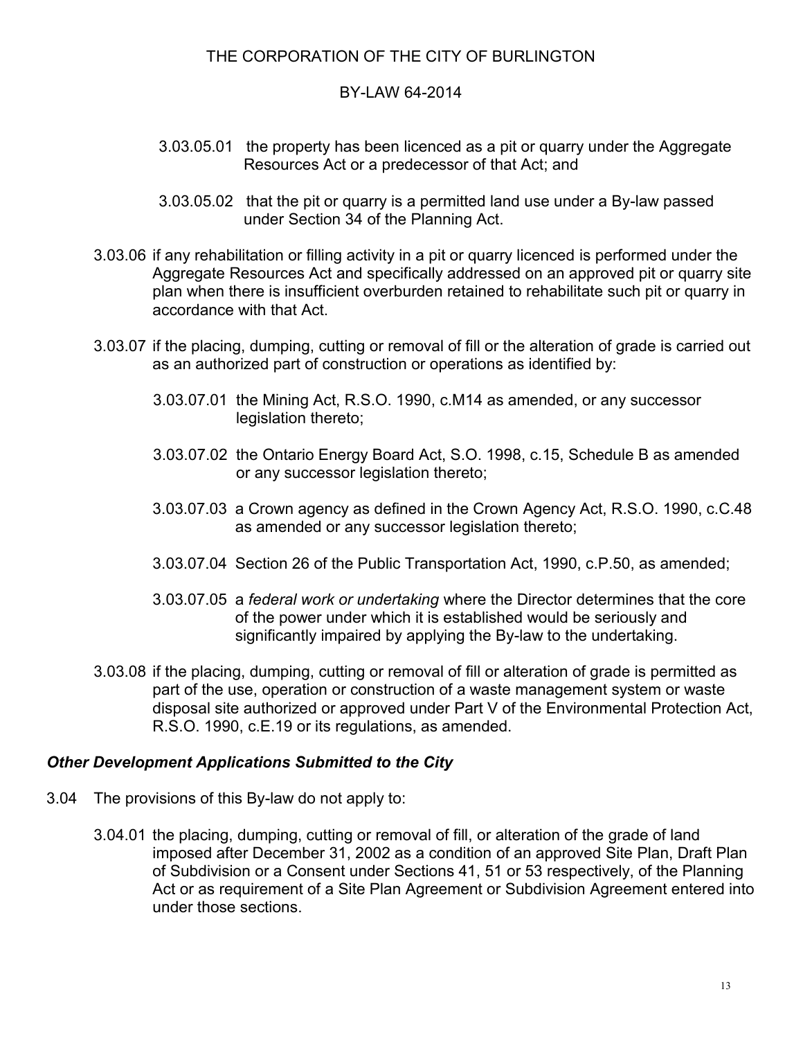3.03.05.01 the property has been licenced as a pit or quarry under the Aggregate Resources Act or a predecessor of that Act; and

3.03.05.02 that the pit or quarry is a permitted land use under a By-law passed under Section 34 of the Planning Act.

3.03.06 if any rehabilitation or filling activity in a pit or quarry licenced is performed under the Aggregate Resources Act and specifically addressed on an approved pit or quarry site plan when there is insufficient overburden retained to rehabilitate such pit or quarry in accordance with that Act.

3.03.07 if the placing, dumping, cutting or removal of fill or the alteration of grade is carried out as an authorized part of construction or operations as identified by:

3.03.07.01 the Mining Act, R.S.O. 1990, c.M14 as amended, or any successor legislation thereto;

3.03.07.02 the Ontario Energy Board Act, S.O. 1998, c.15, Schedule B as amended or any successor legislation thereto;

3.03.07.03 a Crown agency as defined in the Crown Agency Act, R.S.O. 1990, c.C.48 as amended or any successor legislation thereto;

3.03.07.04 Section 26 of the Public Transportation Act, 1990, c.P.50, as amended;

3.03.07.05 a *federal work or undertaking* where the Director determines that the core of the power under which it is established would be seriously and significantly impaired by applying the By-law to the undertaking.

3.03.08 if the placing, dumping, cutting or removal of fill or alteration of grade is permitted as part of the use, operation or construction of a waste management system or waste disposal site authorized or approved under Part V of the Environmental Protection Act, R.S.O. 1990, c.E.19 or its regulations, as amended.

### *Other Development Applications Submitted to the City*

3.04 The provisions of this By-law do not apply to:

3.04.01 the placing, dumping, cutting or removal of fill, or alteration of the grade of land imposed after December 31, 2002 as a condition of an approved Site Plan, Draft Plan of Subdivision or a Consent under Sections 41, 51 or 53 respectively, of the Planning Act or as requirement of a Site Plan Agreement or Subdivision Agreement entered into under those sections.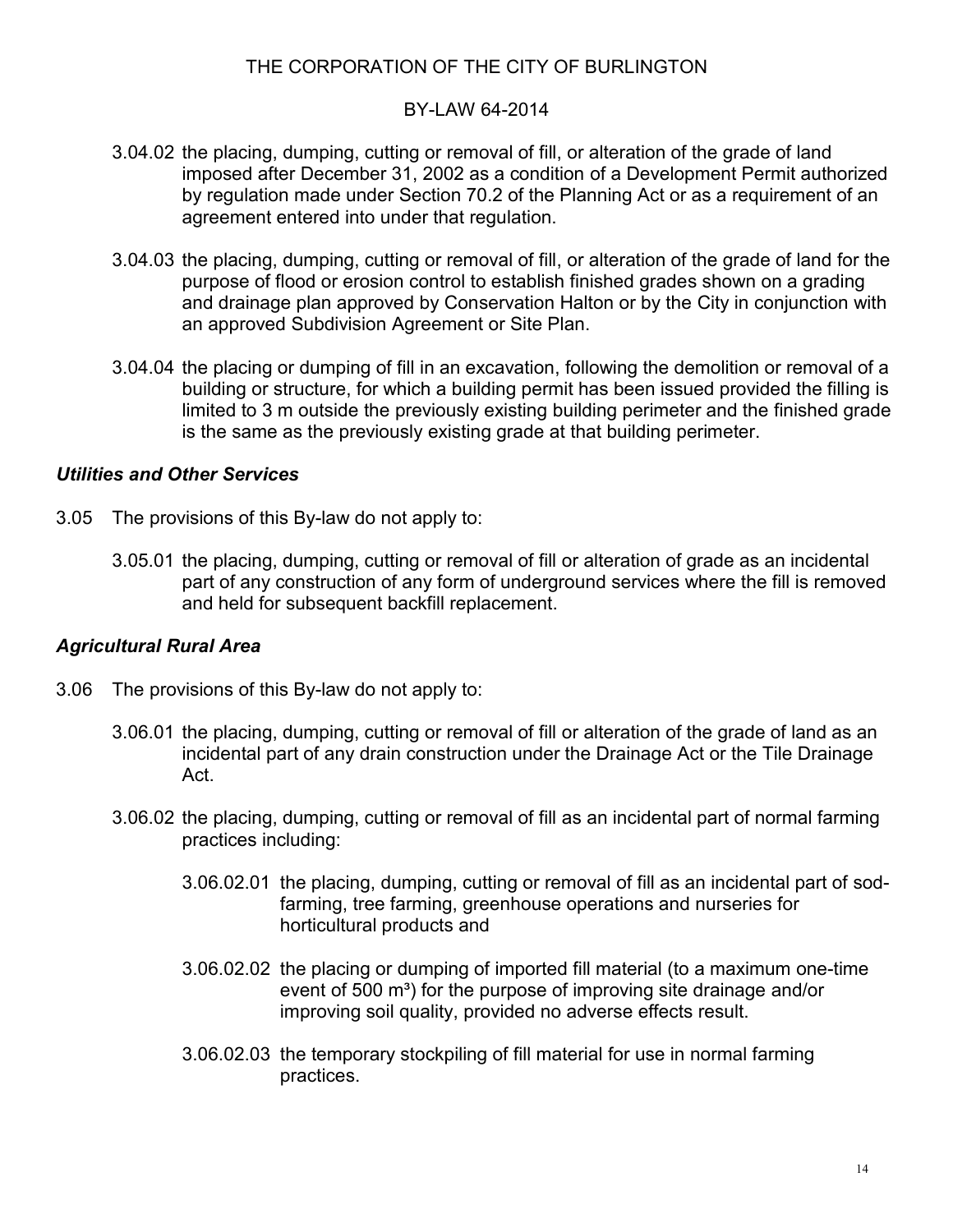3.04.02 the placing, dumping, cutting or removal of fill, or alteration of the grade of land imposed after December 31, 2002 as a condition of a Development Permit authorized by regulation made under Section 70.2 of the Planning Act or as a requirement of an agreement entered into under that regulation.

3.04.03 the placing, dumping, cutting or removal of fill, or alteration of the grade of land for the purpose of flood or erosion control to establish finished grades shown on a grading and drainage plan approved by Conservation Halton or by the City in conjunction with an approved Subdivision Agreement or Site Plan.

3.04.04 the placing or dumping of fill in an excavation, following the demolition or removal of a building or structure, for which a building permit has been issued provided the filling is limited to 3 m outside the previously existing building perimeter and the finished grade is the same as the previously existing grade at that building perimeter.

### *Utilities and Other Services*

3.05 The provisions of this By-law do not apply to:

3.05.01 the placing, dumping, cutting or removal of fill or alteration of grade as an incidental part of any construction of any form of underground services where the fill is removed and held for subsequent backfill replacement.

### *Agricultural Rural Area*

3.06 The provisions of this By-law do not apply to:

3.06.01 the placing, dumping, cutting or removal of fill or alteration of the grade of land as an incidental part of any drain construction under the Drainage Act or the Tile Drainage Act.

3.06.02 the placing, dumping, cutting or removal of fill as an incidental part of normal farming practices including:

3.06.02.01 the placing, dumping, cutting or removal of fill as an incidental part of sod-farming, tree farming, greenhouse operations and nurseries for horticultural products and

3.06.02.02 the placing or dumping of imported fill material (to a maximum one-time event of 500 $m^3$) for the purpose of improving site drainage and/or improving soil quality, provided no adverse effects result.

3.06.02.03 the temporary stockpiling of fill material for use in normal farming practices.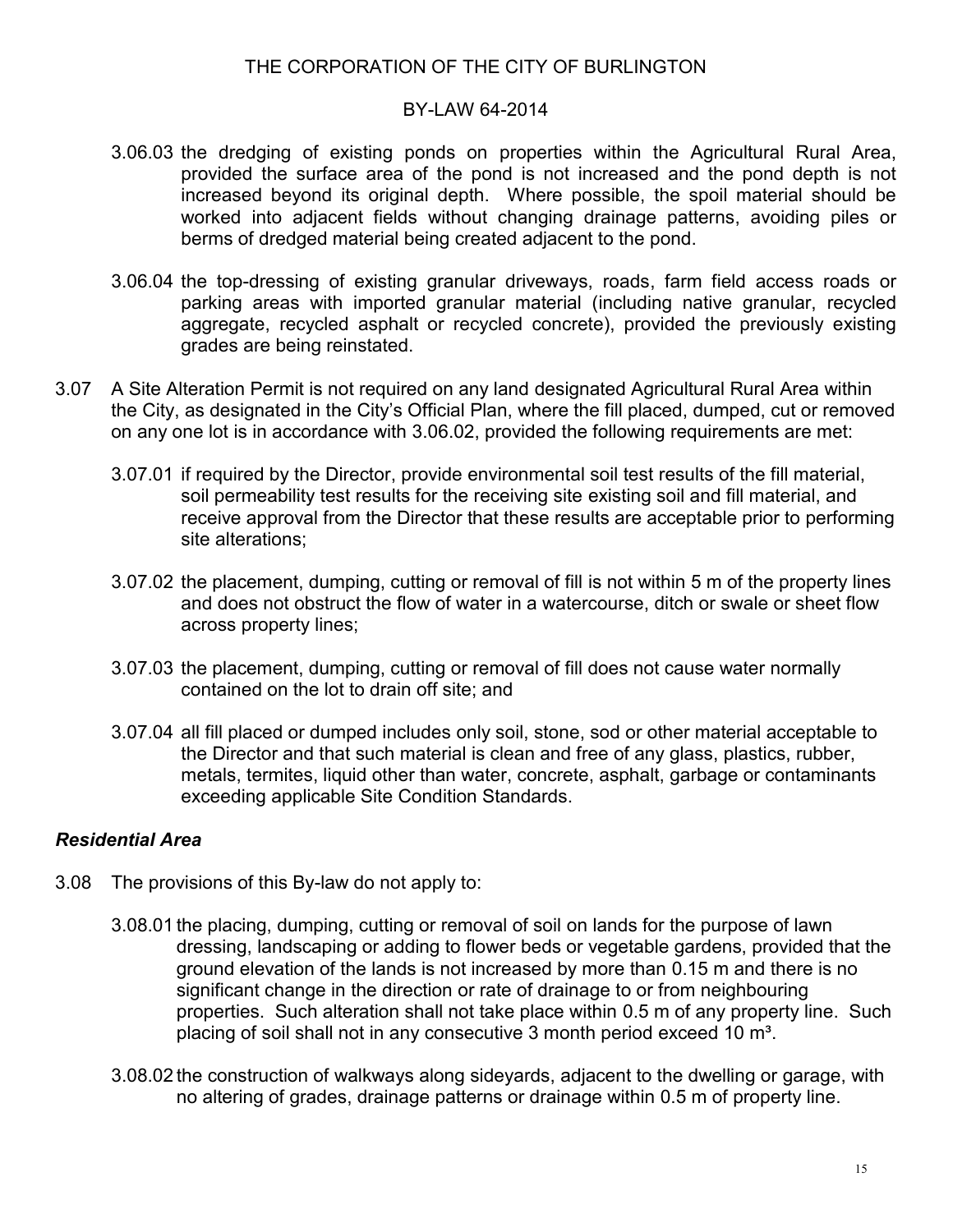3.06.03 the dredging of existing ponds on properties within the Agricultural Rural Area, provided the surface area of the pond is not increased and the pond depth is not increased beyond its original depth. Where possible, the spoil material should be worked into adjacent fields without changing drainage patterns, avoiding piles or berms of dredged material being created adjacent to the pond.

3.06.04 the top-dressing of existing granular driveways, roads, farm field access roads or parking areas with imported granular material (including native granular, recycled aggregate, recycled asphalt or recycled concrete), provided the previously existing grades are being reinstated.

3.07 A Site Alteration Permit is not required on any land designated Agricultural Rural Area within the City, as designated in the City's Official Plan, where the fill placed, dumped, cut or removed on any one lot is in accordance with 3.06.02, provided the following requirements are met:

3.07.01 if required by the Director, provide environmental soil test results of the fill material, soil permeability test results for the receiving site existing soil and fill material, and receive approval from the Director that these results are acceptable prior to performing site alterations;

3.07.02 the placement, dumping, cutting or removal of fill is not within 5 m of the property lines and does not obstruct the flow of water in a watercourse, ditch or swale or sheet flow across property lines;

3.07.03 the placement, dumping, cutting or removal of fill does not cause water normally contained on the lot to drain off site; and

3.07.04 all fill placed or dumped includes only soil, stone, sod or other material acceptable to the Director and that such material is clean and free of any glass, plastics, rubber, metals, termites, liquid other than water, concrete, asphalt, garbage or contaminants exceeding applicable Site Condition Standards.

### *Residential Area*

3.08 The provisions of this By-law do not apply to:

3.08.01 the placing, dumping, cutting or removal of soil on lands for the purpose of lawn dressing, landscaping or adding to flower beds or vegetable gardens, provided that the ground elevation of the lands is not increased by more than 0.15 m and there is no significant change in the direction or rate of drainage to or from neighbouring properties. Such alteration shall not take place within 0.5 m of any property line. Such placing of soil shall not in any consecutive 3 month period exceed 10 $m^3$.

3.08.02 the construction of walkways along sideyards, adjacent to the dwelling or garage, with no altering of grades, drainage patterns or drainage within 0.5 m of property line.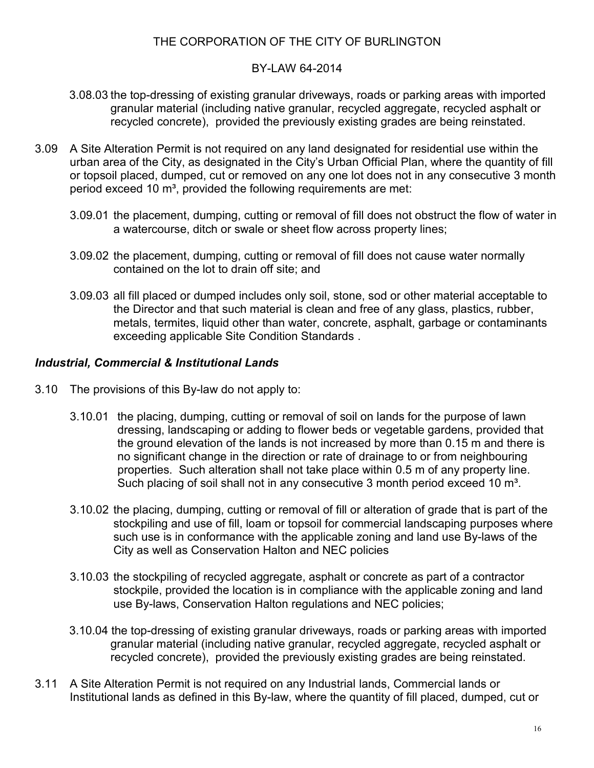3.08.03 the top-dressing of existing granular driveways, roads or parking areas with imported granular material (including native granular, recycled aggregate, recycled asphalt or recycled concrete), provided the previously existing grades are being reinstated.

3.09 A Site Alteration Permit is not required on any land designated for residential use within the urban area of the City, as designated in the City's Urban Official Plan, where the quantity of fill or topsoil placed, dumped, cut or removed on any one lot does not in any consecutive 3 month period exceed 10 m³, provided the following requirements are met:

3.09.01 the placement, dumping, cutting or removal of fill does not obstruct the flow of water in a watercourse, ditch or swale or sheet flow across property lines;

3.09.02 the placement, dumping, cutting or removal of fill does not cause water normally contained on the lot to drain off site; and

3.09.03 all fill placed or dumped includes only soil, stone, sod or other material acceptable to the Director and that such material is clean and free of any glass, plastics, rubber, metals, termites, liquid other than water, concrete, asphalt, garbage or contaminants exceeding applicable Site Condition Standards .

### *Industrial, Commercial & Institutional Lands*

3.10 The provisions of this By-law do not apply to:

3.10.01 the placing, dumping, cutting or removal of soil on lands for the purpose of lawn dressing, landscaping or adding to flower beds or vegetable gardens, provided that the ground elevation of the lands is not increased by more than 0.15 m and there is no significant change in the direction or rate of drainage to or from neighbouring properties. Such alteration shall not take place within 0.5 m of any property line. Such placing of soil shall not in any consecutive 3 month period exceed 10 m³.

3.10.02 the placing, dumping, cutting or removal of fill or alteration of grade that is part of the stockpiling and use of fill, loam or topsoil for commercial landscaping purposes where such use is in conformance with the applicable zoning and land use By-laws of the City as well as Conservation Halton and NEC policies

3.10.03 the stockpiling of recycled aggregate, asphalt or concrete as part of a contractor stockpile, provided the location is in compliance with the applicable zoning and land use By-laws, Conservation Halton regulations and NEC policies;

3.10.04 the top-dressing of existing granular driveways, roads or parking areas with imported granular material (including native granular, recycled aggregate, recycled asphalt or recycled concrete), provided the previously existing grades are being reinstated.

3.11 A Site Alteration Permit is not required on any Industrial lands, Commercial lands or Institutional lands as defined in this By-law, where the quantity of fill placed, dumped, cut or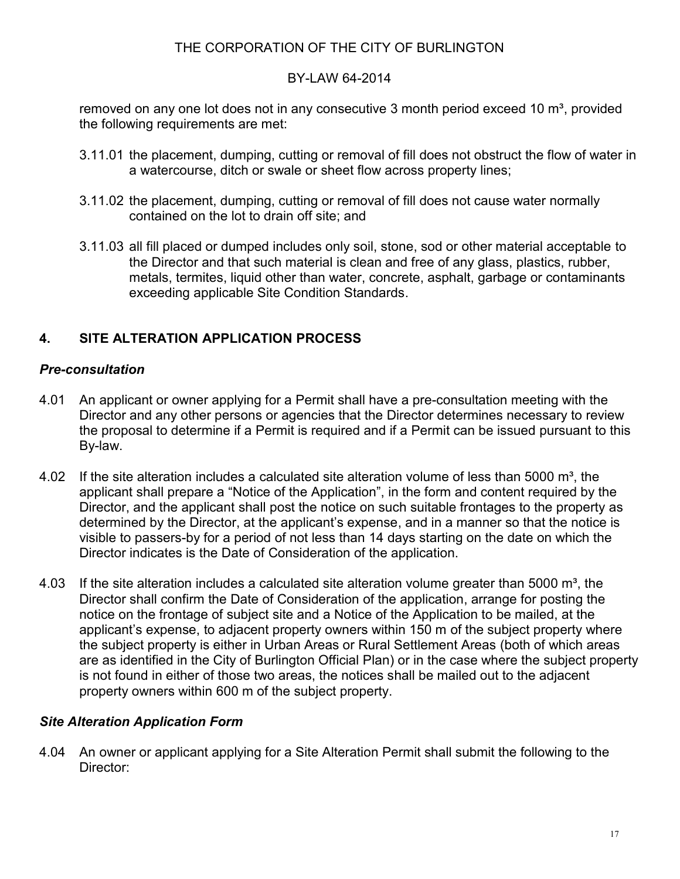removed on any one lot does not in any consecutive 3 month period exceed 10 $m^3$, provided the following requirements are met:

3.11.01 the placement, dumping, cutting or removal of fill does not obstruct the flow of water in a watercourse, ditch or swale or sheet flow across property lines;

3.11.02 the placement, dumping, cutting or removal of fill does not cause water normally contained on the lot to drain off site; and

3.11.03 all fill placed or dumped includes only soil, stone, sod or other material acceptable to the Director and that such material is clean and free of any glass, plastics, rubber, metals, termites, liquid other than water, concrete, asphalt, garbage or contaminants exceeding applicable Site Condition Standards.

## 4. SITE ALTERATION APPLICATION PROCESS

### *Pre-consultation*

4.01 An applicant or owner applying for a Permit shall have a pre-consultation meeting with the Director and any other persons or agencies that the Director determines necessary to review the proposal to determine if a Permit is required and if a Permit can be issued pursuant to this By-law.

4.02 If the site alteration includes a calculated site alteration volume of less than 5000 $m^3$, the applicant shall prepare a "Notice of the Application", in the form and content required by the Director, and the applicant shall post the notice on such suitable frontages to the property as determined by the Director, at the applicant's expense, and in a manner so that the notice is visible to passers-by for a period of not less than 14 days starting on the date on which the Director indicates is the Date of Consideration of the application.

4.03 If the site alteration includes a calculated site alteration volume greater than 5000 $m^3$, the Director shall confirm the Date of Consideration of the application, arrange for posting the notice on the frontage of subject site and a Notice of the Application to be mailed, at the applicant's expense, to adjacent property owners within 150 m of the subject property where the subject property is either in Urban Areas or Rural Settlement Areas (both of which areas are as identified in the City of Burlington Official Plan) or in the case where the subject property is not found in either of those two areas, the notices shall be mailed out to the adjacent property owners within 600 m of the subject property.

### *Site Alteration Application Form*

4.04 An owner or applicant applying for a Site Alteration Permit shall submit the following to the Director: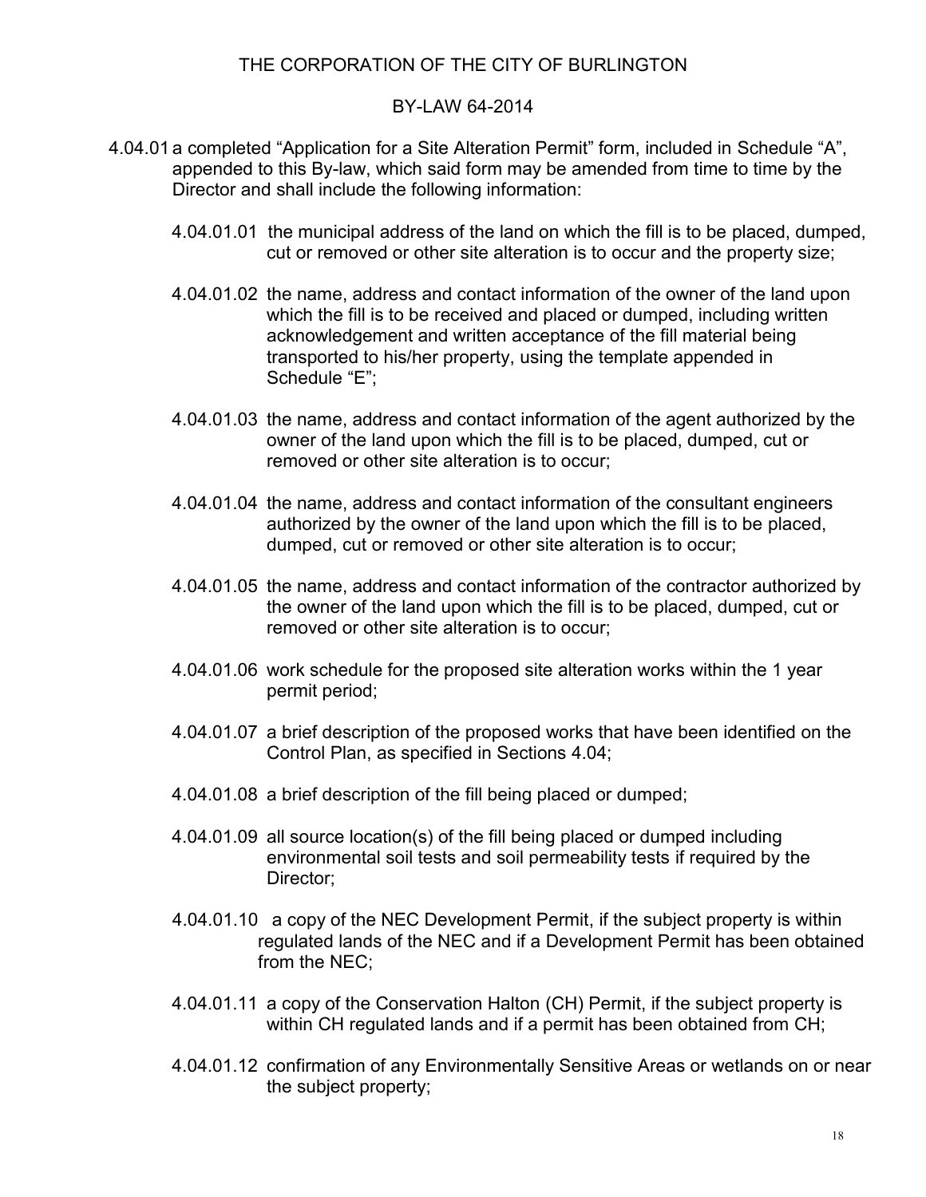THE CORPORATION OF THE CITY OF BURLINGTON

BY-LAW 64-2014

4.04.01 a completed "Application for a Site Alteration Permit" form, included in Schedule "A", appended to this By-law, which said form may be amended from time to time by the Director and shall include the following information:

4.04.01.01 the municipal address of the land on which the fill is to be placed, dumped, cut or removed or other site alteration is to occur and the property size;

4.04.01.02 the name, address and contact information of the owner of the land upon which the fill is to be received and placed or dumped, including written acknowledgement and written acceptance of the fill material being transported to his/her property, using the template appended in Schedule "E";

4.04.01.03 the name, address and contact information of the agent authorized by the owner of the land upon which the fill is to be placed, dumped, cut or removed or other site alteration is to occur;

4.04.01.04 the name, address and contact information of the consultant engineers authorized by the owner of the land upon which the fill is to be placed, dumped, cut or removed or other site alteration is to occur;

4.04.01.05 the name, address and contact information of the contractor authorized by the owner of the land upon which the fill is to be placed, dumped, cut or removed or other site alteration is to occur;

4.04.01.06 work schedule for the proposed site alteration works within the 1 year permit period;

4.04.01.07 a brief description of the proposed works that have been identified on the Control Plan, as specified in Sections 4.04;

4.04.01.08 a brief description of the fill being placed or dumped;

4.04.01.09 all source location(s) of the fill being placed or dumped including environmental soil tests and soil permeability tests if required by the Director;

4.04.01.10 a copy of the NEC Development Permit, if the subject property is within regulated lands of the NEC and if a Development Permit has been obtained from the NEC;

4.04.01.11 a copy of the Conservation Halton (CH) Permit, if the subject property is within CH regulated lands and if a permit has been obtained from CH;

4.04.01.12 confirmation of any Environmentally Sensitive Areas or wetlands on or near the subject property;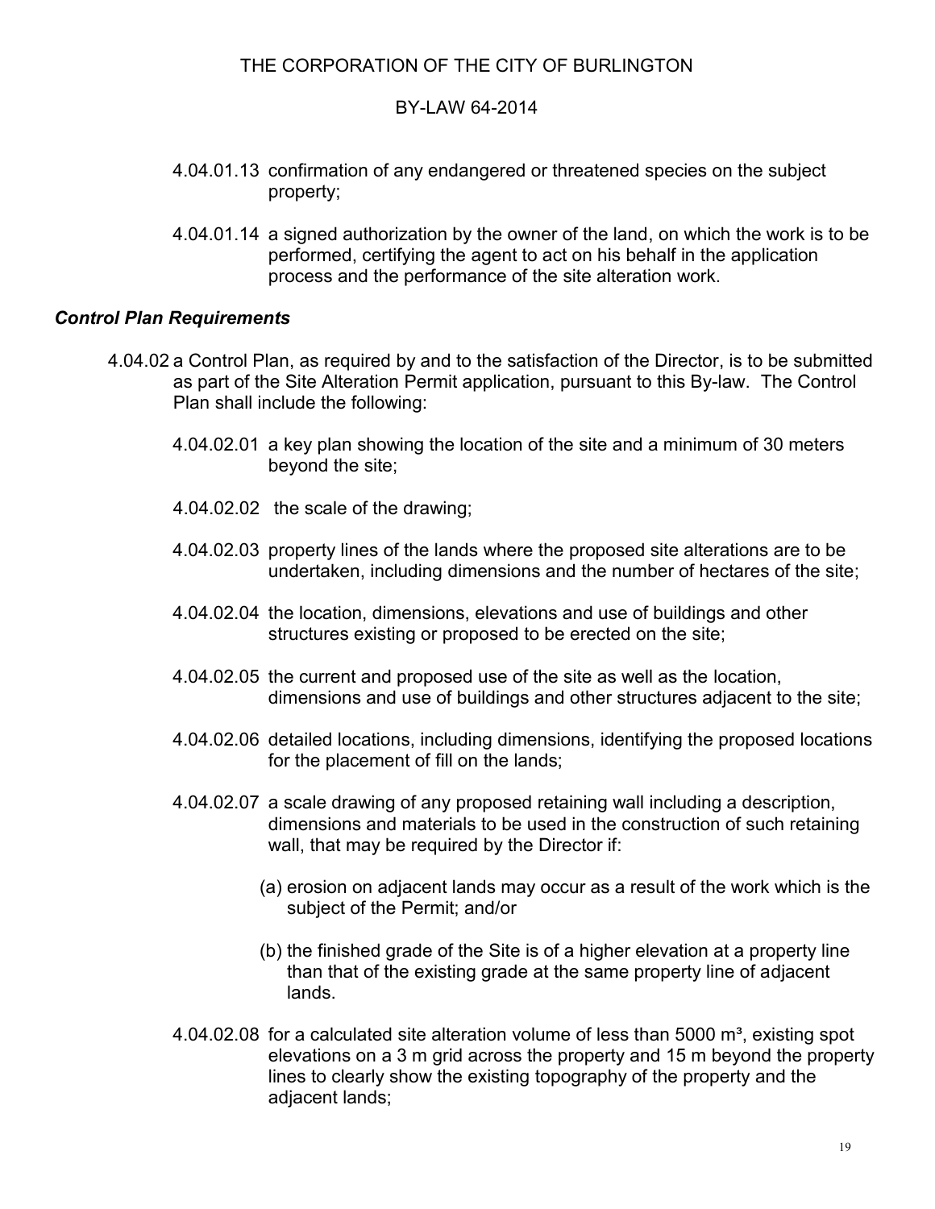4.04.01.13 confirmation of any endangered or threatened species on the subject property;

4.04.01.14 a signed authorization by the owner of the land, on which the work is to be performed, certifying the agent to act on his behalf in the application process and the performance of the site alteration work.

### *Control Plan Requirements*

4.04.02 a Control Plan, as required by and to the satisfaction of the Director, is to be submitted as part of the Site Alteration Permit application, pursuant to this By-law. The Control Plan shall include the following:

4.04.02.01 a key plan showing the location of the site and a minimum of 30 meters beyond the site;

4.04.02.02 the scale of the drawing;

4.04.02.03 property lines of the lands where the proposed site alterations are to be undertaken, including dimensions and the number of hectares of the site;

4.04.02.04 the location, dimensions, elevations and use of buildings and other structures existing or proposed to be erected on the site;

4.04.02.05 the current and proposed use of the site as well as the location, dimensions and use of buildings and other structures adjacent to the site;

4.04.02.06 detailed locations, including dimensions, identifying the proposed locations for the placement of fill on the lands;

4.04.02.07 a scale drawing of any proposed retaining wall including a description, dimensions and materials to be used in the construction of such retaining wall, that may be required by the Director if:

(a) erosion on adjacent lands may occur as a result of the work which is the subject of the Permit; and/or

(b) the finished grade of the Site is of a higher elevation at a property line than that of the existing grade at the same property line of adjacent lands.

4.04.02.08 for a calculated site alteration volume of less than 5000 $m^3$, existing spot elevations on a 3 m grid across the property and 15 m beyond the property lines to clearly show the existing topography of the property and the adjacent lands;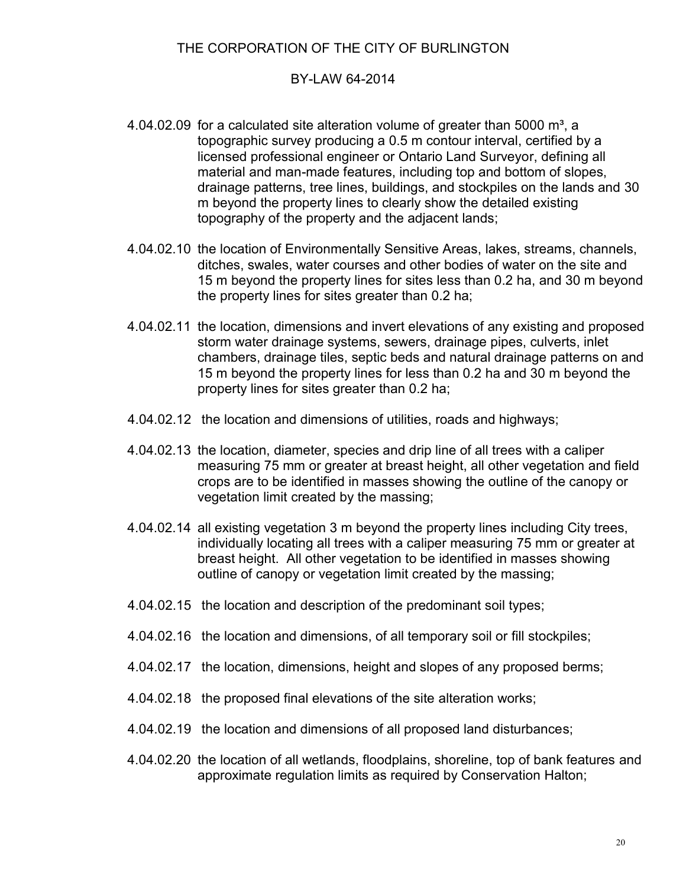4.04.02.09 for a calculated site alteration volume of greater than 5000 $m^3$, a topographic survey producing a 0.5 m contour interval, certified by a licensed professional engineer or Ontario Land Surveyor, defining all material and man-made features, including top and bottom of slopes, drainage patterns, tree lines, buildings, and stockpiles on the lands and 30 m beyond the property lines to clearly show the detailed existing topography of the property and the adjacent lands;

4.04.02.10 the location of Environmentally Sensitive Areas, lakes, streams, channels, ditches, swales, water courses and other bodies of water on the site and 15 m beyond the property lines for sites less than 0.2 ha, and 30 m beyond the property lines for sites greater than 0.2 ha;

4.04.02.11 the location, dimensions and invert elevations of any existing and proposed storm water drainage systems, sewers, drainage pipes, culverts, inlet chambers, drainage tiles, septic beds and natural drainage patterns on and 15 m beyond the property lines for less than 0.2 ha and 30 m beyond the property lines for sites greater than 0.2 ha;

4.04.02.12 the location and dimensions of utilities, roads and highways;

4.04.02.13 the location, diameter, species and drip line of all trees with a caliper measuring 75 mm or greater at breast height, all other vegetation and field crops are to be identified in masses showing the outline of the canopy or vegetation limit created by the massing;

4.04.02.14 all existing vegetation 3 m beyond the property lines including City trees, individually locating all trees with a caliper measuring 75 mm or greater at breast height. All other vegetation to be identified in masses showing outline of canopy or vegetation limit created by the massing;

4.04.02.15 the location and description of the predominant soil types;

4.04.02.16 the location and dimensions, of all temporary soil or fill stockpiles;

4.04.02.17 the location, dimensions, height and slopes of any proposed berms;

4.04.02.18 the proposed final elevations of the site alteration works;

4.04.02.19 the location and dimensions of all proposed land disturbances;

4.04.02.20 the location of all wetlands, floodplains, shoreline, top of bank features and approximate regulation limits as required by Conservation Halton;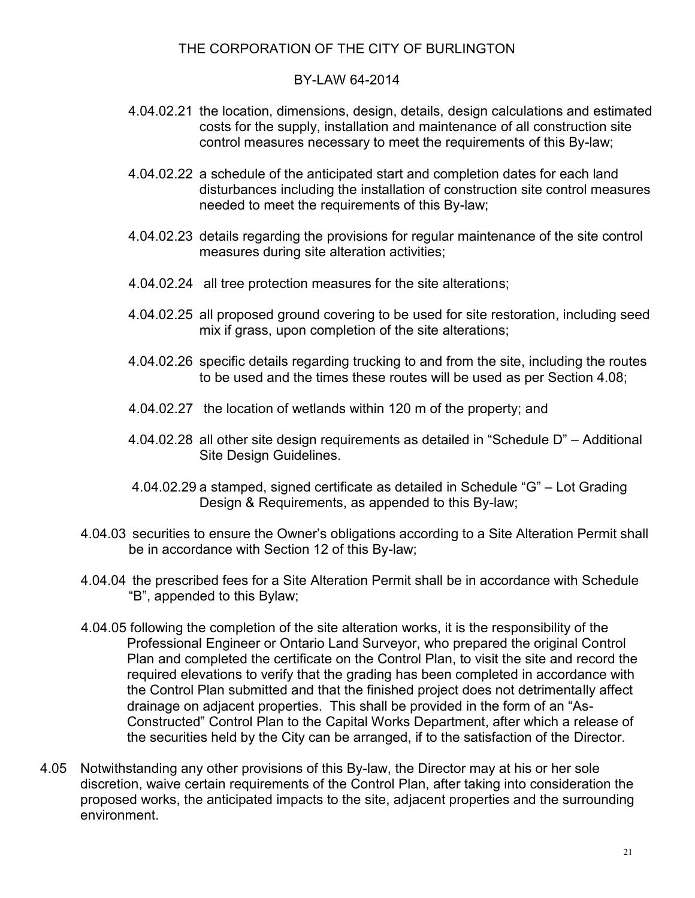4.04.02.21 the location, dimensions, design, details, design calculations and estimated costs for the supply, installation and maintenance of all construction site control measures necessary to meet the requirements of this By-law;

4.04.02.22 a schedule of the anticipated start and completion dates for each land disturbances including the installation of construction site control measures needed to meet the requirements of this By-law;

4.04.02.23 details regarding the provisions for regular maintenance of the site control measures during site alteration activities;

4.04.02.24 all tree protection measures for the site alterations;

4.04.02.25 all proposed ground covering to be used for site restoration, including seed mix if grass, upon completion of the site alterations;

4.04.02.26 specific details regarding trucking to and from the site, including the routes to be used and the times these routes will be used as per Section 4.08;

4.04.02.27 the location of wetlands within 120 m of the property; and

4.04.02.28 all other site design requirements as detailed in "Schedule D" – Additional Site Design Guidelines.

4.04.02.29 a stamped, signed certificate as detailed in Schedule "G" – Lot Grading Design & Requirements, as appended to this By-law;

4.04.03 securities to ensure the Owner's obligations according to a Site Alteration Permit shall be in accordance with Section 12 of this By-law;

4.04.04 the prescribed fees for a Site Alteration Permit shall be in accordance with Schedule "B", appended to this Bylaw;

4.04.05 following the completion of the site alteration works, it is the responsibility of the Professional Engineer or Ontario Land Surveyor, who prepared the original Control Plan and completed the certificate on the Control Plan, to visit the site and record the required elevations to verify that the grading has been completed in accordance with the Control Plan submitted and that the finished project does not detrimentally affect drainage on adjacent properties. This shall be provided in the form of an "As-Constructed" Control Plan to the Capital Works Department, after which a release of the securities held by the City can be arranged, if to the satisfaction of the Director.

4.05 Notwithstanding any other provisions of this By-law, the Director may at his or her sole discretion, waive certain requirements of the Control Plan, after taking into consideration the proposed works, the anticipated impacts to the site, adjacent properties and the surrounding environment.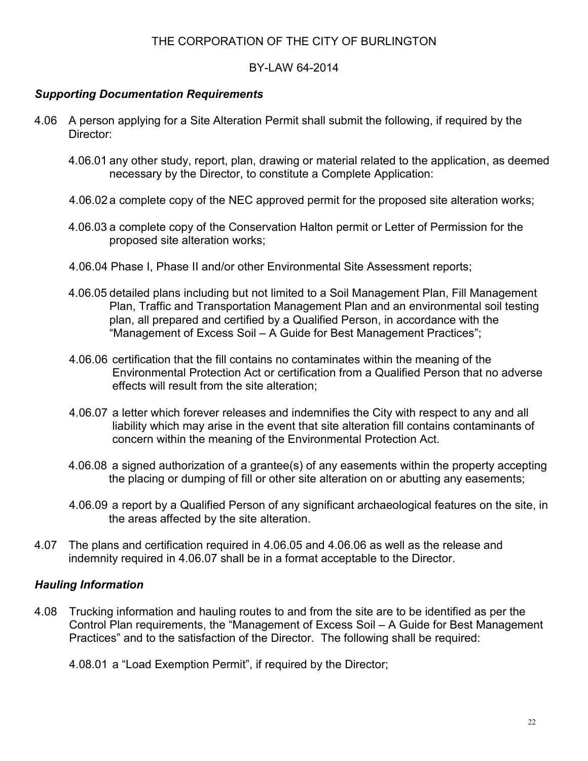THE CORPORATION OF THE CITY OF BURLINGTON

BY-LAW 64-2014

### *Supporting Documentation Requirements*

4.06 A person applying for a Site Alteration Permit shall submit the following, if required by the Director:

4.06.01 any other study, report, plan, drawing or material related to the application, as deemed necessary by the Director, to constitute a Complete Application:

4.06.02 a complete copy of the NEC approved permit for the proposed site alteration works;

4.06.03 a complete copy of the Conservation Halton permit or Letter of Permission for the proposed site alteration works;

4.06.04 Phase I, Phase II and/or other Environmental Site Assessment reports;

4.06.05 detailed plans including but not limited to a Soil Management Plan, Fill Management Plan, Traffic and Transportation Management Plan and an environmental soil testing plan, all prepared and certified by a Qualified Person, in accordance with the "Management of Excess Soil – A Guide for Best Management Practices";

4.06.06 certification that the fill contains no contaminates within the meaning of the Environmental Protection Act or certification from a Qualified Person that no adverse effects will result from the site alteration;

4.06.07 a letter which forever releases and indemnifies the City with respect to any and all liability which may arise in the event that site alteration fill contains contaminants of concern within the meaning of the Environmental Protection Act.

4.06.08 a signed authorization of a grantee(s) of any easements within the property accepting the placing or dumping of fill or other site alteration on or abutting any easements;

4.06.09 a report by a Qualified Person of any significant archaeological features on the site, in the areas affected by the site alteration.

4.07 The plans and certification required in 4.06.05 and 4.06.06 as well as the release and indemnity required in 4.06.07 shall be in a format acceptable to the Director.

### *Hauling Information*

4.08 Trucking information and hauling routes to and from the site are to be identified as per the Control Plan requirements, the "Management of Excess Soil – A Guide for Best Management Practices" and to the satisfaction of the Director. The following shall be required:

4.08.01 a "Load Exemption Permit", if required by the Director;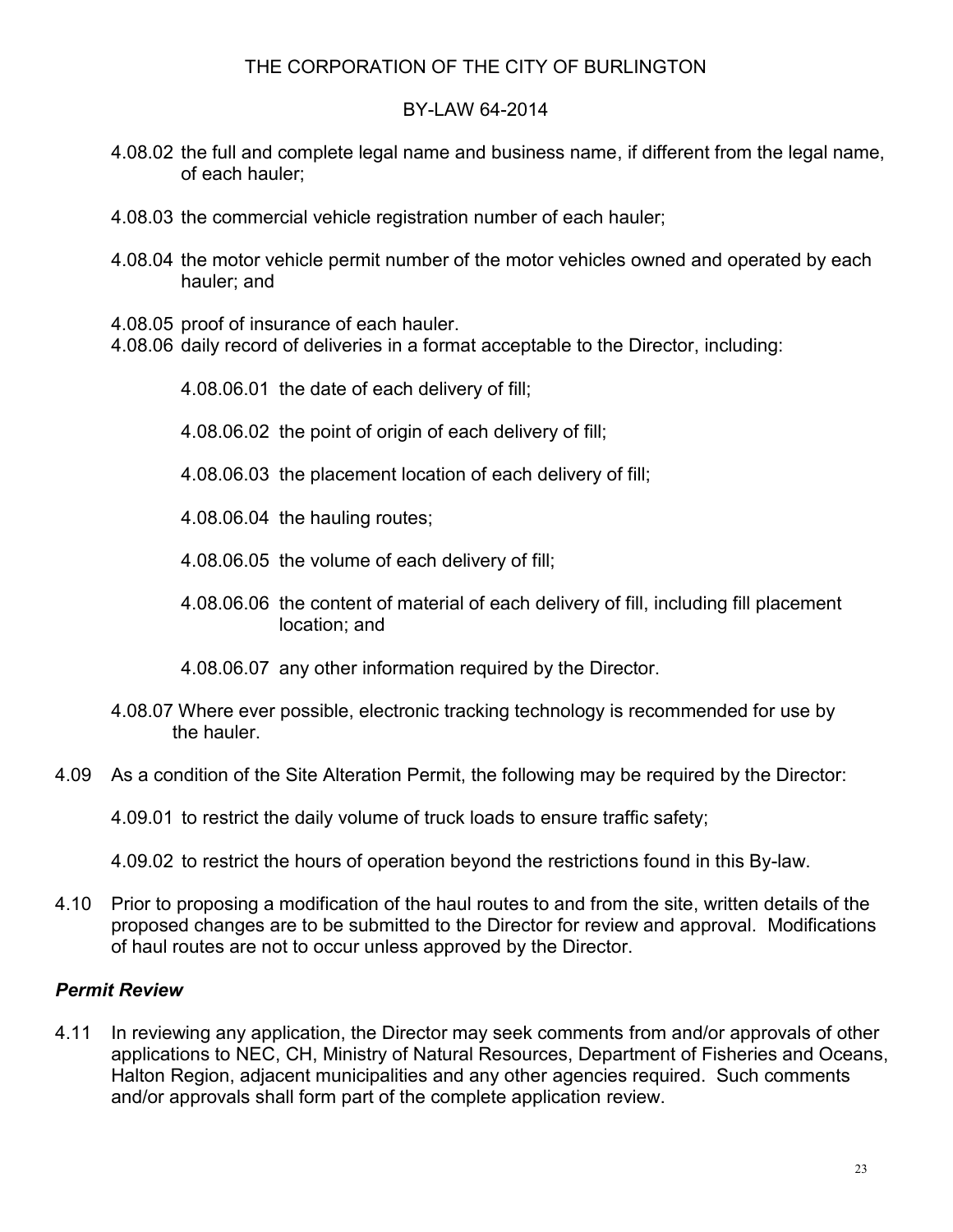4.08.02 the full and complete legal name and business name, if different from the legal name, of each hauler;

4.08.03 the commercial vehicle registration number of each hauler;

4.08.04 the motor vehicle permit number of the motor vehicles owned and operated by each hauler; and

4.08.05 proof of insurance of each hauler.

4.08.06 daily record of deliveries in a format acceptable to the Director, including:

4.08.06.01 the date of each delivery of fill;

4.08.06.02 the point of origin of each delivery of fill;

4.08.06.03 the placement location of each delivery of fill;

4.08.06.04 the hauling routes;

4.08.06.05 the volume of each delivery of fill;

4.08.06.06 the content of material of each delivery of fill, including fill placement location; and

4.08.06.07 any other information required by the Director.

4.08.07 Where ever possible, electronic tracking technology is recommended for use by the hauler.

4.09 As a condition of the Site Alteration Permit, the following may be required by the Director:

4.09.01 to restrict the daily volume of truck loads to ensure traffic safety;

4.09.02 to restrict the hours of operation beyond the restrictions found in this By-law.

4.10 Prior to proposing a modification of the haul routes to and from the site, written details of the proposed changes are to be submitted to the Director for review and approval. Modifications of haul routes are not to occur unless approved by the Director.

### *Permit Review*

4.11 In reviewing any application, the Director may seek comments from and/or approvals of other applications to NEC, CH, Ministry of Natural Resources, Department of Fisheries and Oceans, Halton Region, adjacent municipalities and any other agencies required. Such comments and/or approvals shall form part of the complete application review.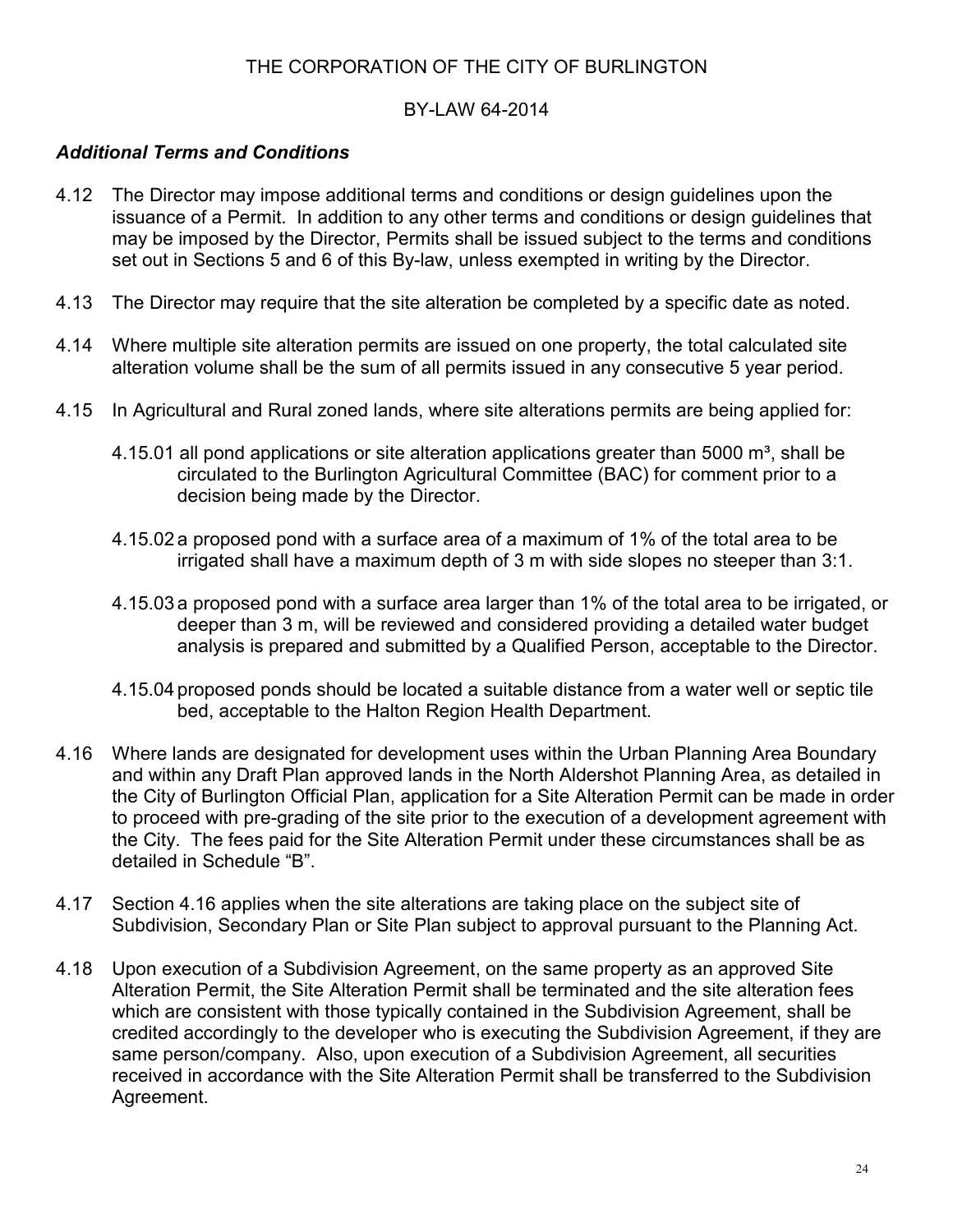THE CORPORATION OF THE CITY OF BURLINGTON

BY-LAW 64-2014

***Additional Terms and Conditions***

4.12 The Director may impose additional terms and conditions or design guidelines upon the issuance of a Permit. In addition to any other terms and conditions or design guidelines that may be imposed by the Director, Permits shall be issued subject to the terms and conditions set out in Sections 5 and 6 of this By-law, unless exempted in writing by the Director.

4.13 The Director may require that the site alteration be completed by a specific date as noted.

4.14 Where multiple site alteration permits are issued on one property, the total calculated site alteration volume shall be the sum of all permits issued in any consecutive 5 year period.

4.15 In Agricultural and Rural zoned lands, where site alterations permits are being applied for:

4.15.01 all pond applications or site alteration applications greater than 5000 $m^3$, shall be circulated to the Burlington Agricultural Committee (BAC) for comment prior to a decision being made by the Director.

4.15.02 a proposed pond with a surface area of a maximum of 1% of the total area to be irrigated shall have a maximum depth of 3 m with side slopes no steeper than 3:1.

4.15.03 a proposed pond with a surface area larger than 1% of the total area to be irrigated, or deeper than 3 m, will be reviewed and considered providing a detailed water budget analysis is prepared and submitted by a Qualified Person, acceptable to the Director.

4.15.04 proposed ponds should be located a suitable distance from a water well or septic tile bed, acceptable to the Halton Region Health Department.

4.16 Where lands are designated for development uses within the Urban Planning Area Boundary and within any Draft Plan approved lands in the North Aldershot Planning Area, as detailed in the City of Burlington Official Plan, application for a Site Alteration Permit can be made in order to proceed with pre-grading of the site prior to the execution of a development agreement with the City. The fees paid for the Site Alteration Permit under these circumstances shall be as detailed in Schedule "B".

4.17 Section 4.16 applies when the site alterations are taking place on the subject site of Subdivision, Secondary Plan or Site Plan subject to approval pursuant to the Planning Act.

4.18 Upon execution of a Subdivision Agreement, on the same property as an approved Site Alteration Permit, the Site Alteration Permit shall be terminated and the site alteration fees which are consistent with those typically contained in the Subdivision Agreement, shall be credited accordingly to the developer who is executing the Subdivision Agreement, if they are same person/company. Also, upon execution of a Subdivision Agreement, all securities received in accordance with the Site Alteration Permit shall be transferred to the Subdivision Agreement.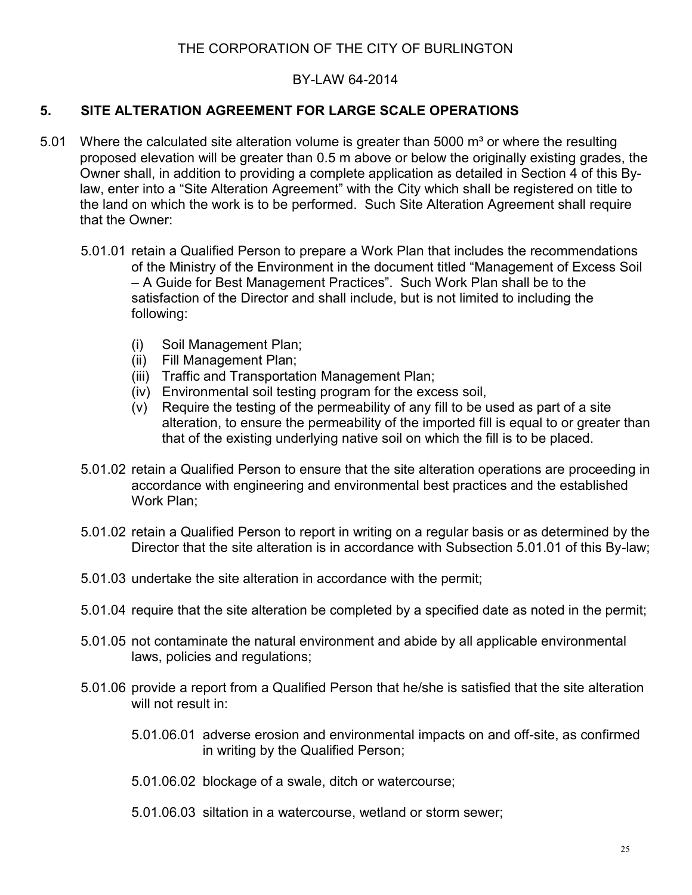THE CORPORATION OF THE CITY OF BURLINGTON

BY-LAW 64-2014

## 5. SITE ALTERATION AGREEMENT FOR LARGE SCALE OPERATIONS

5.01 Where the calculated site alteration volume is greater than 5000 m³ or where the resulting proposed elevation will be greater than 0.5 m above or below the originally existing grades, the Owner shall, in addition to providing a complete application as detailed in Section 4 of this By-law, enter into a "Site Alteration Agreement" with the City which shall be registered on title to the land on which the work is to be performed. Such Site Alteration Agreement shall require that the Owner:

5.01.01 retain a Qualified Person to prepare a Work Plan that includes the recommendations of the Ministry of the Environment in the document titled "Management of Excess Soil – A Guide for Best Management Practices". Such Work Plan shall be to the satisfaction of the Director and shall include, but is not limited to including the following:

(i) Soil Management Plan;
(ii) Fill Management Plan;
(iii) Traffic and Transportation Management Plan;
(iv) Environmental soil testing program for the excess soil,
(v) Require the testing of the permeability of any fill to be used as part of a site alteration, to ensure the permeability of the imported fill is equal to or greater than that of the existing underlying native soil on which the fill is to be placed.

5.01.02 retain a Qualified Person to ensure that the site alteration operations are proceeding in accordance with engineering and environmental best practices and the established Work Plan;

5.01.02 retain a Qualified Person to report in writing on a regular basis or as determined by the Director that the site alteration is in accordance with Subsection 5.01.01 of this By-law;

5.01.03 undertake the site alteration in accordance with the permit;

5.01.04 require that the site alteration be completed by a specified date as noted in the permit;

5.01.05 not contaminate the natural environment and abide by all applicable environmental laws, policies and regulations;

5.01.06 provide a report from a Qualified Person that he/she is satisfied that the site alteration will not result in:

5.01.06.01 adverse erosion and environmental impacts on and off-site, as confirmed in writing by the Qualified Person;

5.01.06.02 blockage of a swale, ditch or watercourse;

5.01.06.03 siltation in a watercourse, wetland or storm sewer;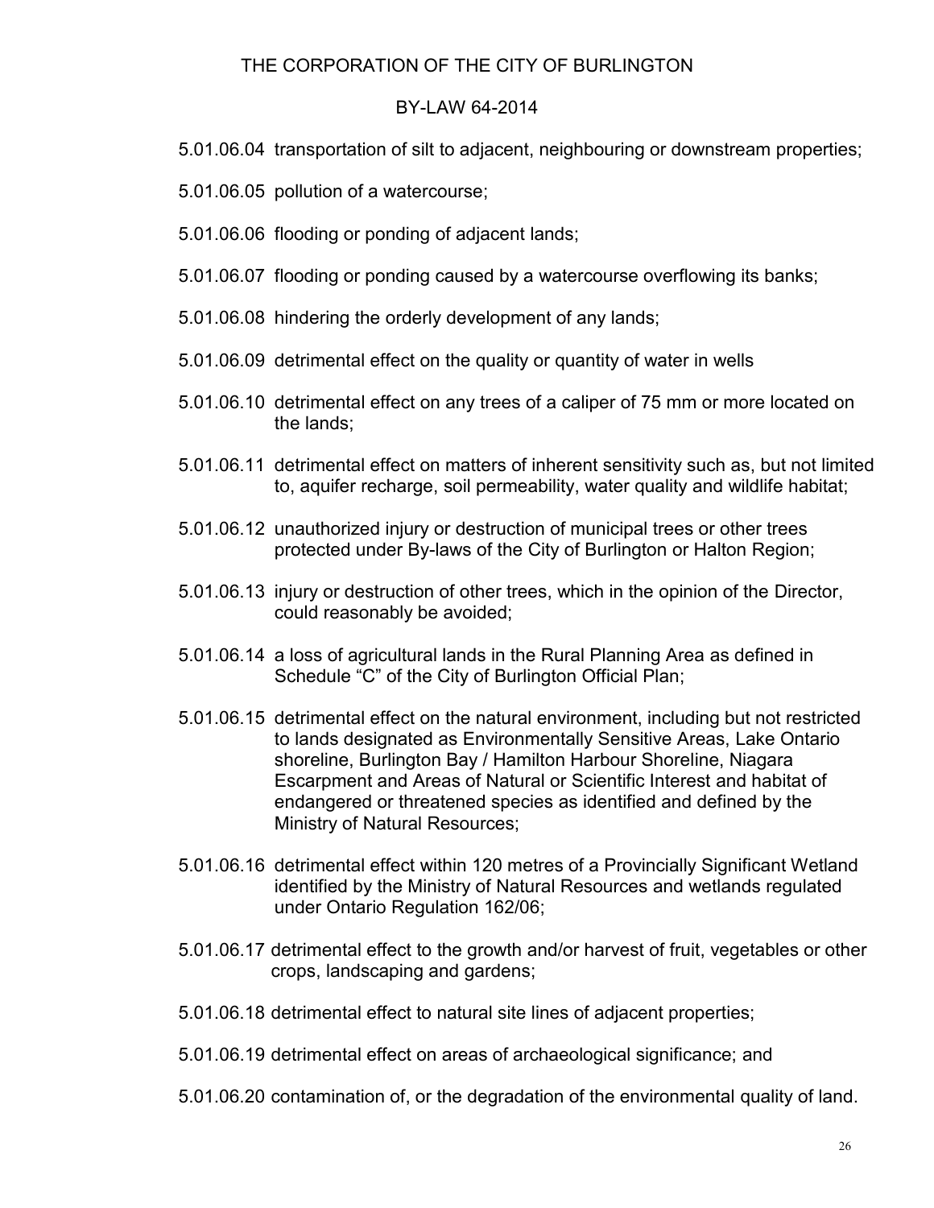5.01.06.04 transportation of silt to adjacent, neighbouring or downstream properties;

5.01.06.05 pollution of a watercourse;

5.01.06.06 flooding or ponding of adjacent lands;

5.01.06.07 flooding or ponding caused by a watercourse overflowing its banks;

5.01.06.08 hindering the orderly development of any lands;

5.01.06.09 detrimental effect on the quality or quantity of water in wells

5.01.06.10 detrimental effect on any trees of a caliper of 75 mm or more located on the lands;

5.01.06.11 detrimental effect on matters of inherent sensitivity such as, but not limited to, aquifer recharge, soil permeability, water quality and wildlife habitat;

5.01.06.12 unauthorized injury or destruction of municipal trees or other trees protected under By-laws of the City of Burlington or Halton Region;

5.01.06.13 injury or destruction of other trees, which in the opinion of the Director, could reasonably be avoided;

5.01.06.14 a loss of agricultural lands in the Rural Planning Area as defined in Schedule "C" of the City of Burlington Official Plan;

5.01.06.15 detrimental effect on the natural environment, including but not restricted to lands designated as Environmentally Sensitive Areas, Lake Ontario shoreline, Burlington Bay / Hamilton Harbour Shoreline, Niagara Escarpment and Areas of Natural or Scientific Interest and habitat of endangered or threatened species as identified and defined by the Ministry of Natural Resources;

5.01.06.16 detrimental effect within 120 metres of a Provincially Significant Wetland identified by the Ministry of Natural Resources and wetlands regulated under Ontario Regulation 162/06;

5.01.06.17 detrimental effect to the growth and/or harvest of fruit, vegetables or other crops, landscaping and gardens;

5.01.06.18 detrimental effect to natural site lines of adjacent properties;

5.01.06.19 detrimental effect on areas of archaeological significance; and

5.01.06.20 contamination of, or the degradation of the environmental quality of land.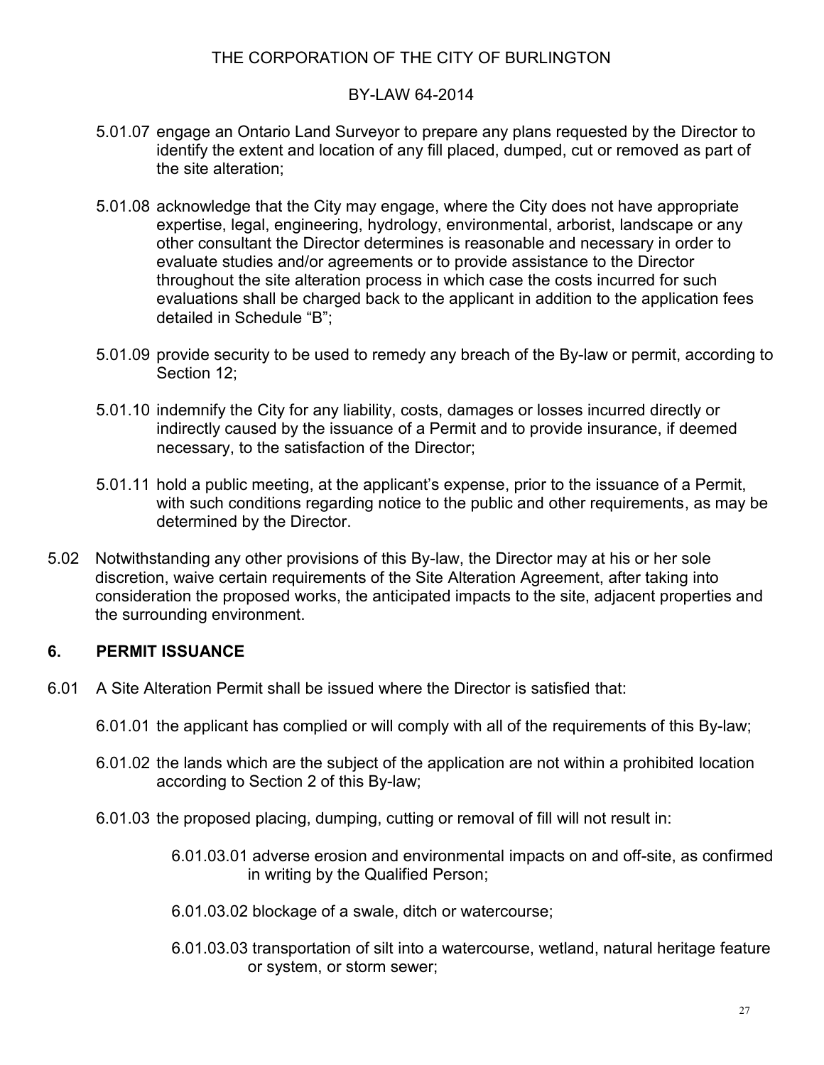5.01.07 engage an Ontario Land Surveyor to prepare any plans requested by the Director to identify the extent and location of any fill placed, dumped, cut or removed as part of the site alteration;

5.01.08 acknowledge that the City may engage, where the City does not have appropriate expertise, legal, engineering, hydrology, environmental, arborist, landscape or any other consultant the Director determines is reasonable and necessary in order to evaluate studies and/or agreements or to provide assistance to the Director throughout the site alteration process in which case the costs incurred for such evaluations shall be charged back to the applicant in addition to the application fees detailed in Schedule "B";

5.01.09 provide security to be used to remedy any breach of the By-law or permit, according to Section 12;

5.01.10 indemnify the City for any liability, costs, damages or losses incurred directly or indirectly caused by the issuance of a Permit and to provide insurance, if deemed necessary, to the satisfaction of the Director;

5.01.11 hold a public meeting, at the applicant's expense, prior to the issuance of a Permit, with such conditions regarding notice to the public and other requirements, as may be determined by the Director.

5.02 Notwithstanding any other provisions of this By-law, the Director may at his or her sole discretion, waive certain requirements of the Site Alteration Agreement, after taking into consideration the proposed works, the anticipated impacts to the site, adjacent properties and the surrounding environment.

## 6. PERMIT ISSUANCE

6.01 A Site Alteration Permit shall be issued where the Director is satisfied that:

6.01.01 the applicant has complied or will comply with all of the requirements of this By-law;

6.01.02 the lands which are the subject of the application are not within a prohibited location according to Section 2 of this By-law;

6.01.03 the proposed placing, dumping, cutting or removal of fill will not result in:

6.01.03.01 adverse erosion and environmental impacts on and off-site, as confirmed in writing by the Qualified Person;

6.01.03.02 blockage of a swale, ditch or watercourse;

6.01.03.03 transportation of silt into a watercourse, wetland, natural heritage feature or system, or storm sewer;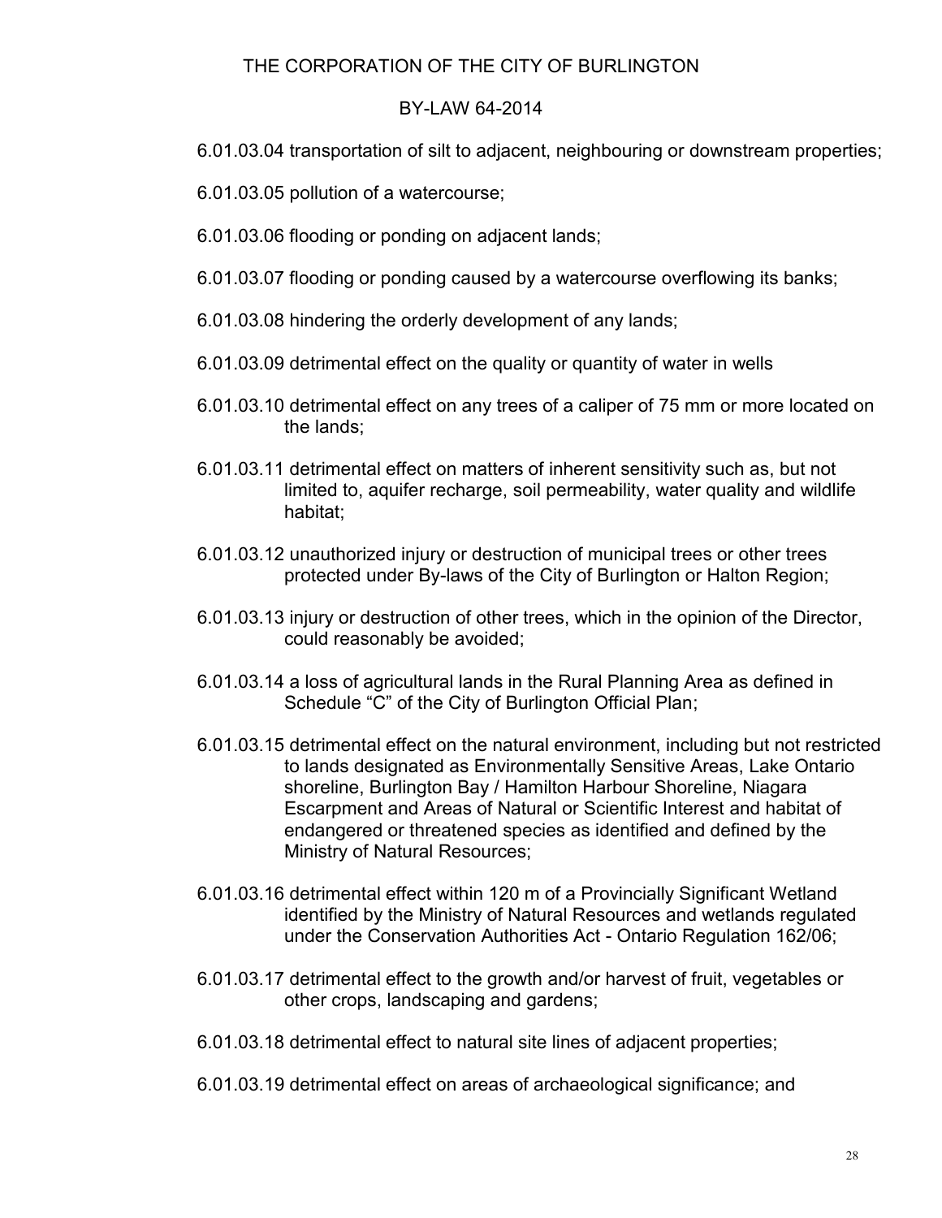6.01.03.04 transportation of silt to adjacent, neighbouring or downstream properties;

6.01.03.05 pollution of a watercourse;

6.01.03.06 flooding or ponding on adjacent lands;

6.01.03.07 flooding or ponding caused by a watercourse overflowing its banks;

6.01.03.08 hindering the orderly development of any lands;

6.01.03.09 detrimental effect on the quality or quantity of water in wells

6.01.03.10 detrimental effect on any trees of a caliper of 75 mm or more located on the lands;

6.01.03.11 detrimental effect on matters of inherent sensitivity such as, but not limited to, aquifer recharge, soil permeability, water quality and wildlife habitat;

6.01.03.12 unauthorized injury or destruction of municipal trees or other trees protected under By-laws of the City of Burlington or Halton Region;

6.01.03.13 injury or destruction of other trees, which in the opinion of the Director, could reasonably be avoided;

6.01.03.14 a loss of agricultural lands in the Rural Planning Area as defined in Schedule "C" of the City of Burlington Official Plan;

6.01.03.15 detrimental effect on the natural environment, including but not restricted to lands designated as Environmentally Sensitive Areas, Lake Ontario shoreline, Burlington Bay / Hamilton Harbour Shoreline, Niagara Escarpment and Areas of Natural or Scientific Interest and habitat of endangered or threatened species as identified and defined by the Ministry of Natural Resources;

6.01.03.16 detrimental effect within 120 m of a Provincially Significant Wetland identified by the Ministry of Natural Resources and wetlands regulated under the Conservation Authorities Act - Ontario Regulation 162/06;

6.01.03.17 detrimental effect to the growth and/or harvest of fruit, vegetables or other crops, landscaping and gardens;

6.01.03.18 detrimental effect to natural site lines of adjacent properties;

6.01.03.19 detrimental effect on areas of archaeological significance; and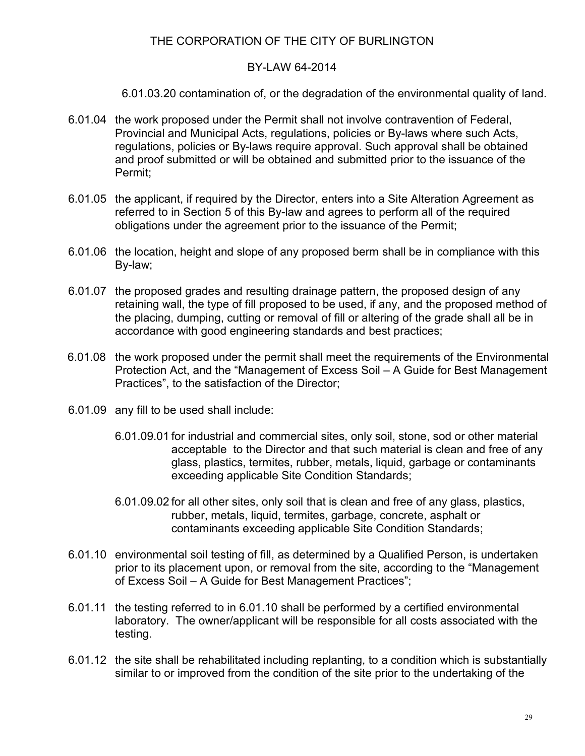6.01.03.20 contamination of, or the degradation of the environmental quality of land.

6.01.04 the work proposed under the Permit shall not involve contravention of Federal, Provincial and Municipal Acts, regulations, policies or By-laws where such Acts, regulations, policies or By-laws require approval. Such approval shall be obtained and proof submitted or will be obtained and submitted prior to the issuance of the Permit;

6.01.05 the applicant, if required by the Director, enters into a Site Alteration Agreement as referred to in Section 5 of this By-law and agrees to perform all of the required obligations under the agreement prior to the issuance of the Permit;

6.01.06 the location, height and slope of any proposed berm shall be in compliance with this By-law;

6.01.07 the proposed grades and resulting drainage pattern, the proposed design of any retaining wall, the type of fill proposed to be used, if any, and the proposed method of the placing, dumping, cutting or removal of fill or altering of the grade shall all be in accordance with good engineering standards and best practices;

6.01.08 the work proposed under the permit shall meet the requirements of the Environmental Protection Act, and the "Management of Excess Soil – A Guide for Best Management Practices", to the satisfaction of the Director;

6.01.09 any fill to be used shall include:

6.01.09.01 for industrial and commercial sites, only soil, stone, sod or other material acceptable to the Director and that such material is clean and free of any glass, plastics, termites, rubber, metals, liquid, garbage or contaminants exceeding applicable Site Condition Standards;

6.01.09.02 for all other sites, only soil that is clean and free of any glass, plastics, rubber, metals, liquid, termites, garbage, concrete, asphalt or contaminants exceeding applicable Site Condition Standards;

6.01.10 environmental soil testing of fill, as determined by a Qualified Person, is undertaken prior to its placement upon, or removal from the site, according to the "Management of Excess Soil – A Guide for Best Management Practices";

6.01.11 the testing referred to in 6.01.10 shall be performed by a certified environmental laboratory. The owner/applicant will be responsible for all costs associated with the testing.

6.01.12 the site shall be rehabilitated including replanting, to a condition which is substantially similar to or improved from the condition of the site prior to the undertaking of the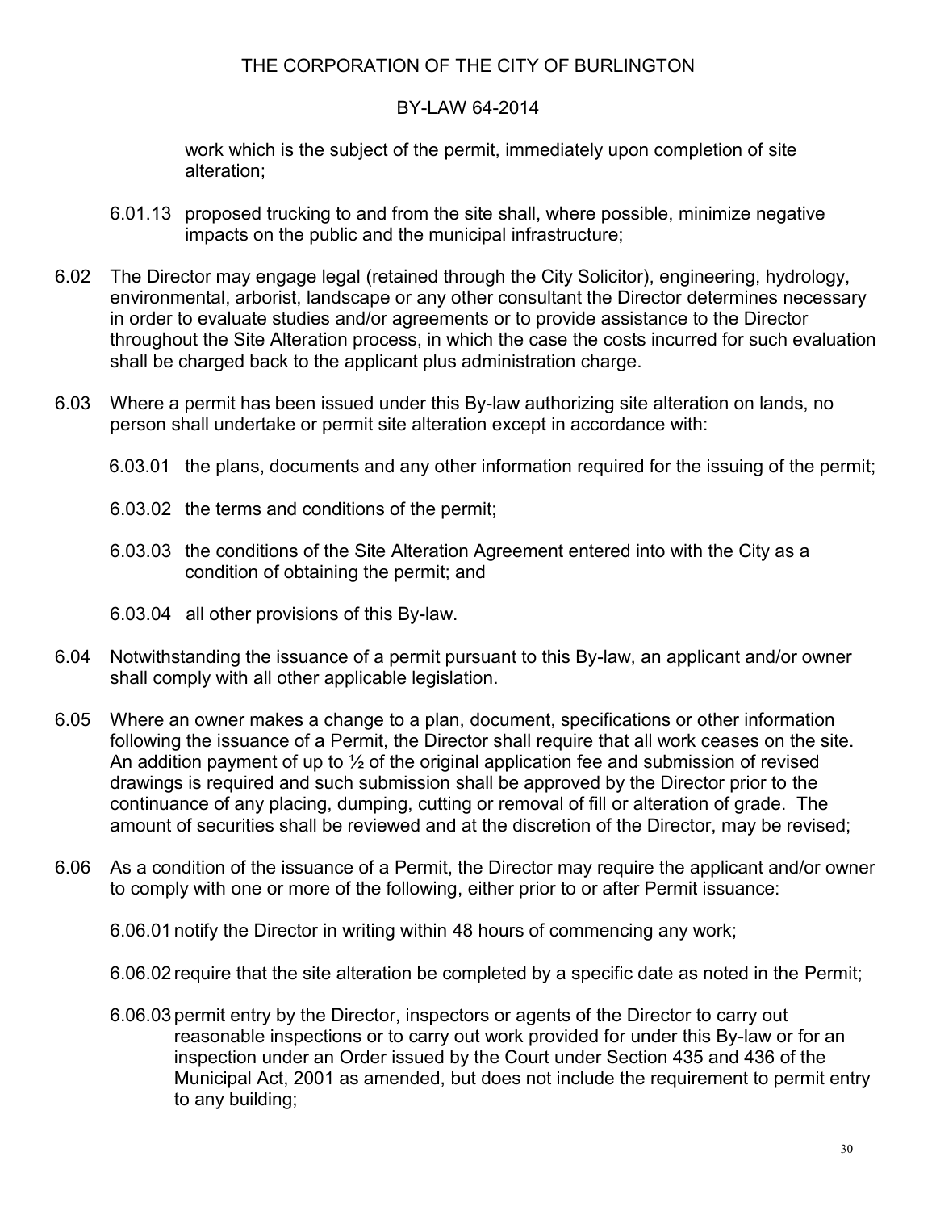work which is the subject of the permit, immediately upon completion of site alteration;

6.01.13 proposed trucking to and from the site shall, where possible, minimize negative impacts on the public and the municipal infrastructure;

6.02 The Director may engage legal (retained through the City Solicitor), engineering, hydrology, environmental, arborist, landscape or any other consultant the Director determines necessary in order to evaluate studies and/or agreements or to provide assistance to the Director throughout the Site Alteration process, in which the case the costs incurred for such evaluation shall be charged back to the applicant plus administration charge.

6.03 Where a permit has been issued under this By-law authorizing site alteration on lands, no person shall undertake or permit site alteration except in accordance with:

6.03.01 the plans, documents and any other information required for the issuing of the permit;

6.03.02 the terms and conditions of the permit;

6.03.03 the conditions of the Site Alteration Agreement entered into with the City as a condition of obtaining the permit; and

6.03.04 all other provisions of this By-law.

6.04 Notwithstanding the issuance of a permit pursuant to this By-law, an applicant and/or owner shall comply with all other applicable legislation.

6.05 Where an owner makes a change to a plan, document, specifications or other information following the issuance of a Permit, the Director shall require that all work ceases on the site. An addition payment of up to ½ of the original application fee and submission of revised drawings is required and such submission shall be approved by the Director prior to the continuance of any placing, dumping, cutting or removal of fill or alteration of grade. The amount of securities shall be reviewed and at the discretion of the Director, may be revised;

6.06 As a condition of the issuance of a Permit, the Director may require the applicant and/or owner to comply with one or more of the following, either prior to or after Permit issuance:

6.06.01 notify the Director in writing within 48 hours of commencing any work;

6.06.02 require that the site alteration be completed by a specific date as noted in the Permit;

6.06.03 permit entry by the Director, inspectors or agents of the Director to carry out reasonable inspections or to carry out work provided for under this By-law or for an inspection under an Order issued by the Court under Section 435 and 436 of the Municipal Act, 2001 as amended, but does not include the requirement to permit entry to any building;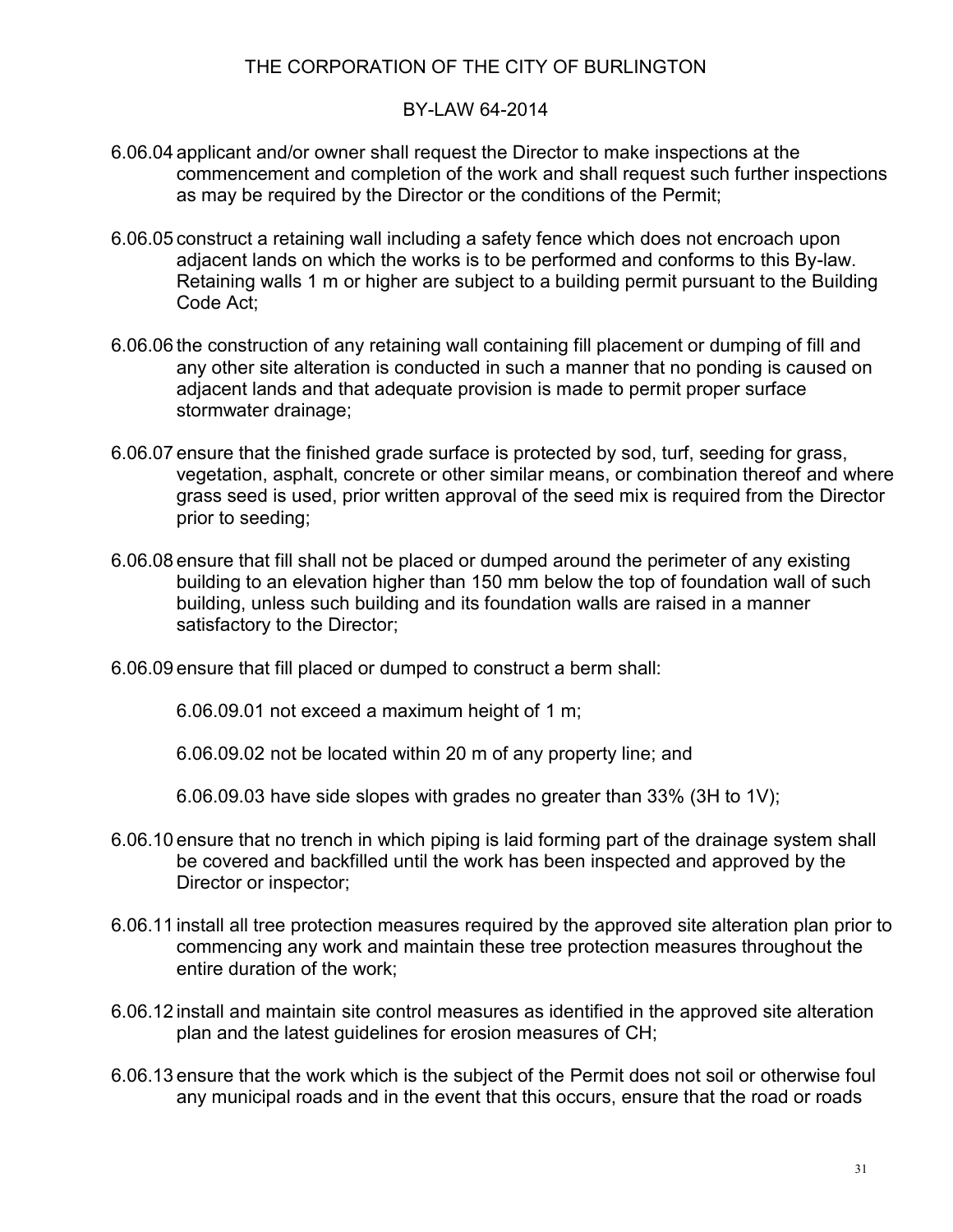6.06.04 applicant and/or owner shall request the Director to make inspections at the commencement and completion of the work and shall request such further inspections as may be required by the Director or the conditions of the Permit;

6.06.05 construct a retaining wall including a safety fence which does not encroach upon adjacent lands on which the works is to be performed and conforms to this By-law. Retaining walls 1 m or higher are subject to a building permit pursuant to the Building Code Act;

6.06.06 the construction of any retaining wall containing fill placement or dumping of fill and any other site alteration is conducted in such a manner that no ponding is caused on adjacent lands and that adequate provision is made to permit proper surface stormwater drainage;

6.06.07 ensure that the finished grade surface is protected by sod, turf, seeding for grass, vegetation, asphalt, concrete or other similar means, or combination thereof and where grass seed is used, prior written approval of the seed mix is required from the Director prior to seeding;

6.06.08 ensure that fill shall not be placed or dumped around the perimeter of any existing building to an elevation higher than 150 mm below the top of foundation wall of such building, unless such building and its foundation walls are raised in a manner satisfactory to the Director;

6.06.09 ensure that fill placed or dumped to construct a berm shall:

6.06.09.01 not exceed a maximum height of 1 m;

6.06.09.02 not be located within 20 m of any property line; and

6.06.09.03 have side slopes with grades no greater than 33% (3H to 1V);

6.06.10 ensure that no trench in which piping is laid forming part of the drainage system shall be covered and backfilled until the work has been inspected and approved by the Director or inspector;

6.06.11 install all tree protection measures required by the approved site alteration plan prior to commencing any work and maintain these tree protection measures throughout the entire duration of the work;

6.06.12 install and maintain site control measures as identified in the approved site alteration plan and the latest guidelines for erosion measures of CH;

6.06.13 ensure that the work which is the subject of the Permit does not soil or otherwise foul any municipal roads and in the event that this occurs, ensure that the road or roads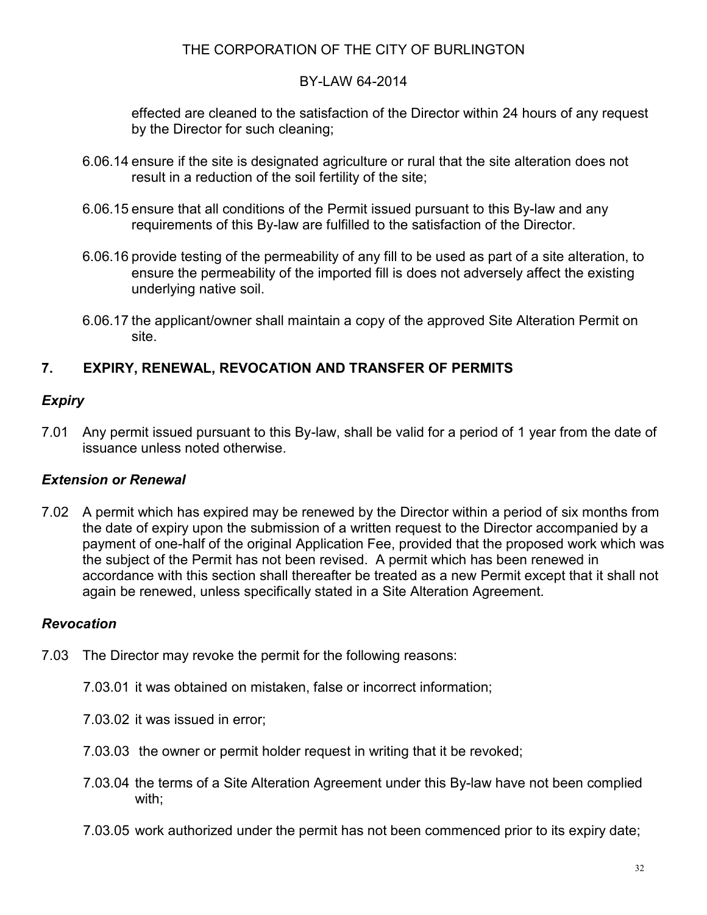effected are cleaned to the satisfaction of the Director within 24 hours of any request by the Director for such cleaning;

6.06.14 ensure if the site is designated agriculture or rural that the site alteration does not result in a reduction of the soil fertility of the site;

6.06.15 ensure that all conditions of the Permit issued pursuant to this By-law and any requirements of this By-law are fulfilled to the satisfaction of the Director.

6.06.16 provide testing of the permeability of any fill to be used as part of a site alteration, to ensure the permeability of the imported fill is does not adversely affect the existing underlying native soil.

6.06.17 the applicant/owner shall maintain a copy of the approved Site Alteration Permit on site.

## 7. EXPIRY, RENEWAL, REVOCATION AND TRANSFER OF PERMITS

### *Expiry*

7.01 Any permit issued pursuant to this By-law, shall be valid for a period of 1 year from the date of issuance unless noted otherwise.

### *Extension or Renewal*

7.02 A permit which has expired may be renewed by the Director within a period of six months from the date of expiry upon the submission of a written request to the Director accompanied by a payment of one-half of the original Application Fee, provided that the proposed work which was the subject of the Permit has not been revised. A permit which has been renewed in accordance with this section shall thereafter be treated as a new Permit except that it shall not again be renewed, unless specifically stated in a Site Alteration Agreement.

### *Revocation*

7.03 The Director may revoke the permit for the following reasons:

7.03.01 it was obtained on mistaken, false or incorrect information;

7.03.02 it was issued in error;

7.03.03 the owner or permit holder request in writing that it be revoked;

7.03.04 the terms of a Site Alteration Agreement under this By-law have not been complied with;

7.03.05 work authorized under the permit has not been commenced prior to its expiry date;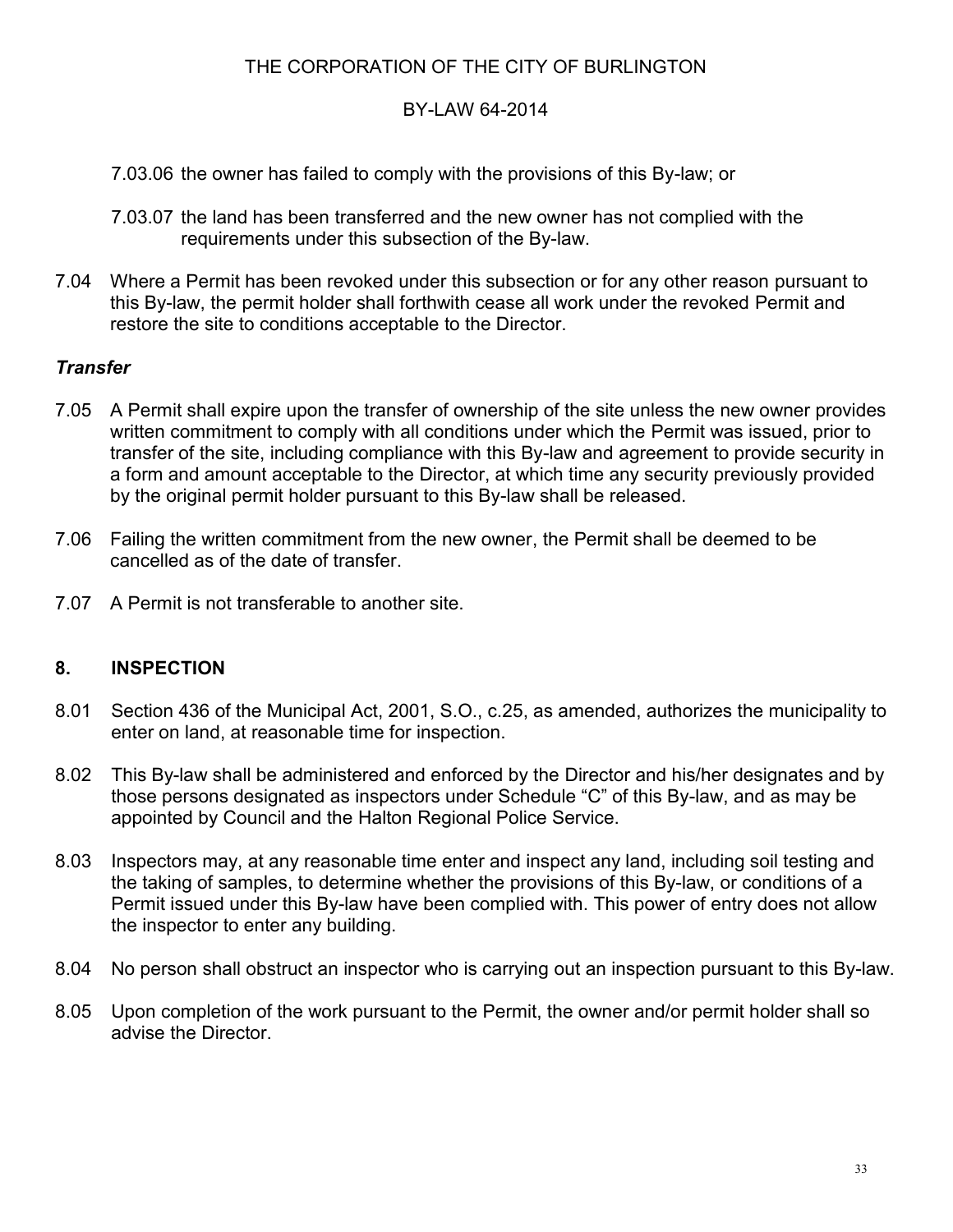7.03.06 the owner has failed to comply with the provisions of this By-law; or

7.03.07 the land has been transferred and the new owner has not complied with the requirements under this subsection of the By-law.

7.04 Where a Permit has been revoked under this subsection or for any other reason pursuant to this By-law, the permit holder shall forthwith cease all work under the revoked Permit and restore the site to conditions acceptable to the Director.

***Transfer***

7.05 A Permit shall expire upon the transfer of ownership of the site unless the new owner provides written commitment to comply with all conditions under which the Permit was issued, prior to transfer of the site, including compliance with this By-law and agreement to provide security in a form and amount acceptable to the Director, at which time any security previously provided by the original permit holder pursuant to this By-law shall be released.

7.06 Failing the written commitment from the new owner, the Permit shall be deemed to be cancelled as of the date of transfer.

7.07 A Permit is not transferable to another site.

## 8. INSPECTION

8.01 Section 436 of the Municipal Act, 2001, S.O., c.25, as amended, authorizes the municipality to enter on land, at reasonable time for inspection.

8.02 This By-law shall be administered and enforced by the Director and his/her designates and by those persons designated as inspectors under Schedule "C" of this By-law, and as may be appointed by Council and the Halton Regional Police Service.

8.03 Inspectors may, at any reasonable time enter and inspect any land, including soil testing and the taking of samples, to determine whether the provisions of this By-law, or conditions of a Permit issued under this By-law have been complied with. This power of entry does not allow the inspector to enter any building.

8.04 No person shall obstruct an inspector who is carrying out an inspection pursuant to this By-law.

8.05 Upon completion of the work pursuant to the Permit, the owner and/or permit holder shall so advise the Director.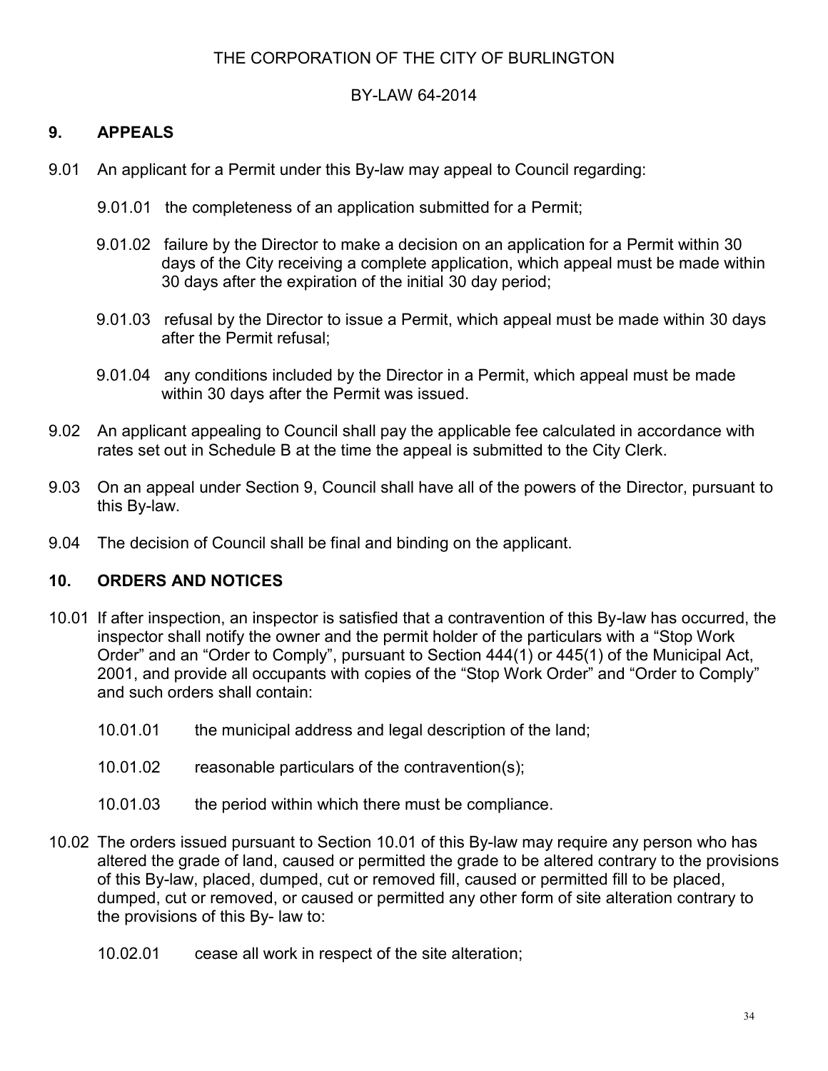THE CORPORATION OF THE CITY OF BURLINGTON

BY-LAW 64-2014

## 9. APPEALS

9.01 An applicant for a Permit under this By-law may appeal to Council regarding:

9.01.01 the completeness of an application submitted for a Permit;

9.01.02 failure by the Director to make a decision on an application for a Permit within 30 days of the City receiving a complete application, which appeal must be made within 30 days after the expiration of the initial 30 day period;

9.01.03 refusal by the Director to issue a Permit, which appeal must be made within 30 days after the Permit refusal;

9.01.04 any conditions included by the Director in a Permit, which appeal must be made within 30 days after the Permit was issued.

9.02 An applicant appealing to Council shall pay the applicable fee calculated in accordance with rates set out in Schedule B at the time the appeal is submitted to the City Clerk.

9.03 On an appeal under Section 9, Council shall have all of the powers of the Director, pursuant to this By-law.

9.04 The decision of Council shall be final and binding on the applicant.

## 10. ORDERS AND NOTICES

10.01 If after inspection, an inspector is satisfied that a contravention of this By-law has occurred, the inspector shall notify the owner and the permit holder of the particulars with a "Stop Work Order" and an "Order to Comply", pursuant to Section 444(1) or 445(1) of the Municipal Act, 2001, and provide all occupants with copies of the "Stop Work Order" and "Order to Comply" and such orders shall contain:

10.01.01 the municipal address and legal description of the land;

10.01.02 reasonable particulars of the contravention(s);

10.01.03 the period within which there must be compliance.

10.02 The orders issued pursuant to Section 10.01 of this By-law may require any person who has altered the grade of land, caused or permitted the grade to be altered contrary to the provisions of this By-law, placed, dumped, cut or removed fill, caused or permitted fill to be placed, dumped, cut or removed, or caused or permitted any other form of site alteration contrary to the provisions of this By- law to:

10.02.01 cease all work in respect of the site alteration;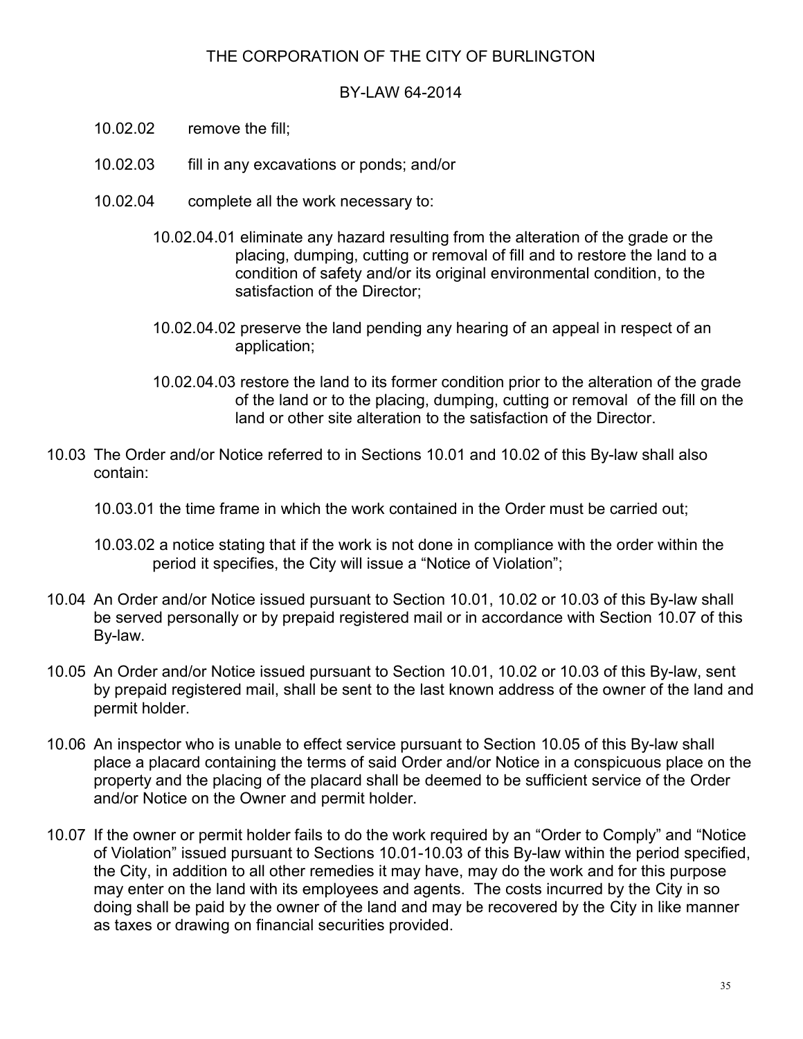10.02.02 remove the fill;

10.02.03 fill in any excavations or ponds; and/or

10.02.04 complete all the work necessary to:

10.02.04.01 eliminate any hazard resulting from the alteration of the grade or the placing, dumping, cutting or removal of fill and to restore the land to a condition of safety and/or its original environmental condition, to the satisfaction of the Director;

10.02.04.02 preserve the land pending any hearing of an appeal in respect of an application;

10.02.04.03 restore the land to its former condition prior to the alteration of the grade of the land or to the placing, dumping, cutting or removal of the fill on the land or other site alteration to the satisfaction of the Director.

10.03 The Order and/or Notice referred to in Sections 10.01 and 10.02 of this By-law shall also contain:

10.03.01 the time frame in which the work contained in the Order must be carried out;

10.03.02 a notice stating that if the work is not done in compliance with the order within the period it specifies, the City will issue a "Notice of Violation";

10.04 An Order and/or Notice issued pursuant to Section 10.01, 10.02 or 10.03 of this By-law shall be served personally or by prepaid registered mail or in accordance with Section 10.07 of this By-law.

10.05 An Order and/or Notice issued pursuant to Section 10.01, 10.02 or 10.03 of this By-law, sent by prepaid registered mail, shall be sent to the last known address of the owner of the land and permit holder.

10.06 An inspector who is unable to effect service pursuant to Section 10.05 of this By-law shall place a placard containing the terms of said Order and/or Notice in a conspicuous place on the property and the placing of the placard shall be deemed to be sufficient service of the Order and/or Notice on the Owner and permit holder.

10.07 If the owner or permit holder fails to do the work required by an "Order to Comply" and "Notice of Violation" issued pursuant to Sections 10.01-10.03 of this By-law within the period specified, the City, in addition to all other remedies it may have, may do the work and for this purpose may enter on the land with its employees and agents. The costs incurred by the City in so doing shall be paid by the owner of the land and may be recovered by the City in like manner as taxes or drawing on financial securities provided.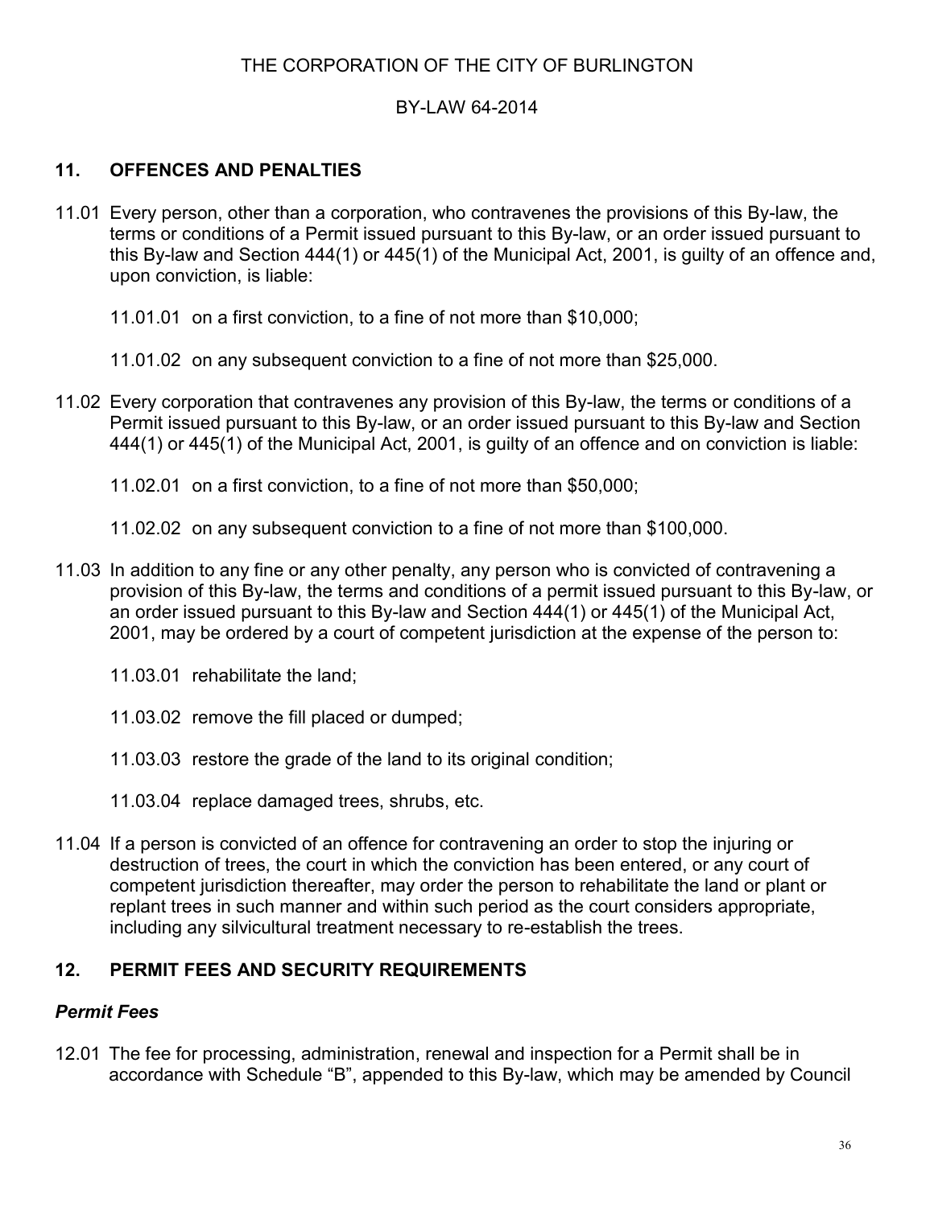## 11. OFFENCES AND PENALTIES

11.01 Every person, other than a corporation, who contravenes the provisions of this By-law, the terms or conditions of a Permit issued pursuant to this By-law, or an order issued pursuant to this By-law and Section 444(1) or 445(1) of the Municipal Act, 2001, is guilty of an offence and, upon conviction, is liable:

11.01.01 on a first conviction, to a fine of not more than $10,000;

11.01.02 on any subsequent conviction to a fine of not more than $25,000.

11.02 Every corporation that contravenes any provision of this By-law, the terms or conditions of a Permit issued pursuant to this By-law, or an order issued pursuant to this By-law and Section 444(1) or 445(1) of the Municipal Act, 2001, is guilty of an offence and on conviction is liable:

11.02.01 on a first conviction, to a fine of not more than $50,000;

11.02.02 on any subsequent conviction to a fine of not more than $100,000.

11.03 In addition to any fine or any other penalty, any person who is convicted of contravening a provision of this By-law, the terms and conditions of a permit issued pursuant to this By-law, or an order issued pursuant to this By-law and Section 444(1) or 445(1) of the Municipal Act, 2001, may be ordered by a court of competent jurisdiction at the expense of the person to:

11.03.01 rehabilitate the land;

11.03.02 remove the fill placed or dumped;

11.03.03 restore the grade of the land to its original condition;

11.03.04 replace damaged trees, shrubs, etc.

11.04 If a person is convicted of an offence for contravening an order to stop the injuring or destruction of trees, the court in which the conviction has been entered, or any court of competent jurisdiction thereafter, may order the person to rehabilitate the land or plant or replant trees in such manner and within such period as the court considers appropriate, including any silvicultural treatment necessary to re-establish the trees.

## 12. PERMIT FEES AND SECURITY REQUIREMENTS

### *Permit Fees*

12.01 The fee for processing, administration, renewal and inspection for a Permit shall be in accordance with Schedule "B", appended to this By-law, which may be amended by Council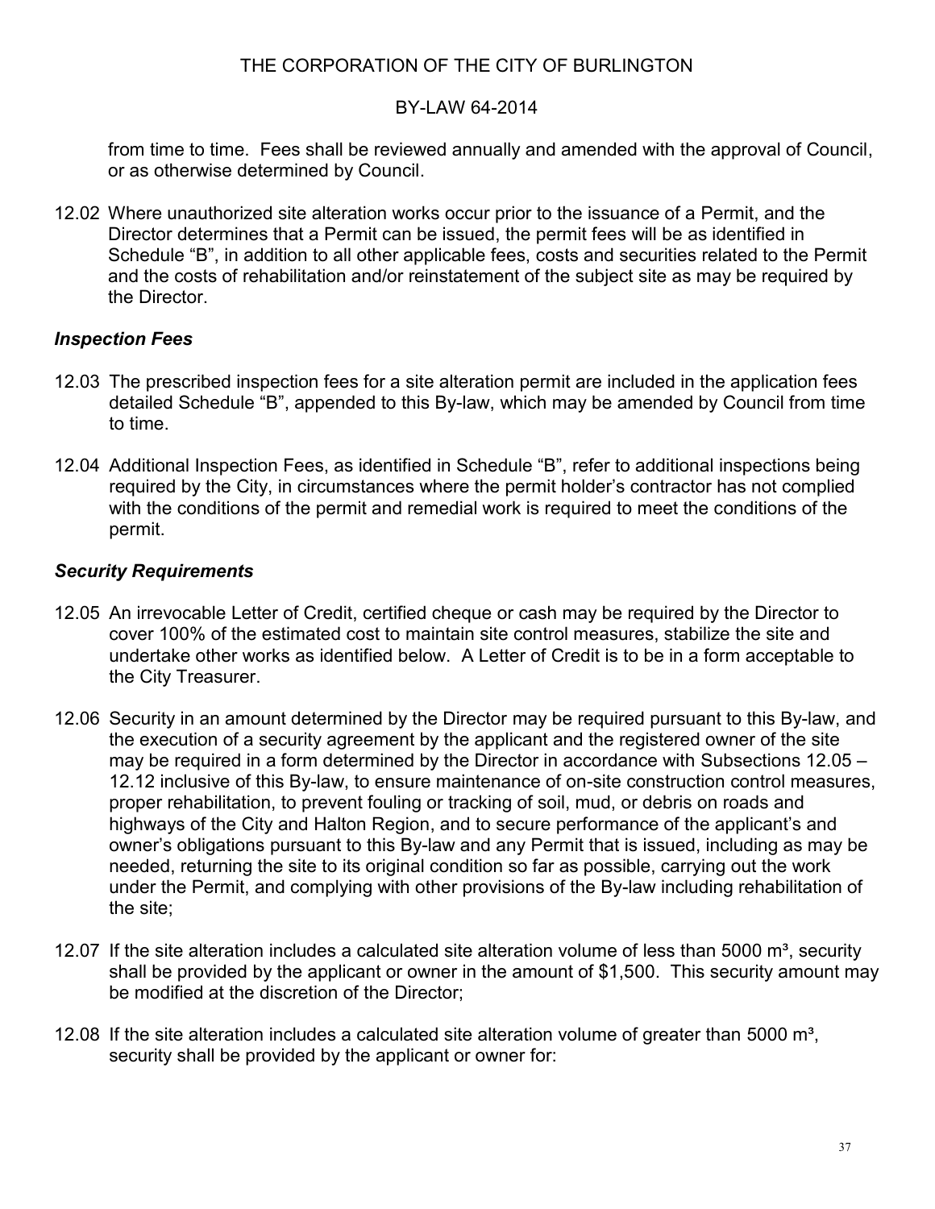from time to time. Fees shall be reviewed annually and amended with the approval of Council, or as otherwise determined by Council.

12.02 Where unauthorized site alteration works occur prior to the issuance of a Permit, and the Director determines that a Permit can be issued, the permit fees will be as identified in Schedule "B", in addition to all other applicable fees, costs and securities related to the Permit and the costs of rehabilitation and/or reinstatement of the subject site as may be required by the Director.

### *Inspection Fees*

12.03 The prescribed inspection fees for a site alteration permit are included in the application fees detailed Schedule "B", appended to this By-law, which may be amended by Council from time to time.

12.04 Additional Inspection Fees, as identified in Schedule "B", refer to additional inspections being required by the City, in circumstances where the permit holder's contractor has not complied with the conditions of the permit and remedial work is required to meet the conditions of the permit.

### *Security Requirements*

12.05 An irrevocable Letter of Credit, certified cheque or cash may be required by the Director to cover 100% of the estimated cost to maintain site control measures, stabilize the site and undertake other works as identified below. A Letter of Credit is to be in a form acceptable to the City Treasurer.

12.06 Security in an amount determined by the Director may be required pursuant to this By-law, and the execution of a security agreement by the applicant and the registered owner of the site may be required in a form determined by the Director in accordance with Subsections 12.05 – 12.12 inclusive of this By-law, to ensure maintenance of on-site construction control measures, proper rehabilitation, to prevent fouling or tracking of soil, mud, or debris on roads and highways of the City and Halton Region, and to secure performance of the applicant's and owner's obligations pursuant to this By-law and any Permit that is issued, including as may be needed, returning the site to its original condition so far as possible, carrying out the work under the Permit, and complying with other provisions of the By-law including rehabilitation of the site;

12.07 If the site alteration includes a calculated site alteration volume of less than 5000 $m^3$, security shall be provided by the applicant or owner in the amount of \$1,500. This security amount may be modified at the discretion of the Director;

12.08 If the site alteration includes a calculated site alteration volume of greater than 5000 $m^3$, security shall be provided by the applicant or owner for: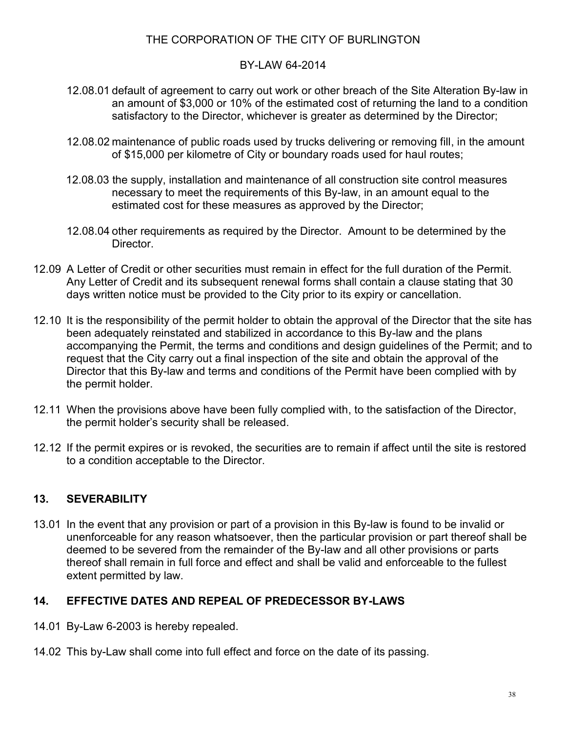12.08.01 default of agreement to carry out work or other breach of the Site Alteration By-law in an amount of $3,000 or 10% of the estimated cost of returning the land to a condition satisfactory to the Director, whichever is greater as determined by the Director;

12.08.02 maintenance of public roads used by trucks delivering or removing fill, in the amount of $15,000 per kilometre of City or boundary roads used for haul routes;

12.08.03 the supply, installation and maintenance of all construction site control measures necessary to meet the requirements of this By-law, in an amount equal to the estimated cost for these measures as approved by the Director;

12.08.04 other requirements as required by the Director. Amount to be determined by the Director.

12.09 A Letter of Credit or other securities must remain in effect for the full duration of the Permit. Any Letter of Credit and its subsequent renewal forms shall contain a clause stating that 30 days written notice must be provided to the City prior to its expiry or cancellation.

12.10 It is the responsibility of the permit holder to obtain the approval of the Director that the site has been adequately reinstated and stabilized in accordance to this By-law and the plans accompanying the Permit, the terms and conditions and design guidelines of the Permit; and to request that the City carry out a final inspection of the site and obtain the approval of the Director that this By-law and terms and conditions of the Permit have been complied with by the permit holder.

12.11 When the provisions above have been fully complied with, to the satisfaction of the Director, the permit holder's security shall be released.

12.12 If the permit expires or is revoked, the securities are to remain if affect until the site is restored to a condition acceptable to the Director.

## 13. SEVERABILITY

13.01 In the event that any provision or part of a provision in this By-law is found to be invalid or unenforceable for any reason whatsoever, then the particular provision or part thereof shall be deemed to be severed from the remainder of the By-law and all other provisions or parts thereof shall remain in full force and effect and shall be valid and enforceable to the fullest extent permitted by law.

## 14. EFFECTIVE DATES AND REPEAL OF PREDECESSOR BY-LAWS

14.01 By-Law 6-2003 is hereby repealed.

14.02 This by-Law shall come into full effect and force on the date of its passing.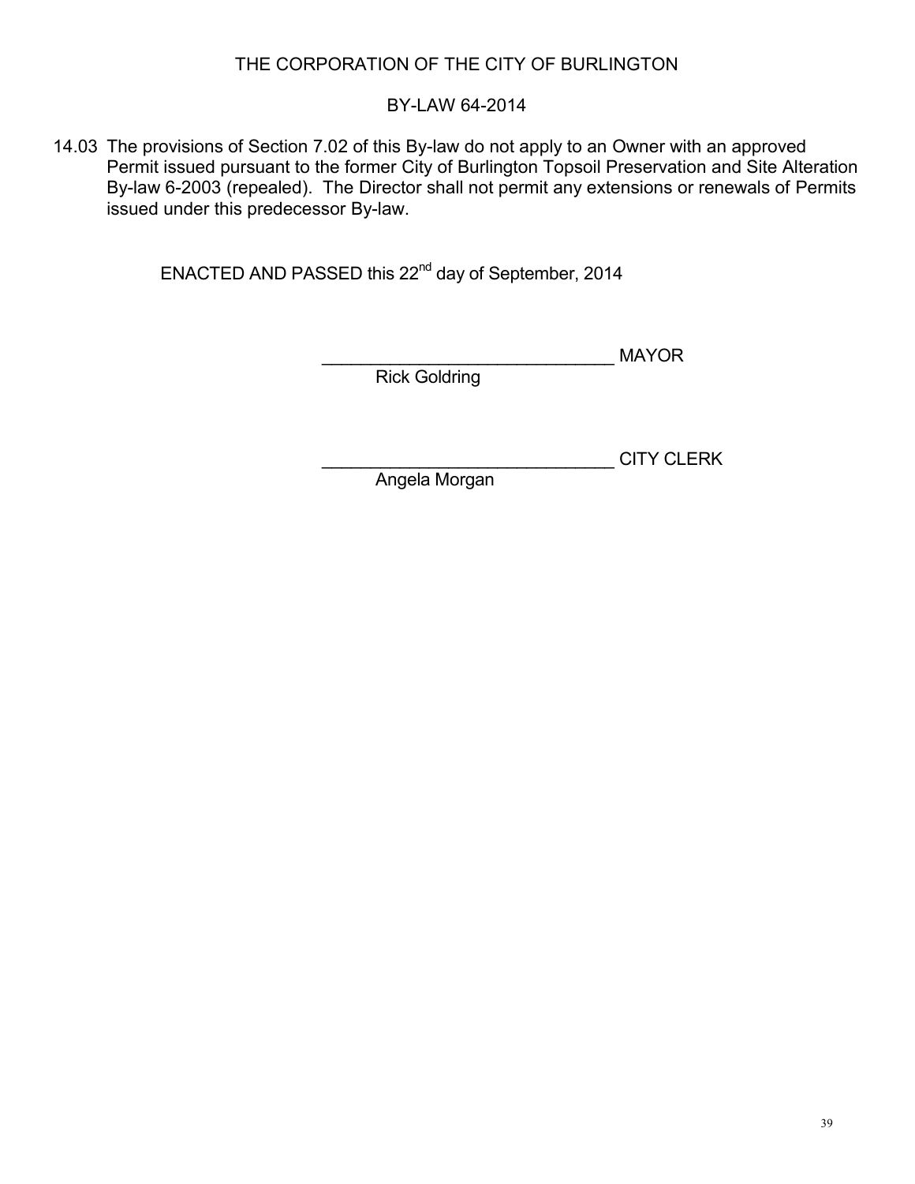THE CORPORATION OF THE CITY OF BURLINGTON

BY-LAW 64-2014

14.03 The provisions of Section 7.02 of this By-law do not apply to an Owner with an approved Permit issued pursuant to the former City of Burlington Topsoil Preservation and Site Alteration By-law 6-2003 (repealed). The Director shall not permit any extensions or renewals of Permits issued under this predecessor By-law.

ENACTED AND PASSED this 22nd day of September, 2014

_____________________________ MAYOR
Rick Goldring

_____________________________ CITY CLERK
Angela Morgan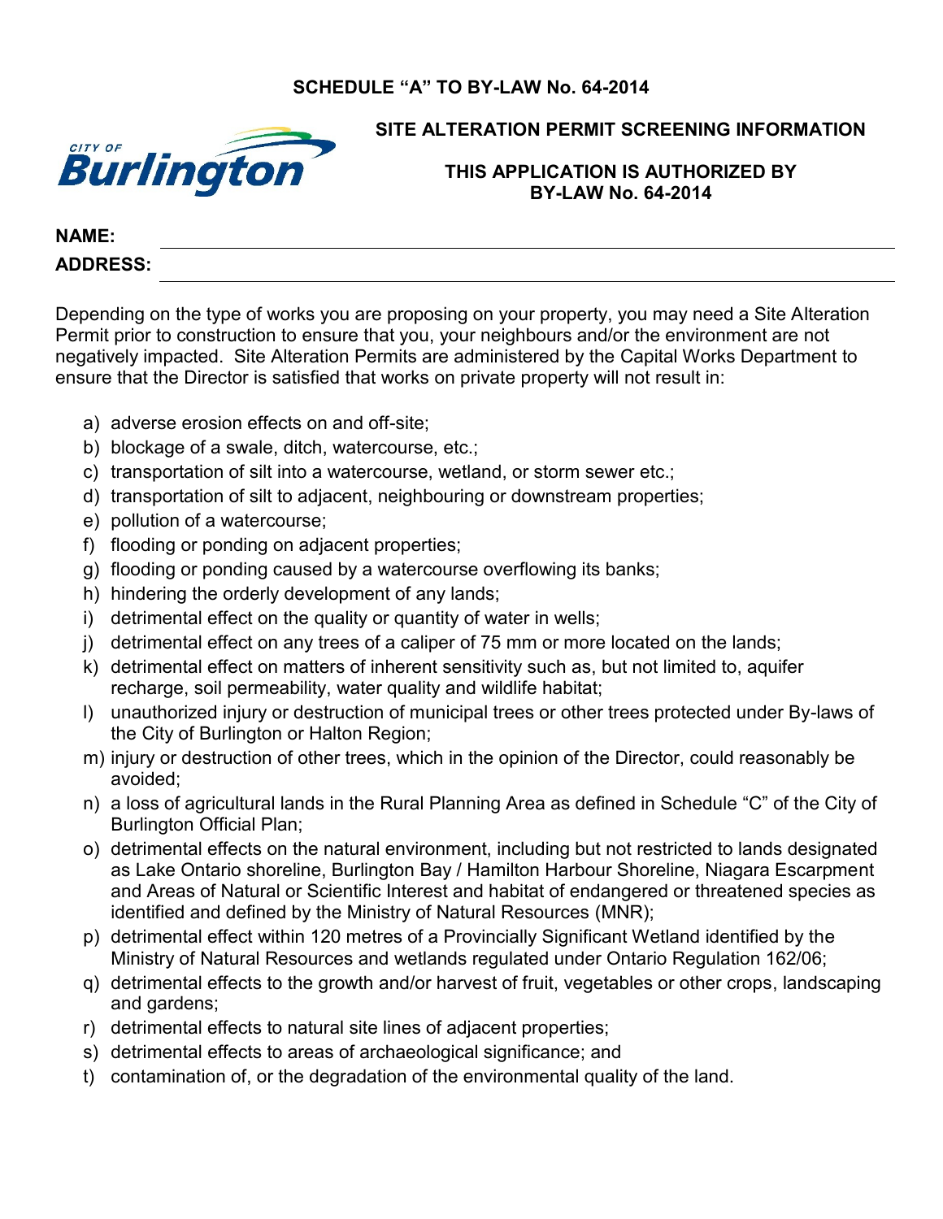**SCHEDULE "A" TO BY-LAW No. 64-2014**

**SITE ALTERATION PERMIT SCREENING INFORMATION**

**THIS APPLICATION IS AUTHORIZED BY BY-LAW No. 64-2014**

**NAME:** ________________________________________

**ADDRESS:** ________________________________________

Depending on the type of works you are proposing on your property, you may need a Site Alteration Permit prior to construction to ensure that you, your neighbours and/or the environment are not negatively impacted. Site Alteration Permits are administered by the Capital Works Department to ensure that the Director is satisfied that works on private property will not result in:

a) adverse erosion effects on and off-site;
b) blockage of a swale, ditch, watercourse, etc.;
c) transportation of silt into a watercourse, wetland, or storm sewer etc.;
d) transportation of silt to adjacent, neighbouring or downstream properties;
e) pollution of a watercourse;
f) flooding or ponding on adjacent properties;
g) flooding or ponding caused by a watercourse overflowing its banks;
h) hindering the orderly development of any lands;
i) detrimental effect on the quality or quantity of water in wells;
j) detrimental effect on any trees of a caliper of 75 mm or more located on the lands;
k) detrimental effect on matters of inherent sensitivity such as, but not limited to, aquifer recharge, soil permeability, water quality and wildlife habitat;
l) unauthorized injury or destruction of municipal trees or other trees protected under By-laws of the City of Burlington or Halton Region;
m) injury or destruction of other trees, which in the opinion of the Director, could reasonably be avoided;
n) a loss of agricultural lands in the Rural Planning Area as defined in Schedule "C" of the City of Burlington Official Plan;
o) detrimental effects on the natural environment, including but not restricted to lands designated as Lake Ontario shoreline, Burlington Bay / Hamilton Harbour Shoreline, Niagara Escarpment and Areas of Natural or Scientific Interest and habitat of endangered or threatened species as identified and defined by the Ministry of Natural Resources (MNR);
p) detrimental effect within 120 metres of a Provincially Significant Wetland identified by the Ministry of Natural Resources and wetlands regulated under Ontario Regulation 162/06;
q) detrimental effects to the growth and/or harvest of fruit, vegetables or other crops, landscaping and gardens;
r) detrimental effects to natural site lines of adjacent properties;
s) detrimental effects to areas of archaeological significance; and
t) contamination of, or the degradation of the environmental quality of the land.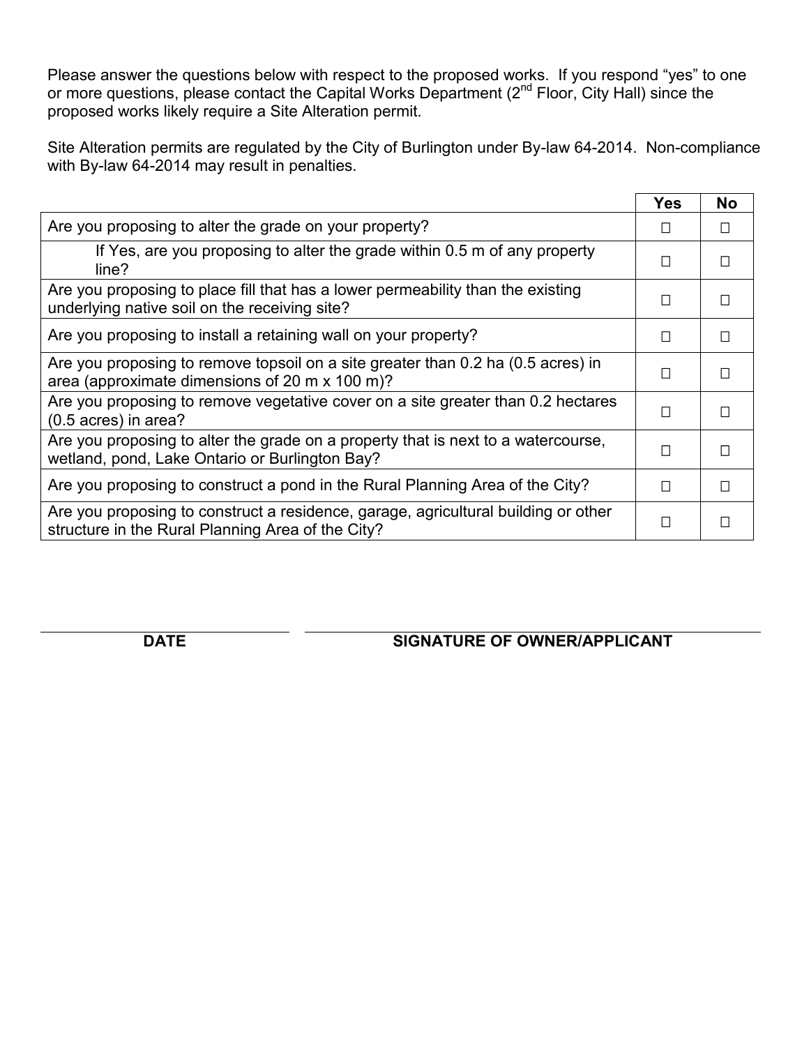Please answer the questions below with respect to the proposed works. If you respond "yes" to one or more questions, please contact the Capital Works Department (2nd Floor, City Hall) since the proposed works likely require a Site Alteration permit.

Site Alteration permits are regulated by the City of Burlington under By-law 64-2014. Non-compliance with By-law 64-2014 may result in penalties.

| | Yes | No |
|---|---|---|
| Are you proposing to alter the grade on your property? | ☐ | ☐ |
| If Yes, are you proposing to alter the grade within 0.5 m of any property line? | ☐ | ☐ |
| Are you proposing to place fill that has a lower permeability than the existing underlying native soil on the receiving site? | ☐ | ☐ |
| Are you proposing to install a retaining wall on your property? | ☐ | ☐ |
| Are you proposing to remove topsoil on a site greater than 0.2 ha (0.5 acres) in area (approximate dimensions of 20 m x 100 m)? | ☐ | ☐ |
| Are you proposing to remove vegetative cover on a site greater than 0.2 hectares (0.5 acres) in area? | ☐ | ☐ |
| Are you proposing to alter the grade on a property that is next to a watercourse, wetland, pond, Lake Ontario or Burlington Bay? | ☐ | ☐ |
| Are you proposing to construct a pond in the Rural Planning Area of the City? | ☐ | ☐ |
| Are you proposing to construct a residence, garage, agricultural building or other structure in the Rural Planning Area of the City? | ☐ | ☐ |

______________________ ______________________________________

**DATE** **SIGNATURE OF OWNER/APPLICANT**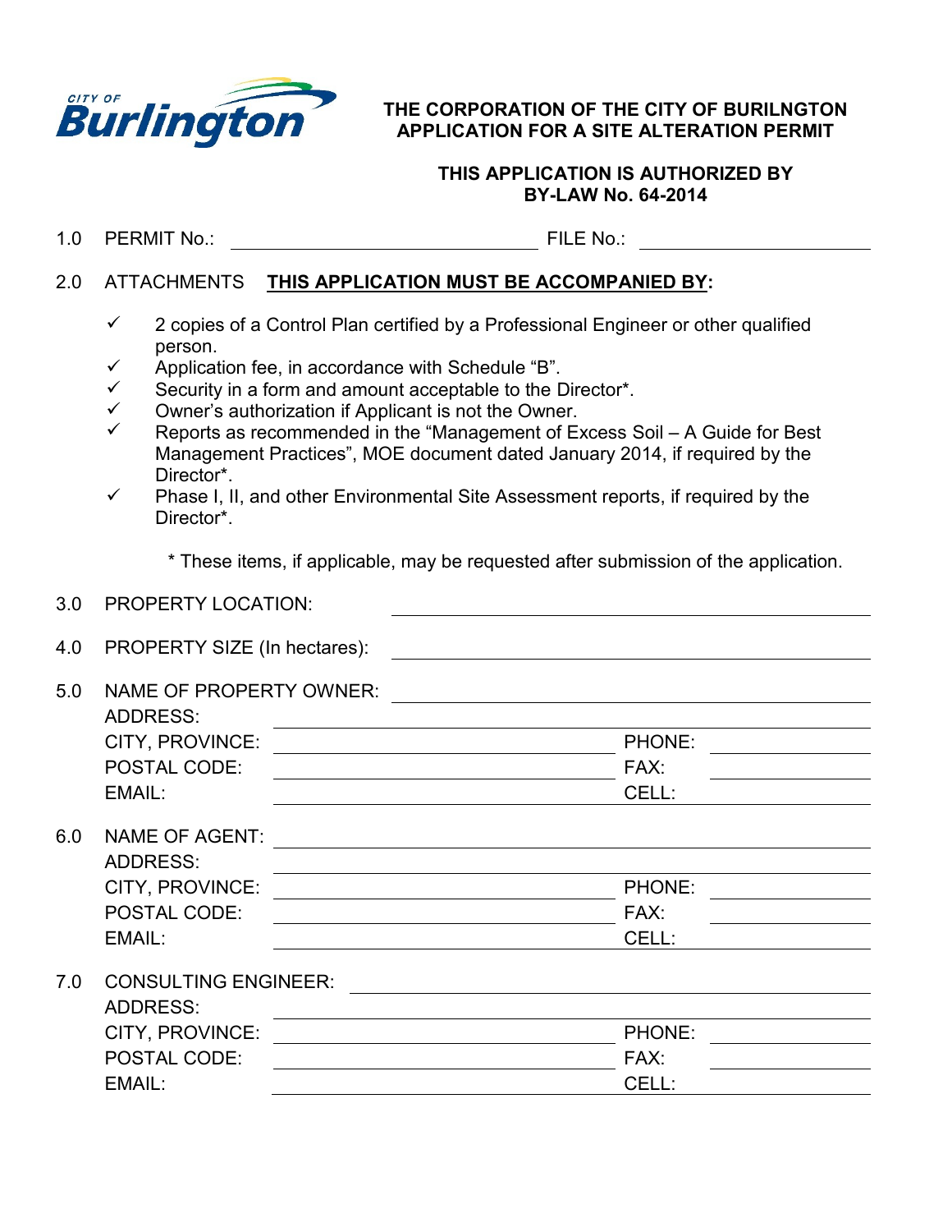CITY OF Burlington

**THE CORPORATION OF THE CITY OF BURILNGTON**
**APPLICATION FOR A SITE ALTERATION PERMIT**

**THIS APPLICATION IS AUTHORIZED BY**
**BY-LAW No. 64-2014**

1.0 PERMIT No.: ______________________ FILE No.: ______________________

2.0 ATTACHMENTS **<u>THIS APPLICATION MUST BE ACCOMPANIED BY</u>:**

- ✓ 2 copies of a Control Plan certified by a Professional Engineer or other qualified person.
- ✓ Application fee, in accordance with Schedule "B".
- ✓ Security in a form and amount acceptable to the Director*.
- ✓ Owner's authorization if Applicant is not the Owner.
- ✓ Reports as recommended in the "Management of Excess Soil – A Guide for Best Management Practices", MOE document dated January 2014, if required by the Director*.
- ✓ Phase I, II, and other Environmental Site Assessment reports, if required by the Director*.

\* These items, if applicable, may be requested after submission of the application.

3.0 PROPERTY LOCATION: ______________________

4.0 PROPERTY SIZE (In hectares): ______________________

5.0 NAME OF PROPERTY OWNER: ______________________
ADDRESS: ______________________
CITY, PROVINCE: ______________________ PHONE: ______________________
POSTAL CODE: ______________________ FAX: ______________________
EMAIL: ______________________ CELL: ______________________

6.0 NAME OF AGENT: ______________________
ADDRESS: ______________________
CITY, PROVINCE: ______________________ PHONE: ______________________
POSTAL CODE: ______________________ FAX: ______________________
EMAIL: ______________________ CELL: ______________________

7.0 CONSULTING ENGINEER: ______________________
ADDRESS: ______________________
CITY, PROVINCE: ______________________ PHONE: ______________________
POSTAL CODE: ______________________ FAX: ______________________
EMAIL: ______________________ CELL: ______________________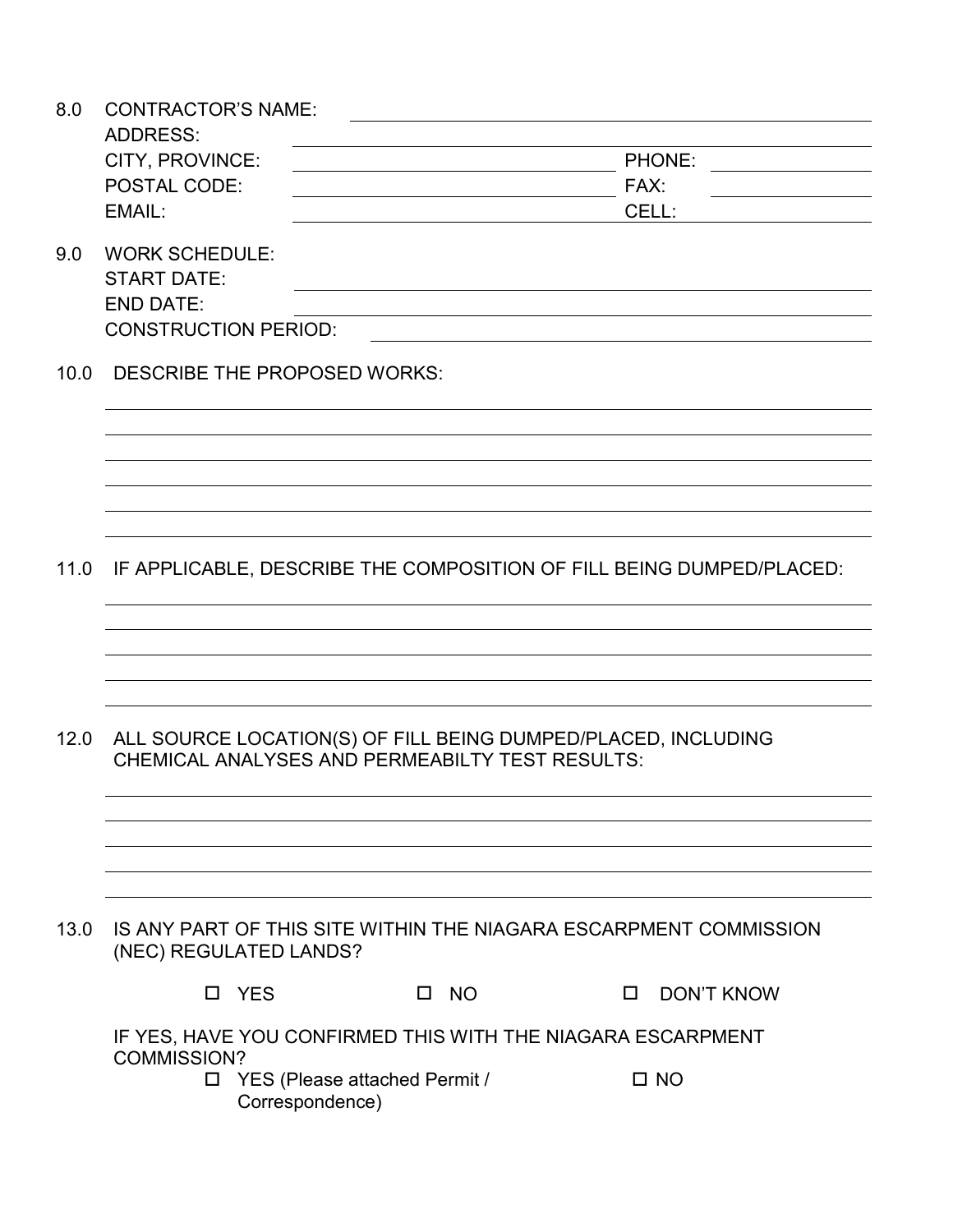8.0 CONTRACTOR'S NAME: \_\_\_\_\_\_\_\_\_\_\_\_\_\_\_\_\_\_\_\_\_\_\_\_\_\_\_\_\_\_\_\_\_\_\_\_\_\_\_\_

ADDRESS: \_\_\_\_\_\_\_\_\_\_\_\_\_\_\_\_\_\_\_\_\_\_\_\_\_\_\_\_\_\_\_\_\_\_\_\_\_\_\_\_\_\_\_\_\_\_\_\_

CITY, PROVINCE: \_\_\_\_\_\_\_\_\_\_\_\_\_\_\_\_\_\_\_\_\_\_\_\_\_\_\_\_ PHONE: \_\_\_\_\_\_\_\_\_\_\_\_\_\_

POSTAL CODE: \_\_\_\_\_\_\_\_\_\_\_\_\_\_\_\_\_\_\_\_\_\_\_\_\_\_\_\_ FAX: \_\_\_\_\_\_\_\_\_\_\_\_\_\_

EMAIL: \_\_\_\_\_\_\_\_\_\_\_\_\_\_\_\_\_\_\_\_\_\_\_\_\_\_\_\_ CELL: \_\_\_\_\_\_\_\_\_\_\_\_\_\_

9.0 WORK SCHEDULE:

START DATE: \_\_\_\_\_\_\_\_\_\_\_\_\_\_\_\_\_\_\_\_\_\_\_\_\_\_\_\_\_\_\_\_\_\_\_\_\_\_\_\_\_\_\_\_\_\_\_\_

END DATE: \_\_\_\_\_\_\_\_\_\_\_\_\_\_\_\_\_\_\_\_\_\_\_\_\_\_\_\_\_\_\_\_\_\_\_\_\_\_\_\_\_\_\_\_\_\_\_\_

CONSTRUCTION PERIOD: \_\_\_\_\_\_\_\_\_\_\_\_\_\_\_\_\_\_\_\_\_\_\_\_\_\_\_\_\_\_\_\_\_\_\_\_\_\_\_\_

10.0 DESCRIBE THE PROPOSED WORKS:

\_\_\_\_\_\_\_\_\_\_\_\_\_\_\_\_\_\_\_\_\_\_\_\_\_\_\_\_\_\_\_\_\_\_\_\_\_\_\_\_\_\_\_\_\_\_\_\_\_\_\_\_\_\_\_\_\_\_\_\_

\_\_\_\_\_\_\_\_\_\_\_\_\_\_\_\_\_\_\_\_\_\_\_\_\_\_\_\_\_\_\_\_\_\_\_\_\_\_\_\_\_\_\_\_\_\_\_\_\_\_\_\_\_\_\_\_\_\_\_\_

\_\_\_\_\_\_\_\_\_\_\_\_\_\_\_\_\_\_\_\_\_\_\_\_\_\_\_\_\_\_\_\_\_\_\_\_\_\_\_\_\_\_\_\_\_\_\_\_\_\_\_\_\_\_\_\_\_\_\_\_

\_\_\_\_\_\_\_\_\_\_\_\_\_\_\_\_\_\_\_\_\_\_\_\_\_\_\_\_\_\_\_\_\_\_\_\_\_\_\_\_\_\_\_\_\_\_\_\_\_\_\_\_\_\_\_\_\_\_\_\_

\_\_\_\_\_\_\_\_\_\_\_\_\_\_\_\_\_\_\_\_\_\_\_\_\_\_\_\_\_\_\_\_\_\_\_\_\_\_\_\_\_\_\_\_\_\_\_\_\_\_\_\_\_\_\_\_\_\_\_\_

\_\_\_\_\_\_\_\_\_\_\_\_\_\_\_\_\_\_\_\_\_\_\_\_\_\_\_\_\_\_\_\_\_\_\_\_\_\_\_\_\_\_\_\_\_\_\_\_\_\_\_\_\_\_\_\_\_\_\_\_

11.0 IF APPLICABLE, DESCRIBE THE COMPOSITION OF FILL BEING DUMPED/PLACED:

\_\_\_\_\_\_\_\_\_\_\_\_\_\_\_\_\_\_\_\_\_\_\_\_\_\_\_\_\_\_\_\_\_\_\_\_\_\_\_\_\_\_\_\_\_\_\_\_\_\_\_\_\_\_\_\_\_\_\_\_

\_\_\_\_\_\_\_\_\_\_\_\_\_\_\_\_\_\_\_\_\_\_\_\_\_\_\_\_\_\_\_\_\_\_\_\_\_\_\_\_\_\_\_\_\_\_\_\_\_\_\_\_\_\_\_\_\_\_\_\_

\_\_\_\_\_\_\_\_\_\_\_\_\_\_\_\_\_\_\_\_\_\_\_\_\_\_\_\_\_\_\_\_\_\_\_\_\_\_\_\_\_\_\_\_\_\_\_\_\_\_\_\_\_\_\_\_\_\_\_\_

\_\_\_\_\_\_\_\_\_\_\_\_\_\_\_\_\_\_\_\_\_\_\_\_\_\_\_\_\_\_\_\_\_\_\_\_\_\_\_\_\_\_\_\_\_\_\_\_\_\_\_\_\_\_\_\_\_\_\_\_

\_\_\_\_\_\_\_\_\_\_\_\_\_\_\_\_\_\_\_\_\_\_\_\_\_\_\_\_\_\_\_\_\_\_\_\_\_\_\_\_\_\_\_\_\_\_\_\_\_\_\_\_\_\_\_\_\_\_\_\_

12.0 ALL SOURCE LOCATION(S) OF FILL BEING DUMPED/PLACED, INCLUDING CHEMICAL ANALYSES AND PERMEABILTY TEST RESULTS:

\_\_\_\_\_\_\_\_\_\_\_\_\_\_\_\_\_\_\_\_\_\_\_\_\_\_\_\_\_\_\_\_\_\_\_\_\_\_\_\_\_\_\_\_\_\_\_\_\_\_\_\_\_\_\_\_\_\_\_\_

\_\_\_\_\_\_\_\_\_\_\_\_\_\_\_\_\_\_\_\_\_\_\_\_\_\_\_\_\_\_\_\_\_\_\_\_\_\_\_\_\_\_\_\_\_\_\_\_\_\_\_\_\_\_\_\_\_\_\_\_

\_\_\_\_\_\_\_\_\_\_\_\_\_\_\_\_\_\_\_\_\_\_\_\_\_\_\_\_\_\_\_\_\_\_\_\_\_\_\_\_\_\_\_\_\_\_\_\_\_\_\_\_\_\_\_\_\_\_\_\_

\_\_\_\_\_\_\_\_\_\_\_\_\_\_\_\_\_\_\_\_\_\_\_\_\_\_\_\_\_\_\_\_\_\_\_\_\_\_\_\_\_\_\_\_\_\_\_\_\_\_\_\_\_\_\_\_\_\_\_\_

\_\_\_\_\_\_\_\_\_\_\_\_\_\_\_\_\_\_\_\_\_\_\_\_\_\_\_\_\_\_\_\_\_\_\_\_\_\_\_\_\_\_\_\_\_\_\_\_\_\_\_\_\_\_\_\_\_\_\_\_

13.0 IS ANY PART OF THIS SITE WITHIN THE NIAGARA ESCARPMENT COMMISSION (NEC) REGULATED LANDS?

☐ YES ☐ NO ☐ DON'T KNOW

IF YES, HAVE YOU CONFIRMED THIS WITH THE NIAGARA ESCARPMENT COMMISSION?

☐ YES (Please attached Permit / Correspondence) ☐ NO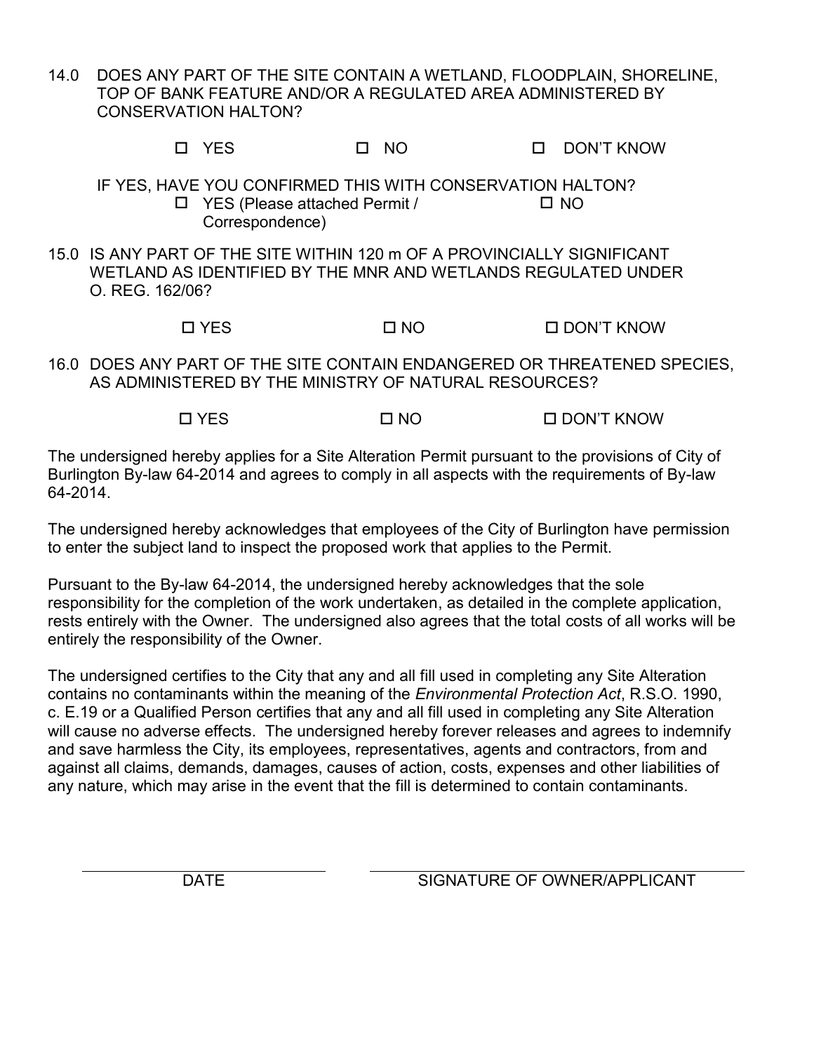14.0 DOES ANY PART OF THE SITE CONTAIN A WETLAND, FLOODPLAIN, SHORELINE, TOP OF BANK FEATURE AND/OR A REGULATED AREA ADMINISTERED BY CONSERVATION HALTON?

☐ YES ☐ NO ☐ DON'T KNOW

IF YES, HAVE YOU CONFIRMED THIS WITH CONSERVATION HALTON?

☐ YES (Please attached Permit / Correspondence) ☐ NO

15.0 IS ANY PART OF THE SITE WITHIN 120 m OF A PROVINCIALLY SIGNIFICANT WETLAND AS IDENTIFIED BY THE MNR AND WETLANDS REGULATED UNDER O. REG. 162/06?

☐ YES ☐ NO ☐ DON'T KNOW

16.0 DOES ANY PART OF THE SITE CONTAIN ENDANGERED OR THREATENED SPECIES, AS ADMINISTERED BY THE MINISTRY OF NATURAL RESOURCES?

☐ YES ☐ NO ☐ DON'T KNOW

The undersigned hereby applies for a Site Alteration Permit pursuant to the provisions of City of Burlington By-law 64-2014 and agrees to comply in all aspects with the requirements of By-law 64-2014.

The undersigned hereby acknowledges that employees of the City of Burlington have permission to enter the subject land to inspect the proposed work that applies to the Permit.

Pursuant to the By-law 64-2014, the undersigned hereby acknowledges that the sole responsibility for the completion of the work undertaken, as detailed in the complete application, rests entirely with the Owner. The undersigned also agrees that the total costs of all works will be entirely the responsibility of the Owner.

The undersigned certifies to the City that any and all fill used in completing any Site Alteration contains no contaminants within the meaning of the *Environmental Protection Act*, R.S.O. 1990, c. E.19 or a Qualified Person certifies that any and all fill used in completing any Site Alteration will cause no adverse effects. The undersigned hereby forever releases and agrees to indemnify and save harmless the City, its employees, representatives, agents and contractors, from and against all claims, demands, damages, causes of action, costs, expenses and other liabilities of any nature, which may arise in the event that the fill is determined to contain contaminants.

\_\_\_\_\_\_\_\_\_\_\_\_\_\_\_\_\_\_\_\_\_\_\_\_\_\_ \_\_\_\_\_\_\_\_\_\_\_\_\_\_\_\_\_\_\_\_\_\_\_\_\_\_\_\_\_\_\_\_\_\_\_\_\_\_\_\_

DATE SIGNATURE OF OWNER/APPLICANT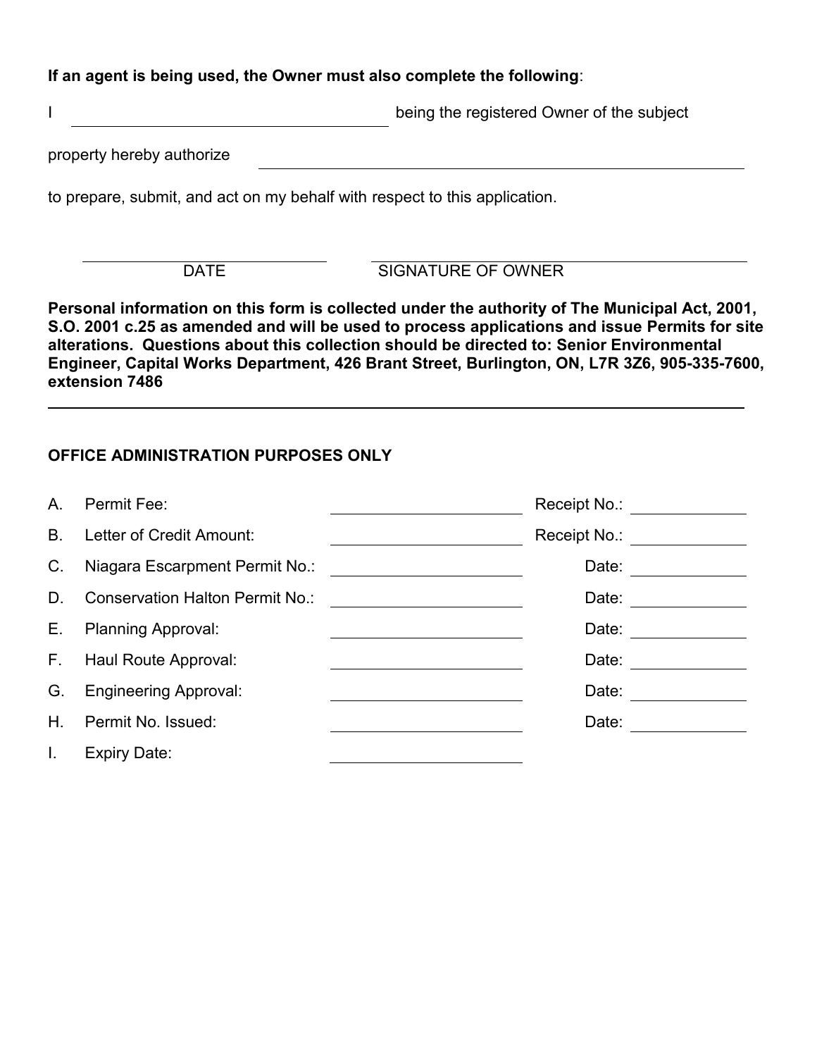**If an agent is being used, the Owner must also complete the following**:

I ______________________________ being the registered Owner of the subject

property hereby authorize ________________________________________

to prepare, submit, and act on my behalf with respect to this application.

______________________ ______________________________

DATE SIGNATURE OF OWNER

**Personal information on this form is collected under the authority of The Municipal Act, 2001, S.O. 2001 c.25 as amended and will be used to process applications and issue Permits for site alterations. Questions about this collection should be directed to: Senior Environmental Engineer, Capital Works Department, 426 Brant Street, Burlington, ON, L7R 3Z6, 905-335-7600, extension 7486**

---

**OFFICE ADMINISTRATION PURPOSES ONLY**

A. Permit Fee: ______________________ Receipt No.: ____________

B. Letter of Credit Amount: ______________________ Receipt No.: ____________

C. Niagara Escarpment Permit No.: ______________________ Date: ____________

D. Conservation Halton Permit No.: ______________________ Date: ____________

E. Planning Approval: ______________________ Date: ____________

F. Haul Route Approval: ______________________ Date: ____________

G. Engineering Approval: ______________________ Date: ____________

H. Permit No. Issued: ______________________ Date: ____________

I. Expiry Date: ______________________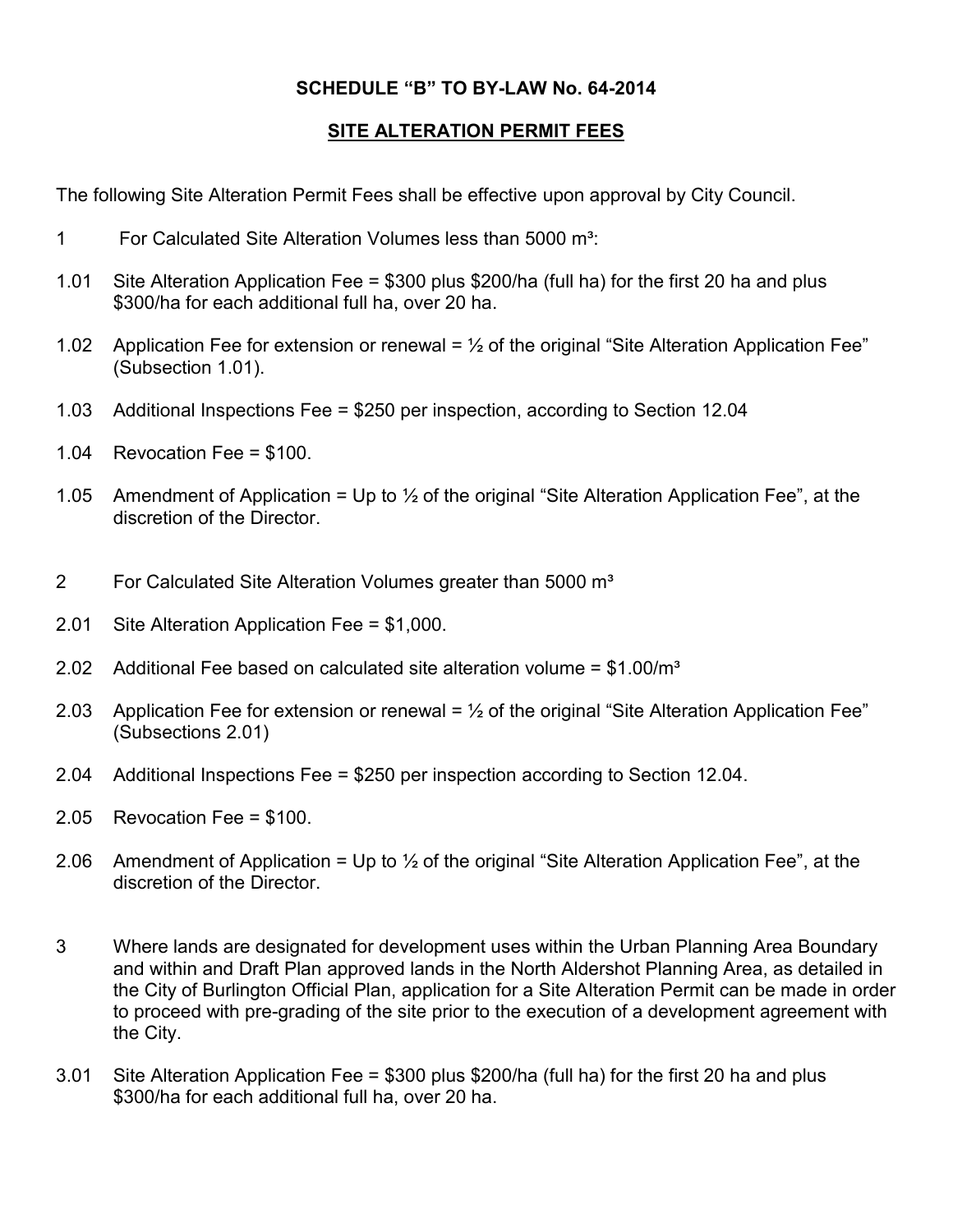## SCHEDULE "B" TO BY-LAW No. 64-2014

## SITE ALTERATION PERMIT FEES

The following Site Alteration Permit Fees shall be effective upon approval by City Council.

1 For Calculated Site Alteration Volumes less than 5000 m³:

1.01 Site Alteration Application Fee = $300 plus $200/ha (full ha) for the first 20 ha and plus $300/ha for each additional full ha, over 20 ha.

1.02 Application Fee for extension or renewal = ½ of the original "Site Alteration Application Fee" (Subsection 1.01).

1.03 Additional Inspections Fee = $250 per inspection, according to Section 12.04

1.04 Revocation Fee = $100.

1.05 Amendment of Application = Up to ½ of the original "Site Alteration Application Fee", at the discretion of the Director.

2 For Calculated Site Alteration Volumes greater than 5000 m³

2.01 Site Alteration Application Fee = $1,000.

2.02 Additional Fee based on calculated site alteration volume = $1.00/m³

2.03 Application Fee for extension or renewal = ½ of the original "Site Alteration Application Fee" (Subsections 2.01)

2.04 Additional Inspections Fee = $250 per inspection according to Section 12.04.

2.05 Revocation Fee = $100.

2.06 Amendment of Application = Up to ½ of the original "Site Alteration Application Fee", at the discretion of the Director.

3 Where lands are designated for development uses within the Urban Planning Area Boundary and within and Draft Plan approved lands in the North Aldershot Planning Area, as detailed in the City of Burlington Official Plan, application for a Site Alteration Permit can be made in order to proceed with pre-grading of the site prior to the execution of a development agreement with the City.

3.01 Site Alteration Application Fee = $300 plus $200/ha (full ha) for the first 20 ha and plus $300/ha for each additional full ha, over 20 ha.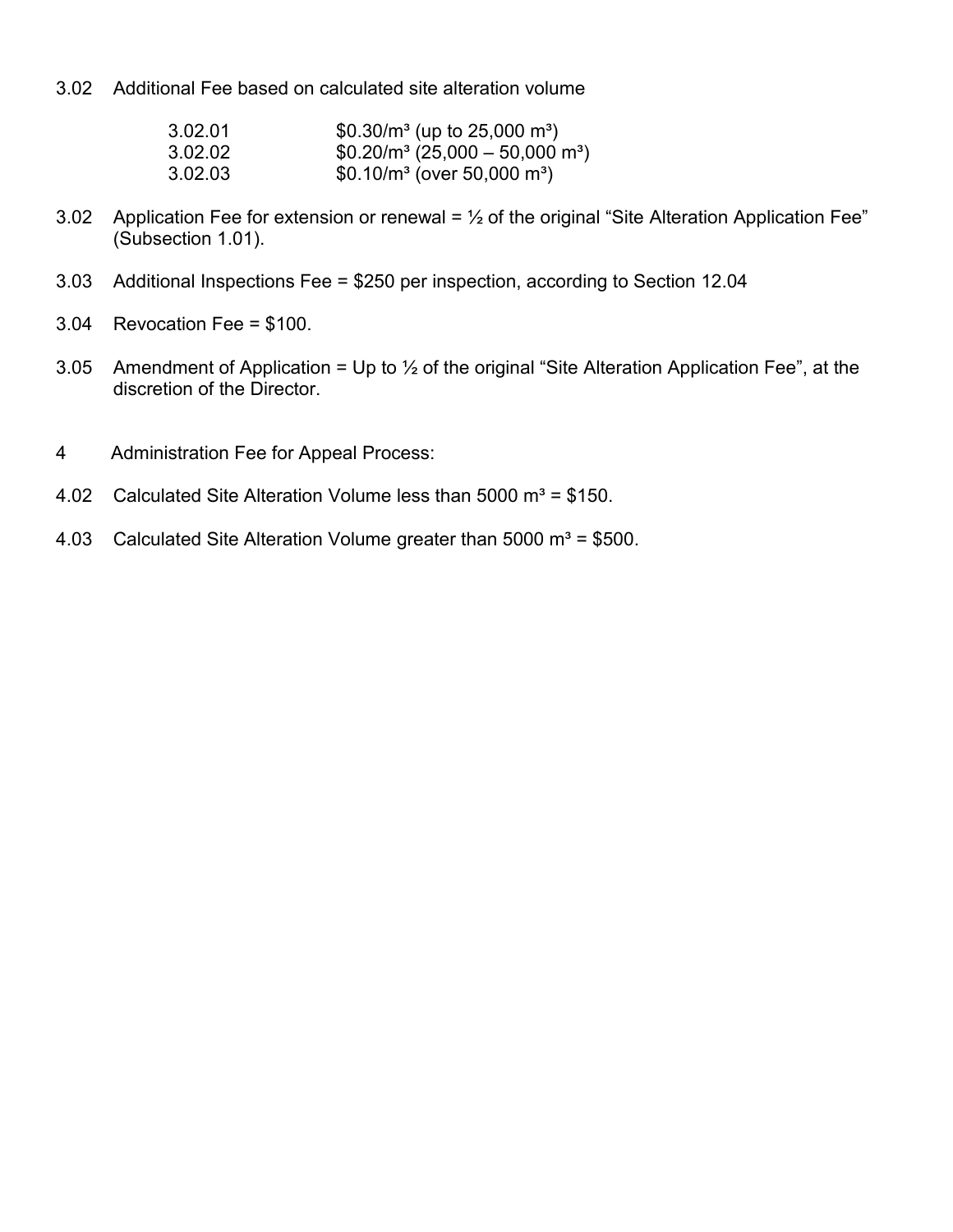3.02 Additional Fee based on calculated site alteration volume

| | |
|---|---|
| 3.02.01 | $0.30/m³ (up to 25,000 m³) |
| 3.02.02 | $0.20/m³ (25,000 – 50,000 m³) |
| 3.02.03 | $0.10/m³ (over 50,000 m³) |

3.02 Application Fee for extension or renewal = ½ of the original “Site Alteration Application Fee” (Subsection 1.01).

3.03 Additional Inspections Fee = $250 per inspection, according to Section 12.04

3.04 Revocation Fee = $100.

3.05 Amendment of Application = Up to ½ of the original “Site Alteration Application Fee”, at the discretion of the Director.

4 Administration Fee for Appeal Process:

4.02 Calculated Site Alteration Volume less than 5000 m³ = $150.

4.03 Calculated Site Alteration Volume greater than 5000 m³ = $500.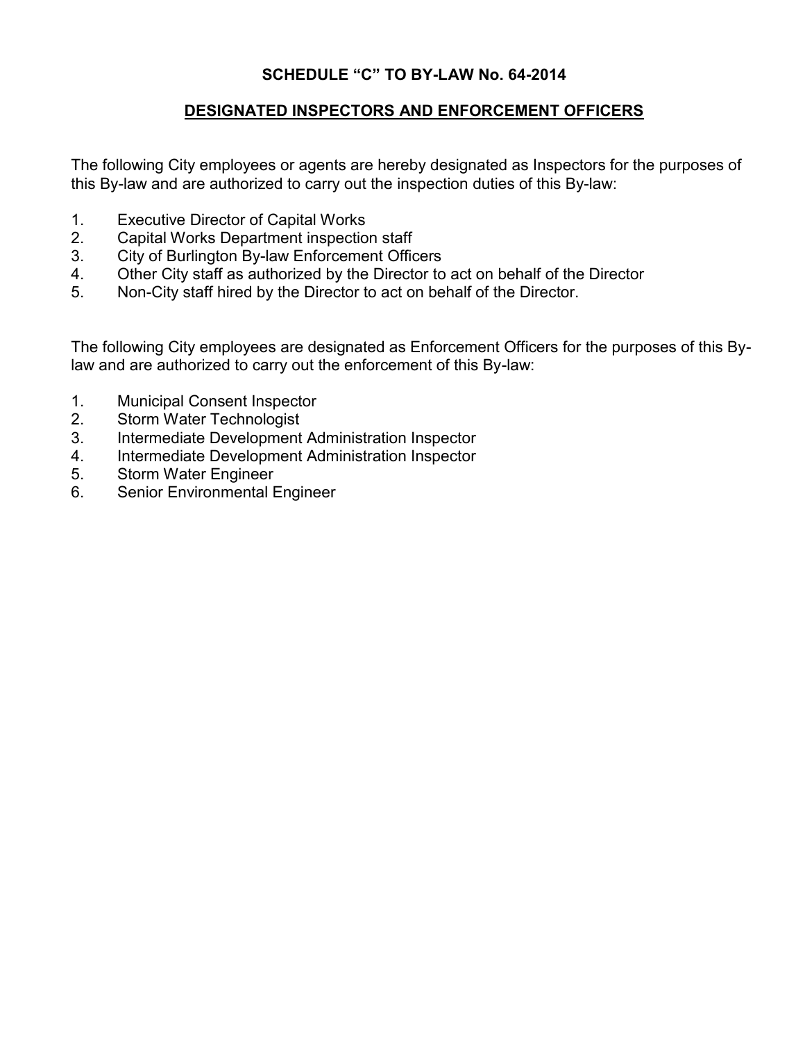**SCHEDULE "C" TO BY-LAW No. 64-2014**

**DESIGNATED INSPECTORS AND ENFORCEMENT OFFICERS**

The following City employees or agents are hereby designated as Inspectors for the purposes of this By-law and are authorized to carry out the inspection duties of this By-law:

1. Executive Director of Capital Works
2. Capital Works Department inspection staff
3. City of Burlington By-law Enforcement Officers
4. Other City staff as authorized by the Director to act on behalf of the Director
5. Non-City staff hired by the Director to act on behalf of the Director.

The following City employees are designated as Enforcement Officers for the purposes of this By-law and are authorized to carry out the enforcement of this By-law:

1. Municipal Consent Inspector
2. Storm Water Technologist
3. Intermediate Development Administration Inspector
4. Intermediate Development Administration Inspector
5. Storm Water Engineer
6. Senior Environmental Engineer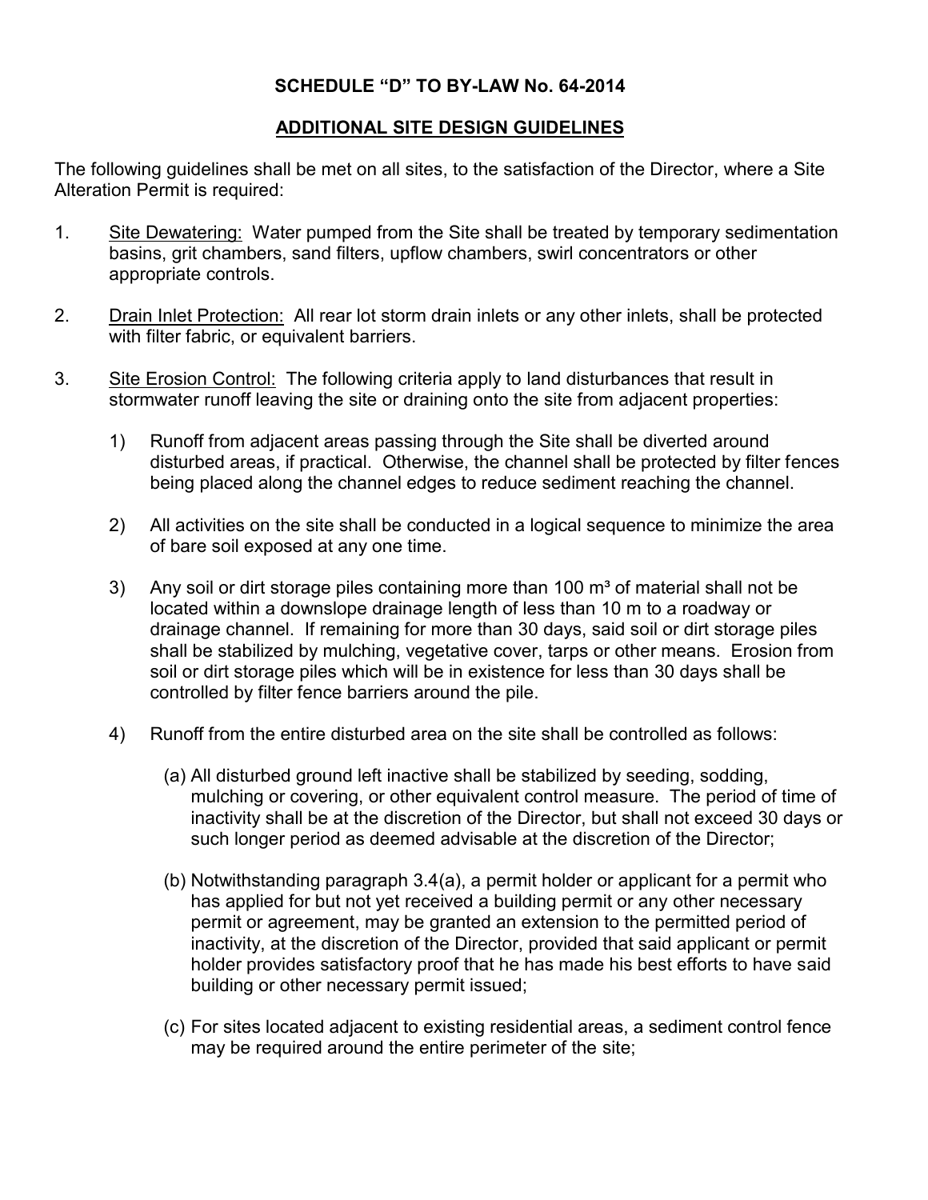**SCHEDULE "D" TO BY-LAW No. 64-2014**

**<u>ADDITIONAL SITE DESIGN GUIDELINES</u>**

The following guidelines shall be met on all sites, to the satisfaction of the Director, where a Site Alteration Permit is required:

1. <u>Site Dewatering:</u> Water pumped from the Site shall be treated by temporary sedimentation basins, grit chambers, sand filters, upflow chambers, swirl concentrators or other appropriate controls.

2. <u>Drain Inlet Protection:</u> All rear lot storm drain inlets or any other inlets, shall be protected with filter fabric, or equivalent barriers.

3. <u>Site Erosion Control:</u> The following criteria apply to land disturbances that result in stormwater runoff leaving the site or draining onto the site from adjacent properties:

   1) Runoff from adjacent areas passing through the Site shall be diverted around disturbed areas, if practical. Otherwise, the channel shall be protected by filter fences being placed along the channel edges to reduce sediment reaching the channel.

   2) All activities on the site shall be conducted in a logical sequence to minimize the area of bare soil exposed at any one time.

   3) Any soil or dirt storage piles containing more than 100 $m^3$ of material shall not be located within a downslope drainage length of less than 10 m to a roadway or drainage channel. If remaining for more than 30 days, said soil or dirt storage piles shall be stabilized by mulching, vegetative cover, tarps or other means. Erosion from soil or dirt storage piles which will be in existence for less than 30 days shall be controlled by filter fence barriers around the pile.

   4) Runoff from the entire disturbed area on the site shall be controlled as follows:

      (a) All disturbed ground left inactive shall be stabilized by seeding, sodding, mulching or covering, or other equivalent control measure. The period of time of inactivity shall be at the discretion of the Director, but shall not exceed 30 days or such longer period as deemed advisable at the discretion of the Director;

      (b) Notwithstanding paragraph 3.4(a), a permit holder or applicant for a permit who has applied for but not yet received a building permit or any other necessary permit or agreement, may be granted an extension to the permitted period of inactivity, at the discretion of the Director, provided that said applicant or permit holder provides satisfactory proof that he has made his best efforts to have said building or other necessary permit issued;

      (c) For sites located adjacent to existing residential areas, a sediment control fence may be required around the entire perimeter of the site;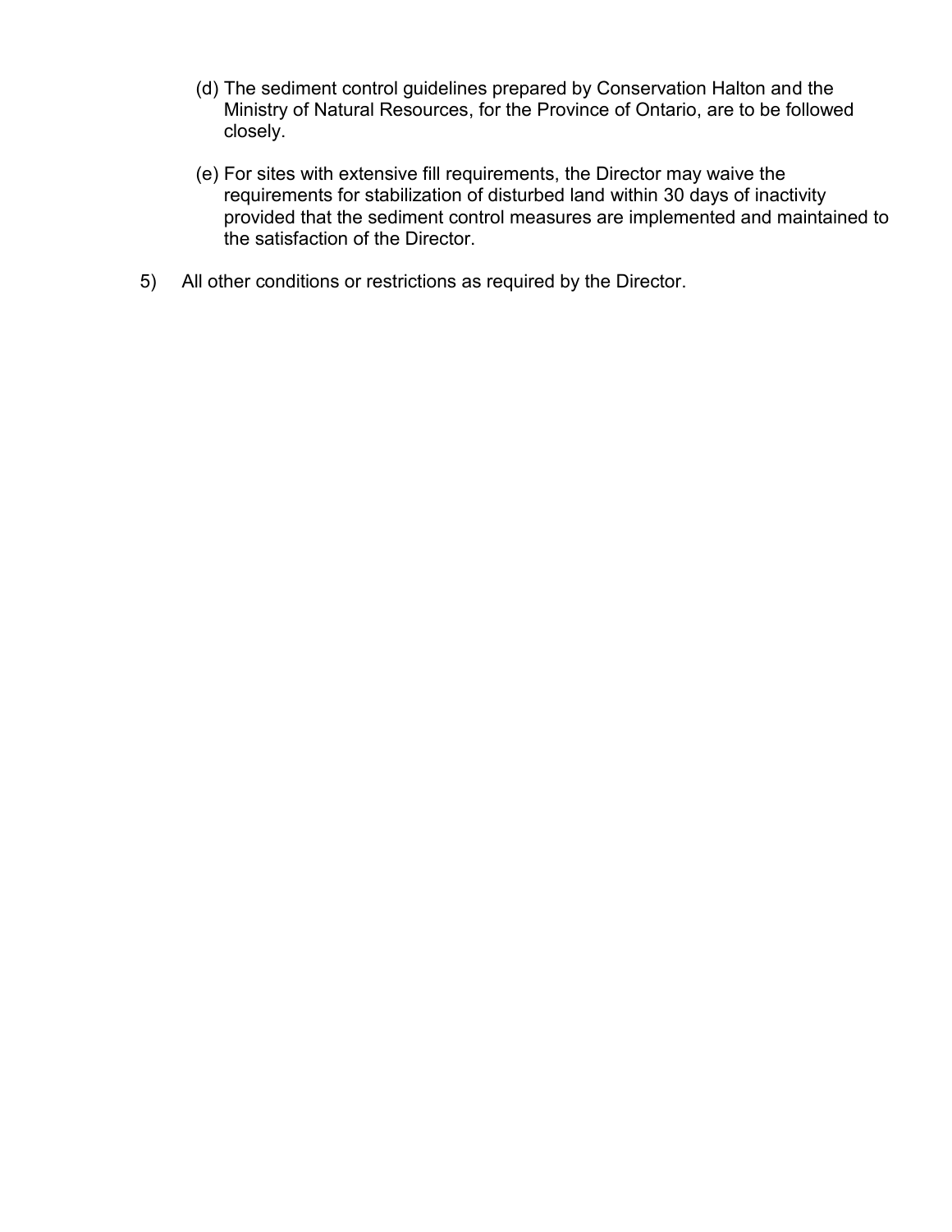(d) The sediment control guidelines prepared by Conservation Halton and the Ministry of Natural Resources, for the Province of Ontario, are to be followed closely.

(e) For sites with extensive fill requirements, the Director may waive the requirements for stabilization of disturbed land within 30 days of inactivity provided that the sediment control measures are implemented and maintained to the satisfaction of the Director.

5) All other conditions or restrictions as required by the Director.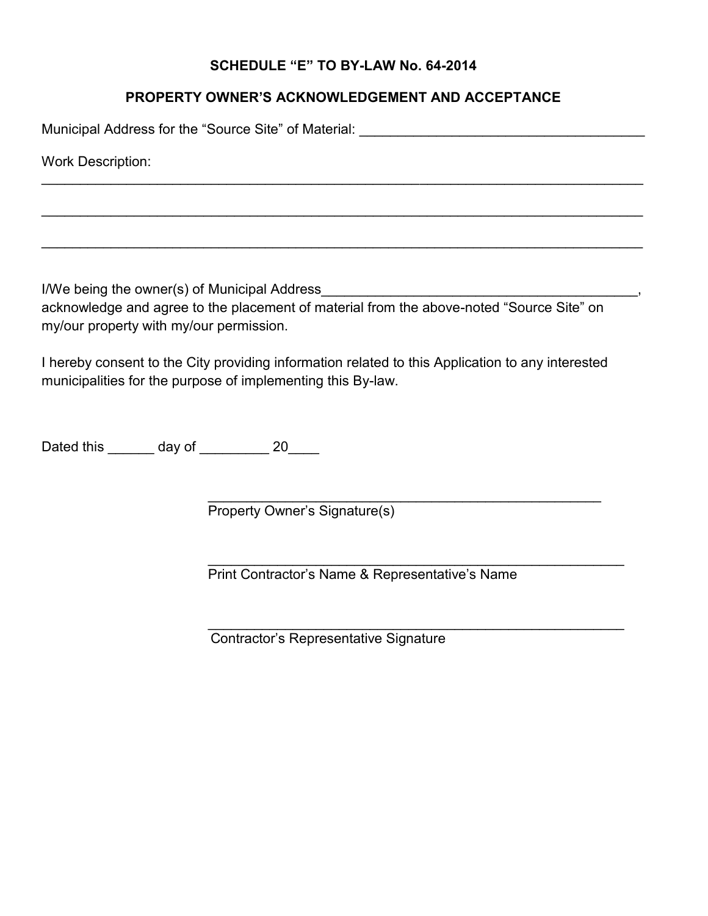**SCHEDULE "E" TO BY-LAW No. 64-2014**

**PROPERTY OWNER'S ACKNOWLEDGEMENT AND ACCEPTANCE**

Municipal Address for the "Source Site" of Material: ______________________________________

Work Description:
________________________________________________________________________________

________________________________________________________________________________

________________________________________________________________________________

I/We being the owner(s) of Municipal Address__________________________________________, acknowledge and agree to the placement of material from the above-noted "Source Site" on my/our property with my/our permission.

I hereby consent to the City providing information related to this Application to any interested municipalities for the purpose of implementing this By-law.

Dated this ______ day of _________ 20____

_____________________________________________________
Property Owner's Signature(s)

_________________________________________________________
Print Contractor's Name & Representative's Name

_________________________________________________________
Contractor's Representative Signature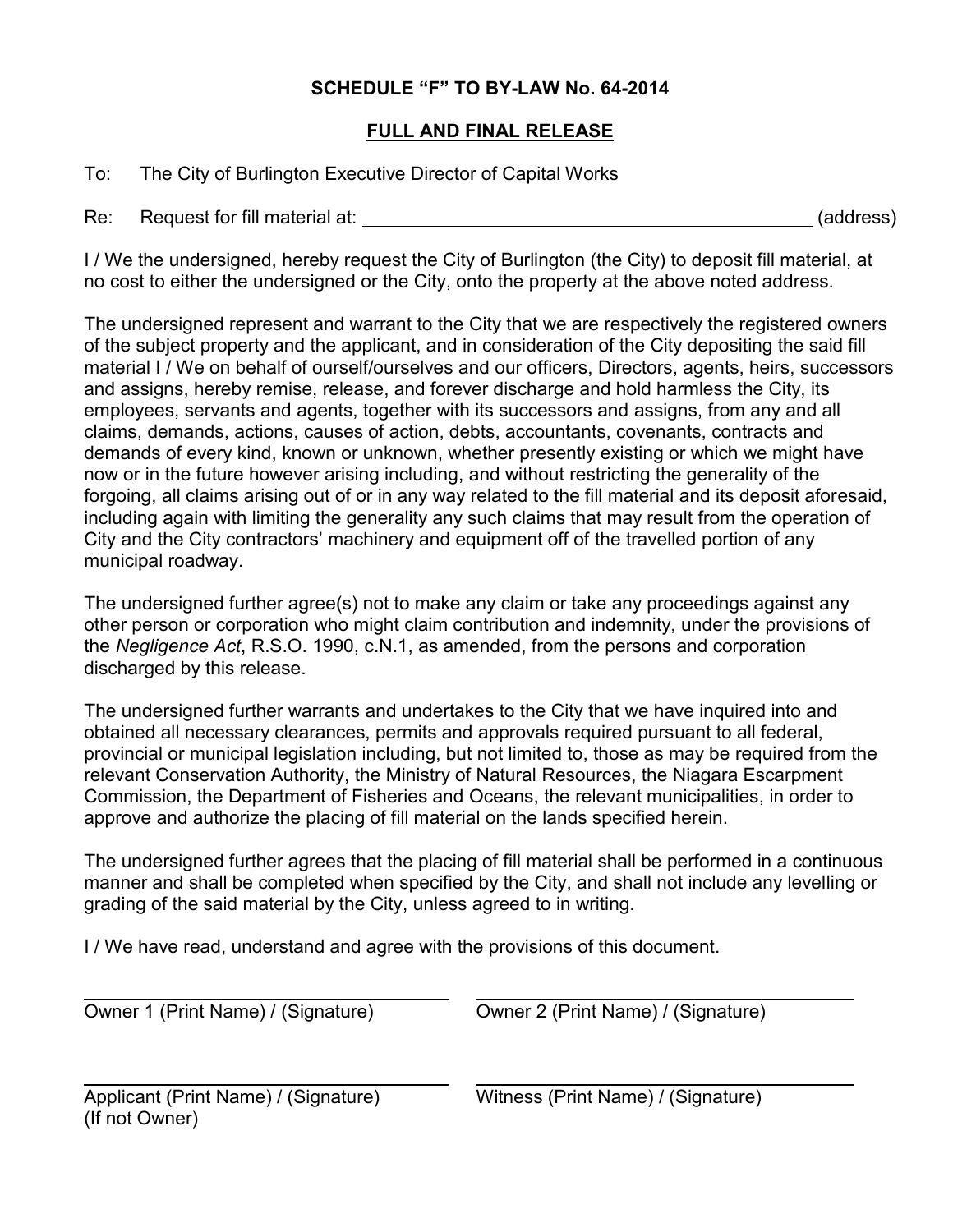**SCHEDULE “F” TO BY-LAW No. 64-2014**

**FULL AND FINAL RELEASE**

To: The City of Burlington Executive Director of Capital Works

Re: Request for fill material at: ______________________________________________ (address)

I / We the undersigned, hereby request the City of Burlington (the City) to deposit fill material, at no cost to either the undersigned or the City, onto the property at the above noted address.

The undersigned represent and warrant to the City that we are respectively the registered owners of the subject property and the applicant, and in consideration of the City depositing the said fill material I / We on behalf of ourself/ourselves and our officers, Directors, agents, heirs, successors and assigns, hereby remise, release, and forever discharge and hold harmless the City, its employees, servants and agents, together with its successors and assigns, from any and all claims, demands, actions, causes of action, debts, accountants, covenants, contracts and demands of every kind, known or unknown, whether presently existing or which we might have now or in the future however arising including, and without restricting the generality of the forgoing, all claims arising out of or in any way related to the fill material and its deposit aforesaid, including again with limiting the generality any such claims that may result from the operation of City and the City contractors’ machinery and equipment off of the travelled portion of any municipal roadway.

The undersigned further agree(s) not to make any claim or take any proceedings against any other person or corporation who might claim contribution and indemnity, under the provisions of the *Negligence Act*, R.S.O. 1990, c.N.1, as amended, from the persons and corporation discharged by this release.

The undersigned further warrants and undertakes to the City that we have inquired into and obtained all necessary clearances, permits and approvals required pursuant to all federal, provincial or municipal legislation including, but not limited to, those as may be required from the relevant Conservation Authority, the Ministry of Natural Resources, the Niagara Escarpment Commission, the Department of Fisheries and Oceans, the relevant municipalities, in order to approve and authorize the placing of fill material on the lands specified herein.

The undersigned further agrees that the placing of fill material shall be performed in a continuous manner and shall be completed when specified by the City, and shall not include any levelling or grading of the said material by the City, unless agreed to in writing.

I / We have read, understand and agree with the provisions of this document.

______________________________
Owner 1 (Print Name) / (Signature)

______________________________
Owner 2 (Print Name) / (Signature)

______________________________
Applicant (Print Name) / (Signature)
(If not Owner)

______________________________
Witness (Print Name) / (Signature)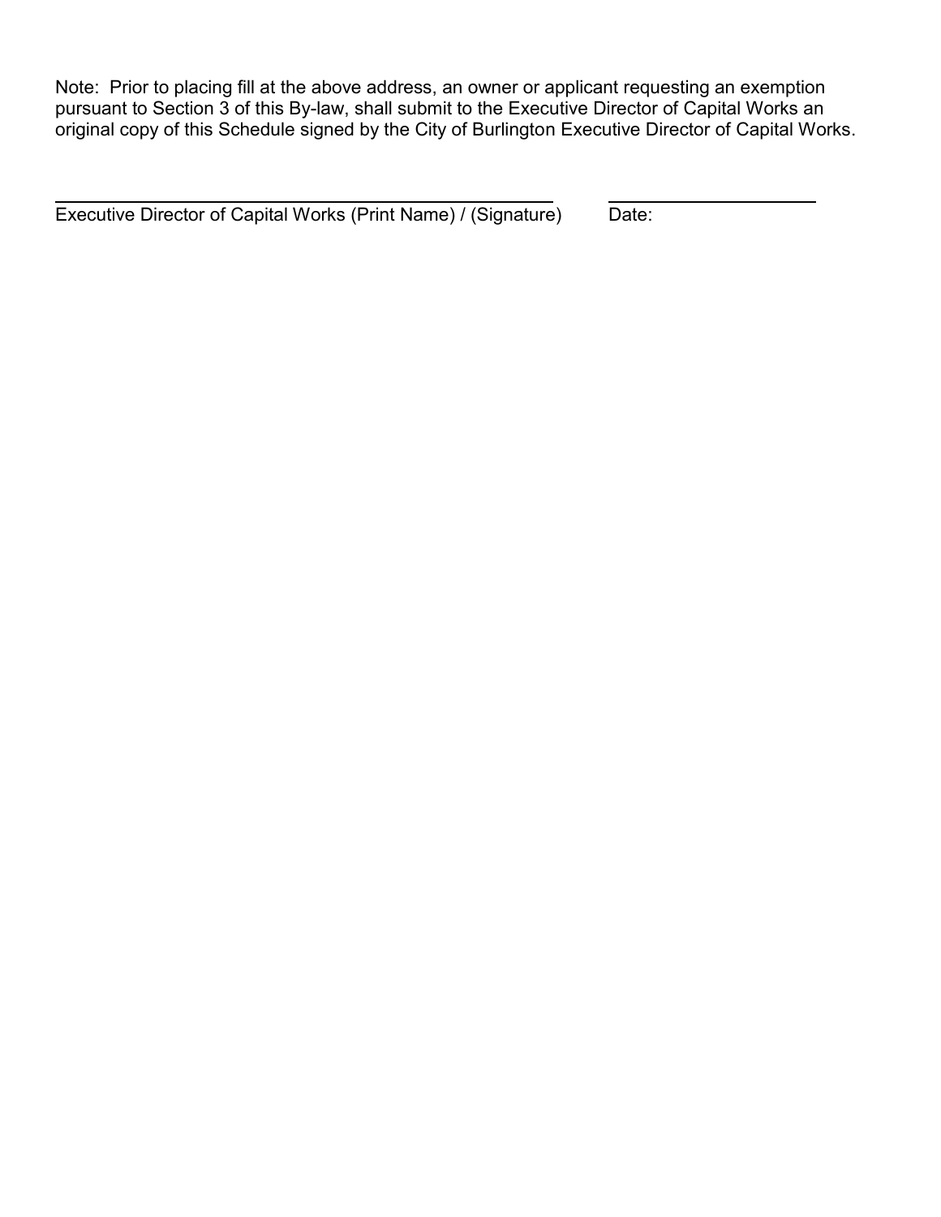Note: Prior to placing fill at the above address, an owner or applicant requesting an exemption pursuant to Section 3 of this By-law, shall submit to the Executive Director of Capital Works an original copy of this Schedule signed by the City of Burlington Executive Director of Capital Works.

\_\_\_\_\_\_\_\_\_\_\_\_\_\_\_\_\_\_\_\_\_\_\_\_\_\_\_\_\_\_\_\_\_\_\_\_\_\_\_\_\_\_\_\_ &nbsp;&nbsp;&nbsp;&nbsp; \_\_\_\_\_\_\_\_\_\_\_\_\_\_\_\_\_\_\_\_

Executive Director of Capital Works (Print Name) / (Signature) &nbsp;&nbsp;&nbsp;&nbsp; Date: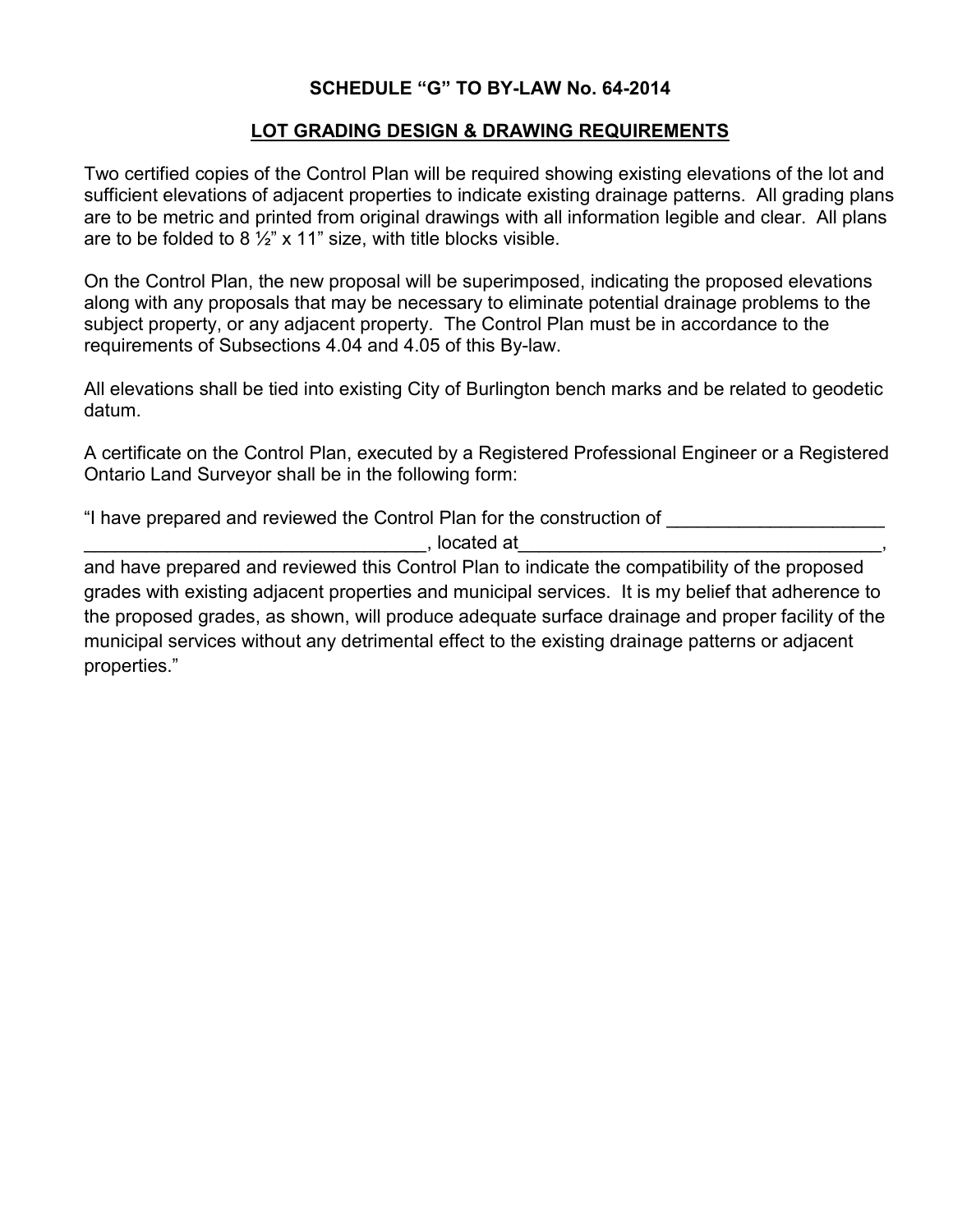**SCHEDULE "G" TO BY-LAW No. 64-2014**

**<u>LOT GRADING DESIGN & DRAWING REQUIREMENTS</u>**

Two certified copies of the Control Plan will be required showing existing elevations of the lot and sufficient elevations of adjacent properties to indicate existing drainage patterns. All grading plans are to be metric and printed from original drawings with all information legible and clear. All plans are to be folded to 8 ½" x 11" size, with title blocks visible.

On the Control Plan, the new proposal will be superimposed, indicating the proposed elevations along with any proposals that may be necessary to eliminate potential drainage problems to the subject property, or any adjacent property. The Control Plan must be in accordance to the requirements of Subsections 4.04 and 4.05 of this By-law.

All elevations shall be tied into existing City of Burlington bench marks and be related to geodetic datum.

A certificate on the Control Plan, executed by a Registered Professional Engineer or a Registered Ontario Land Surveyor shall be in the following form:

"I have prepared and reviewed the Control Plan for the construction of _____________________ _________________________________, located at___________________________________, and have prepared and reviewed this Control Plan to indicate the compatibility of the proposed grades with existing adjacent properties and municipal services. It is my belief that adherence to the proposed grades, as shown, will produce adequate surface drainage and proper facility of the municipal services without any detrimental effect to the existing drainage patterns or adjacent properties."